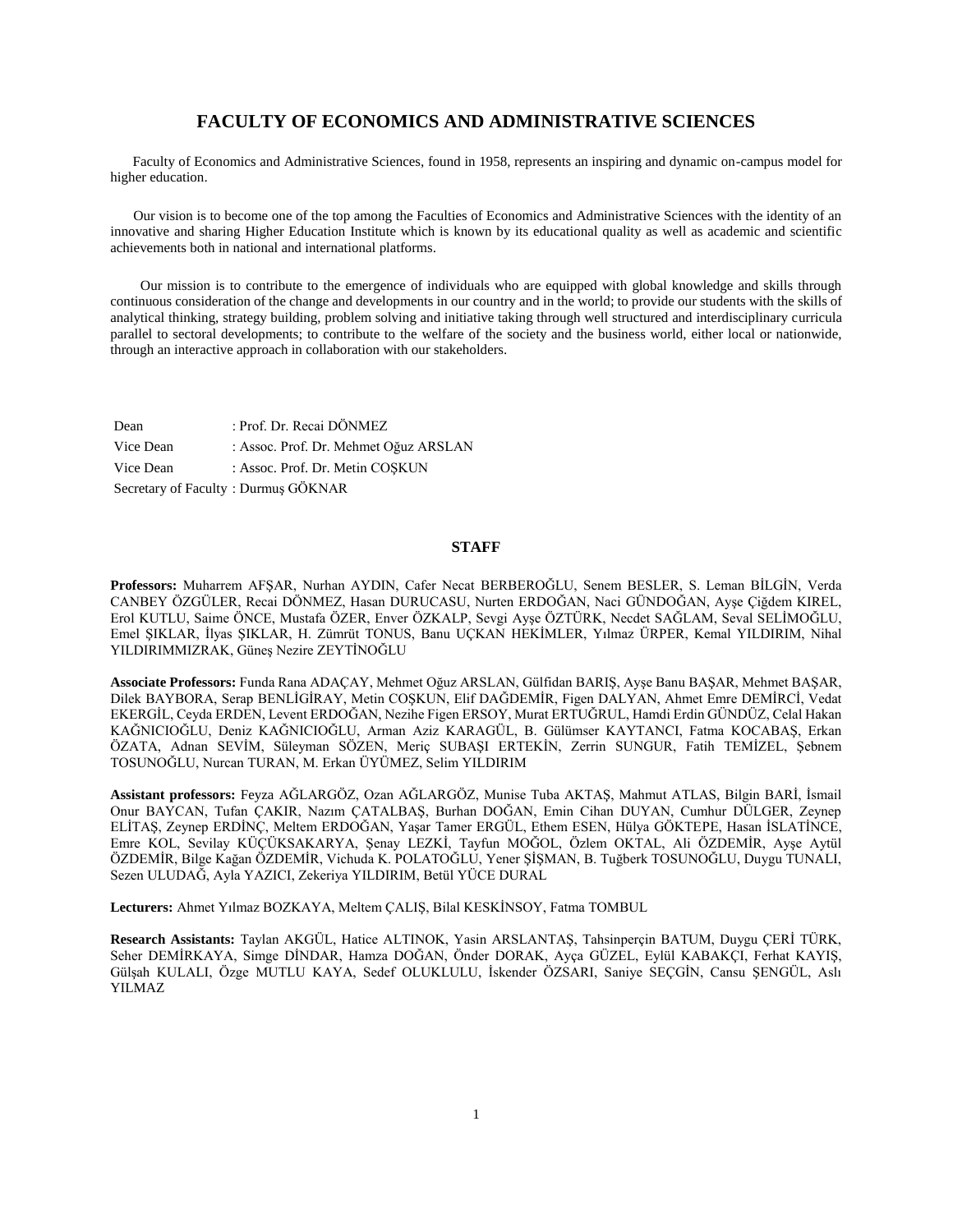# FACULTY OF ECONOMICS AND ADMINISTRATIVE SCIENCES

Faculty of Economics and Administrative Sciences, found in 1958, represents an inspiring and dynamic on-campus model for higher education.

Our vision is to become one of the top among the Faculties of Economics and Administrative Sciences with the identity of an innovative and sharing Higher Education Institute which is known by its educational quality as well as academic and scientific achievements both in national and international platforms.

Our mission is to contribute to the emergence of individuals who are equipped with global knowledge and skills through continuous consideration of the change and developments in our country and in the world; to provide our students with the skills of analytical thinking, strategy building, problem solving and initiative taking through well structured and interdisciplinary curricula parallel to sectoral developments; to contribute to the welfare of the society and the business world, either local or nationwide, through an interactive approach in collaboration with our stakeholders.

Dean : Prof. Dr. Recai DÖNMEZ
Vice Dean : Assoc. Prof. Dr. Mehmet Oğuz ARSLAN
Vice Dean : Assoc. Prof. Dr. Metin COŞKUN
Secretary of Faculty : Durmuş GÖKNAR

## STAFF

**Professors:** Muharrem AFŞAR, Nurhan AYDIN, Cafer Necat BERBEROĞLU, Senem BESLER, S. Leman BİLGİN, Verda CANBEY ÖZGÜLER, Recai DÖNMEZ, Hasan DURUCASU, Nurten ERDOĞAN, Naci GÜNDOĞAN, Ayşe Çiğdem KIREL, Erol KUTLU, Saime ÖNCE, Mustafa ÖZER, Enver ÖZKALP, Sevgi Ayşe ÖZTÜRK, Necdet SAĞLAM, Seval SELİMOĞLU, Emel ŞIKLAR, İlyas ŞIKLAR, H. Zümrüt TONUS, Banu UÇKAN HEKİMLER, Yılmaz ÜRPER, Kemal YILDIRIM, Nihal YILDIRIMMIZRAK, Güneş Nezire ZEYTİNOĞLU

**Associate Professors:** Funda Rana ADAÇAY, Mehmet Oğuz ARSLAN, Gülfidan BARIŞ, Ayşe Banu BAŞAR, Mehmet BAŞAR, Dilek BAYBORA, Serap BENLİGİRAY, Metin COŞKUN, Elif DAĞDEMİR, Figen DALYAN, Ahmet Emre DEMİRCİ, Vedat EKERGİL, Ceyda ERDEN, Levent ERDOĞAN, Nezihe Figen ERSOY, Murat ERTUĞRUL, Hamdi Erdin GÜNDÜZ, Celal Hakan KAĞNICIOĞLU, Deniz KAĞNICIOĞLU, Arman Aziz KARAGÜL, B. Gülümser KAYTANCI, Fatma KOCABAŞ, Erkan ÖZATA, Adnan SEVİM, Süleyman SÖZEN, Meriç SUBAŞI ERTEKİN, Zerrin SUNGUR, Fatih TEMİZEL, Şebnem TOSUNOĞLU, Nurcan TURAN, M. Erkan ÜYÜMEZ, Selim YILDIRIM

**Assistant professors:** Feyza AĞLARGÖZ, Ozan AĞLARGÖZ, Munise Tuba AKTAŞ, Mahmut ATLAS, Bilgin BARİ, İsmail Onur BAYCAN, Tufan ÇAKIR, Nazım ÇATALBAŞ, Burhan DOĞAN, Emin Cihan DUYAN, Cumhur DÜLGER, Zeynep ELİTAŞ, Zeynep ERDİNÇ, Meltem ERDOĞAN, Yaşar Tamer ERGÜL, Ethem ESEN, Hülya GÖKTEPE, Hasan İSLATİNCE, Emre KOL, Sevilay KÜÇÜKSAKARYA, Şenay LEZKİ, Tayfun MOĞOL, Özlem OKTAL, Ali ÖZDEMİR, Ayşe Aytül ÖZDEMİR, Bilge Kağan ÖZDEMİR, Vichuda K. POLATOĞLU, Yener ŞİŞMAN, B. Tuğberk TOSUNOĞLU, Duygu TUNALI, Sezen ULUDAĞ, Ayla YAZICI, Zekeriya YILDIRIM, Betül YÜCE DURAL

**Lecturers:** Ahmet Yılmaz BOZKAYA, Meltem ÇALIŞ, Bilal KESKİNSOY, Fatma TOMBUL

**Research Assistants:** Taylan AKGÜL, Hatice ALTINOK, Yasin ARSLANTAŞ, Tahsinperçin BATUM, Duygu ÇERİ TÜRK, Seher DEMİRKAYA, Simge DİNDAR, Hamza DOĞAN, Önder DORAK, Ayça GÜZEL, Eylül KABAKÇI, Ferhat KAYIŞ, Gülşah KULALI, Özge MUTLU KAYA, Sedef OLUKLULU, İskender ÖZSARI, Saniye SEÇGİN, Cansu ŞENGÜL, Aslı YILMAZ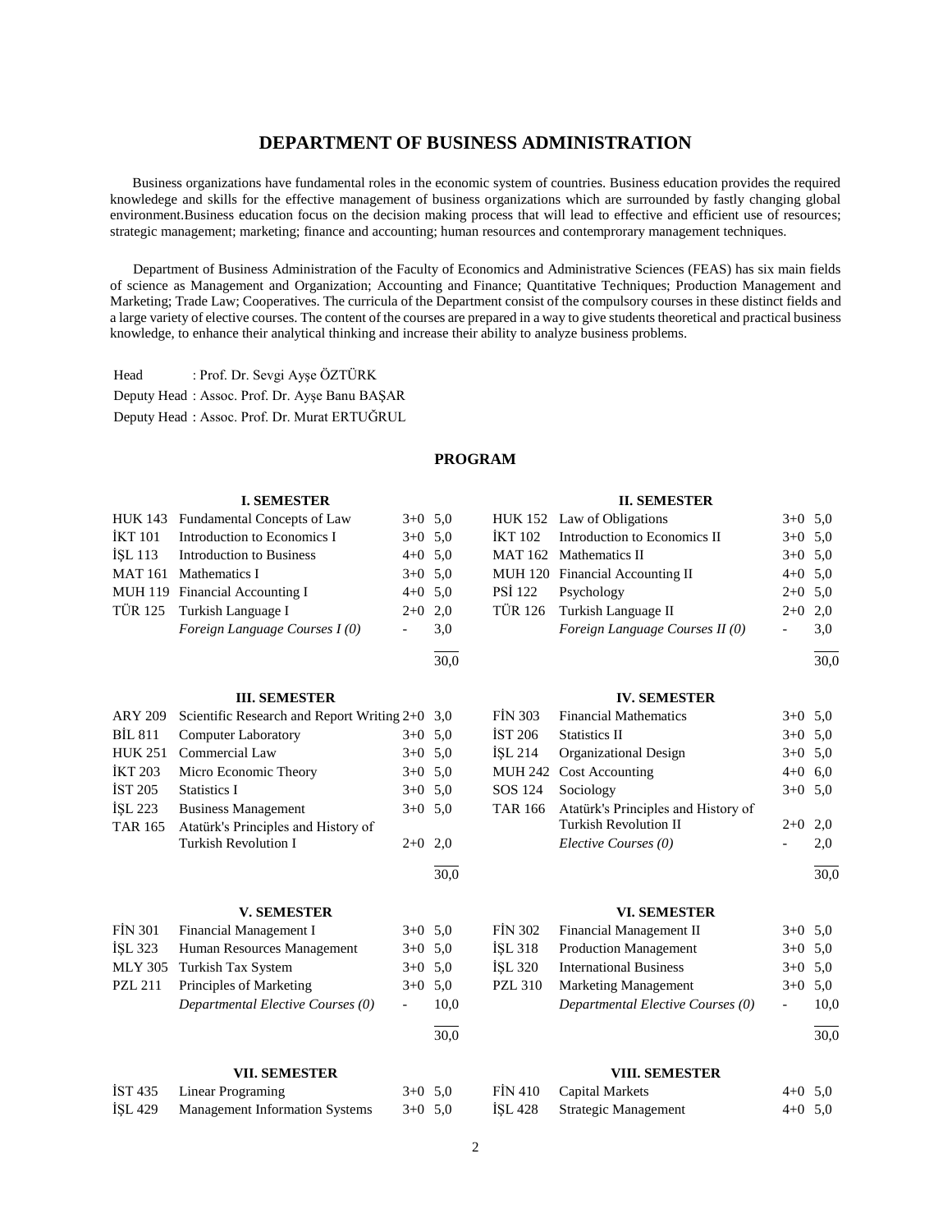# DEPARTMENT OF BUSINESS ADMINISTRATION

Business organizations have fundamental roles in the economic system of countries. Business education provides the required knowledege and skills for the effective management of business organizations which are surrounded by fastly changing global environment.Business education focus on the decision making process that will lead to effective and efficient use of resources; strategic management; marketing; finance and accounting; human resources and contemprorary management techniques.

Department of Business Administration of the Faculty of Economics and Administrative Sciences (FEAS) has six main fields of science as Management and Organization; Accounting and Finance; Quantitative Techniques; Production Management and Marketing; Trade Law; Cooperatives. The curricula of the Department consist of the compulsory courses in these distinct fields and a large variety of elective courses. The content of the courses are prepared in a way to give students theoretical and practical business knowledge, to enhance their analytical thinking and increase their ability to analyze business problems.

Head : Prof. Dr. Sevgi Ayşe ÖZTÜRK
Deputy Head : Assoc. Prof. Dr. Ayşe Banu BAŞAR
Deputy Head : Assoc. Prof. Dr. Murat ERTUĞRUL

## PROGRAM

### I. SEMESTER

| Code | Course | Hours | Credits |
|---|---|---|---|
| HUK 143 | Fundamental Concepts of Law | 3+0 | 5,0 |
| İKT 101 | Introduction to Economics I | 3+0 | 5,0 |
| İŞL 113 | Introduction to Business | 4+0 | 5,0 |
| MAT 161 | Mathematics I | 3+0 | 5,0 |
| MUH 119 | Financial Accounting I | 4+0 | 5,0 |
| TÜR 125 | Turkish Language I | 2+0 | 2,0 |
| | *Foreign Language Courses I (0)* | - | 3,0 |
| | | | 30,0 |

### II. SEMESTER

| Code | Course | Hours | Credits |
|---|---|---|---|
| HUK 152 | Law of Obligations | 3+0 | 5,0 |
| İKT 102 | Introduction to Economics II | 3+0 | 5,0 |
| MAT 162 | Mathematics II | 3+0 | 5,0 |
| MUH 120 | Financial Accounting II | 4+0 | 5,0 |
| PSİ 122 | Psychology | 2+0 | 5,0 |
| TÜR 126 | Turkish Language II | 2+0 | 2,0 |
| | *Foreign Language Courses II (0)* | - | 3,0 |
| | | | 30,0 |

### III. SEMESTER

| Code | Course | Hours | Credits |
|---|---|---|---|
| ARY 209 | Scientific Research and Report Writing | 2+0 | 3,0 |
| BİL 811 | Computer Laboratory | 3+0 | 5,0 |
| HUK 251 | Commercial Law | 3+0 | 5,0 |
| İKT 203 | Micro Economic Theory | 3+0 | 5,0 |
| İST 205 | Statistics I | 3+0 | 5,0 |
| İŞL 223 | Business Management | 3+0 | 5,0 |
| TAR 165 | Atatürk's Principles and History of Turkish Revolution I | 2+0 | 2,0 |
| | | | 30,0 |

### IV. SEMESTER

| Code | Course | Hours | Credits |
|---|---|---|---|
| FİN 303 | Financial Mathematics | 3+0 | 5,0 |
| İST 206 | Statistics II | 3+0 | 5,0 |
| İŞL 214 | Organizational Design | 3+0 | 5,0 |
| MUH 242 | Cost Accounting | 4+0 | 6,0 |
| SOS 124 | Sociology | 3+0 | 5,0 |
| TAR 166 | Atatürk's Principles and History of Turkish Revolution II | 2+0 | 2,0 |
| | *Elective Courses (0)* | - | 2,0 |
| | | | 30,0 |

### V. SEMESTER

| Code | Course | Hours | Credits |
|---|---|---|---|
| FİN 301 | Financial Management I | 3+0 | 5,0 |
| İŞL 323 | Human Resources Management | 3+0 | 5,0 |
| MLY 305 | Turkish Tax System | 3+0 | 5,0 |
| PZL 211 | Principles of Marketing | 3+0 | 5,0 |
| | *Departmental Elective Courses (0)* | - | 10,0 |
| | | | 30,0 |

### VI. SEMESTER

| Code | Course | Hours | Credits |
|---|---|---|---|
| FİN 302 | Financial Management II | 3+0 | 5,0 |
| İŞL 318 | Production Management | 3+0 | 5,0 |
| İŞL 320 | International Business | 3+0 | 5,0 |
| PZL 310 | Marketing Management | 3+0 | 5,0 |
| | *Departmental Elective Courses (0)* | - | 10,0 |
| | | | 30,0 |

### VII. SEMESTER

| Code | Course | Hours | Credits |
|---|---|---|---|
| İST 435 | Linear Programing | 3+0 | 5,0 |
| İŞL 429 | Management Information Systems | 3+0 | 5,0 |

### VIII. SEMESTER

| Code | Course | Hours | Credits |
|---|---|---|---|
| FİN 410 | Capital Markets | 4+0 | 5,0 |
| İŞL 428 | Strategic Management | 4+0 | 5,0 |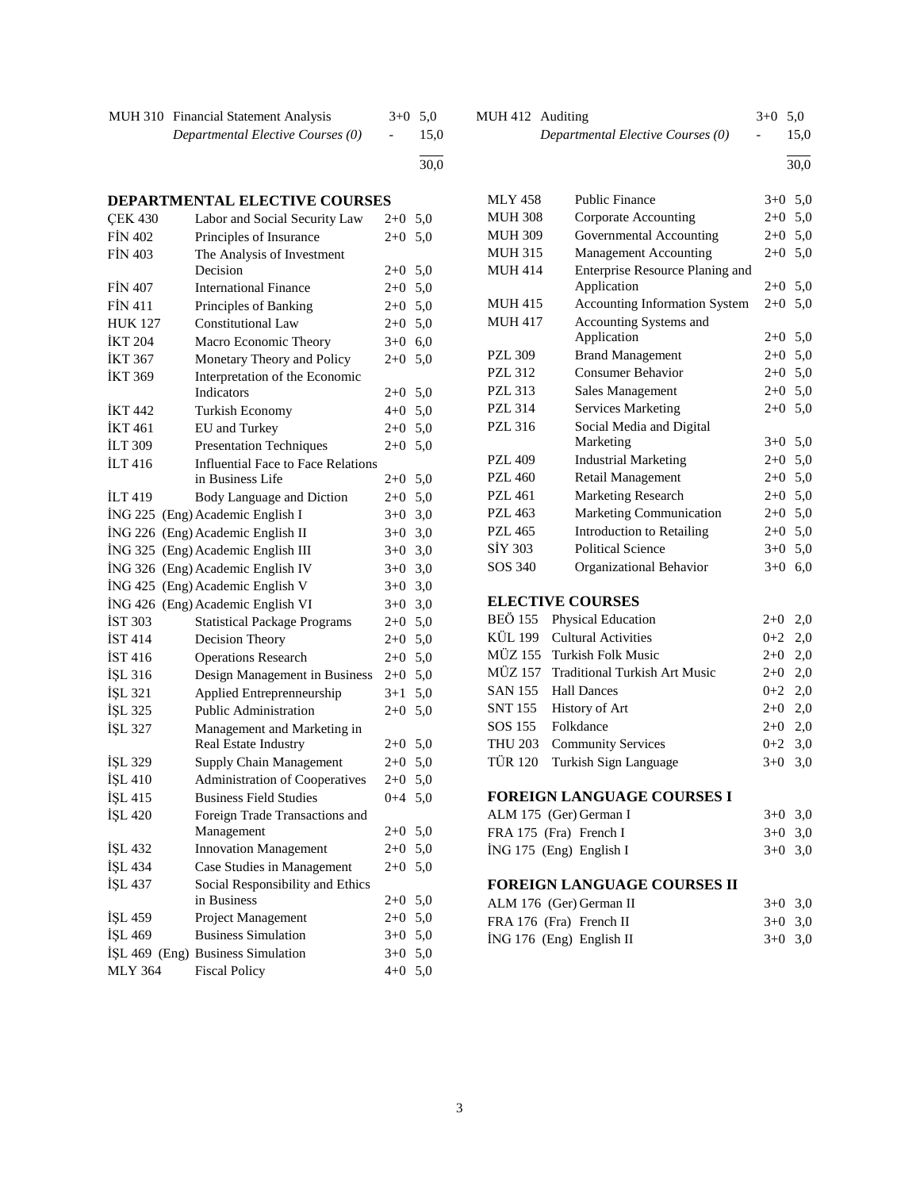| | | | |
|---|---|---|---|
| MUH 310 | Financial Statement Analysis | 3+0 | 5,0 |
| | *Departmental Elective Courses (0)* | - | 15,0 |
| | | | 30,0 |

| | | | |
|---|---|---|---|
| MUH 412 | Auditing | 3+0 | 5,0 |
| | *Departmental Elective Courses (0)* | - | 15,0 |
| | | | 30,0 |

## DEPARTMENTAL ELECTIVE COURSES

| | | | |
|---|---|---|---|
| ÇEK 430 | Labor and Social Security Law | 2+0 | 5,0 |
| FİN 402 | Principles of Insurance | 2+0 | 5,0 |
| FİN 403 | The Analysis of Investment Decision | 2+0 | 5,0 |
| FİN 407 | International Finance | 2+0 | 5,0 |
| FİN 411 | Principles of Banking | 2+0 | 5,0 |
| HUK 127 | Constitutional Law | 2+0 | 5,0 |
| İKT 204 | Macro Economic Theory | 3+0 | 6,0 |
| İKT 367 | Monetary Theory and Policy | 2+0 | 5,0 |
| İKT 369 | Interpretation of the Economic Indicators | 2+0 | 5,0 |
| İKT 442 | Turkish Economy | 4+0 | 5,0 |
| İKT 461 | EU and Turkey | 2+0 | 5,0 |
| İLT 309 | Presentation Techniques | 2+0 | 5,0 |
| İLT 416 | Influential Face to Face Relations in Business Life | 2+0 | 5,0 |
| İLT 419 | Body Language and Diction | 2+0 | 5,0 |
| İNG 225 (Eng) | Academic English I | 3+0 | 3,0 |
| İNG 226 (Eng) | Academic English II | 3+0 | 3,0 |
| İNG 325 (Eng) | Academic English III | 3+0 | 3,0 |
| İNG 326 (Eng) | Academic English IV | 3+0 | 3,0 |
| İNG 425 (Eng) | Academic English V | 3+0 | 3,0 |
| İNG 426 (Eng) | Academic English VI | 3+0 | 3,0 |
| İST 303 | Statistical Package Programs | 2+0 | 5,0 |
| İST 414 | Decision Theory | 2+0 | 5,0 |
| İST 416 | Operations Research | 2+0 | 5,0 |
| İŞL 316 | Design Management in Business | 2+0 | 5,0 |
| İŞL 321 | Applied Entreprenneurship | 3+1 | 5,0 |
| İŞL 325 | Public Administration | 2+0 | 5,0 |
| İŞL 327 | Management and Marketing in Real Estate Industry | 2+0 | 5,0 |
| İŞL 329 | Supply Chain Management | 2+0 | 5,0 |
| İŞL 410 | Administration of Cooperatives | 2+0 | 5,0 |
| İŞL 415 | Business Field Studies | 0+4 | 5,0 |
| İŞL 420 | Foreign Trade Transactions and Management | 2+0 | 5,0 |
| İŞL 432 | Innovation Management | 2+0 | 5,0 |
| İŞL 434 | Case Studies in Management | 2+0 | 5,0 |
| İŞL 437 | Social Responsibility and Ethics in Business | 2+0 | 5,0 |
| İŞL 459 | Project Management | 2+0 | 5,0 |
| İŞL 469 | Business Simulation | 3+0 | 5,0 |
| İŞL 469 (Eng) | Business Simulation | 3+0 | 5,0 |
| MLY 364 | Fiscal Policy | 4+0 | 5,0 |
| MLY 458 | Public Finance | 3+0 | 5,0 |
| MUH 308 | Corporate Accounting | 2+0 | 5,0 |
| MUH 309 | Governmental Accounting | 2+0 | 5,0 |
| MUH 315 | Management Accounting | 2+0 | 5,0 |
| MUH 414 | Enterprise Resource Planing and Application | 2+0 | 5,0 |
| MUH 415 | Accounting Information System | 2+0 | 5,0 |
| MUH 417 | Accounting Systems and Application | 2+0 | 5,0 |
| PZL 309 | Brand Management | 2+0 | 5,0 |
| PZL 312 | Consumer Behavior | 2+0 | 5,0 |
| PZL 313 | Sales Management | 2+0 | 5,0 |
| PZL 314 | Services Marketing | 2+0 | 5,0 |
| PZL 316 | Social Media and Digital Marketing | 3+0 | 5,0 |
| PZL 409 | Industrial Marketing | 2+0 | 5,0 |
| PZL 460 | Retail Management | 2+0 | 5,0 |
| PZL 461 | Marketing Research | 2+0 | 5,0 |
| PZL 463 | Marketing Communication | 2+0 | 5,0 |
| PZL 465 | Introduction to Retailing | 2+0 | 5,0 |
| SİY 303 | Political Science | 3+0 | 5,0 |
| SOS 340 | Organizational Behavior | 3+0 | 6,0 |

## ELECTIVE COURSES

| | | | |
|---|---|---|---|
| BEÖ 155 | Physical Education | 2+0 | 2,0 |
| KÜL 199 | Cultural Activities | 0+2 | 2,0 |
| MÜZ 155 | Turkish Folk Music | 2+0 | 2,0 |
| MÜZ 157 | Traditional Turkish Art Music | 2+0 | 2,0 |
| SAN 155 | Hall Dances | 0+2 | 2,0 |
| SNT 155 | History of Art | 2+0 | 2,0 |
| SOS 155 | Folkdance | 2+0 | 2,0 |
| THU 203 | Community Services | 0+2 | 3,0 |
| TÜR 120 | Turkish Sign Language | 3+0 | 3,0 |

## FOREIGN LANGUAGE COURSES I

| | | | |
|---|---|---|---|
| ALM 175 (Ger) | German I | 3+0 | 3,0 |
| FRA 175 (Fra) | French I | 3+0 | 3,0 |
| İNG 175 (Eng) | English I | 3+0 | 3,0 |

## FOREIGN LANGUAGE COURSES II

| | | | |
|---|---|---|---|
| ALM 176 (Ger) | German II | 3+0 | 3,0 |
| FRA 176 (Fra) | French II | 3+0 | 3,0 |
| İNG 176 (Eng) | English II | 3+0 | 3,0 |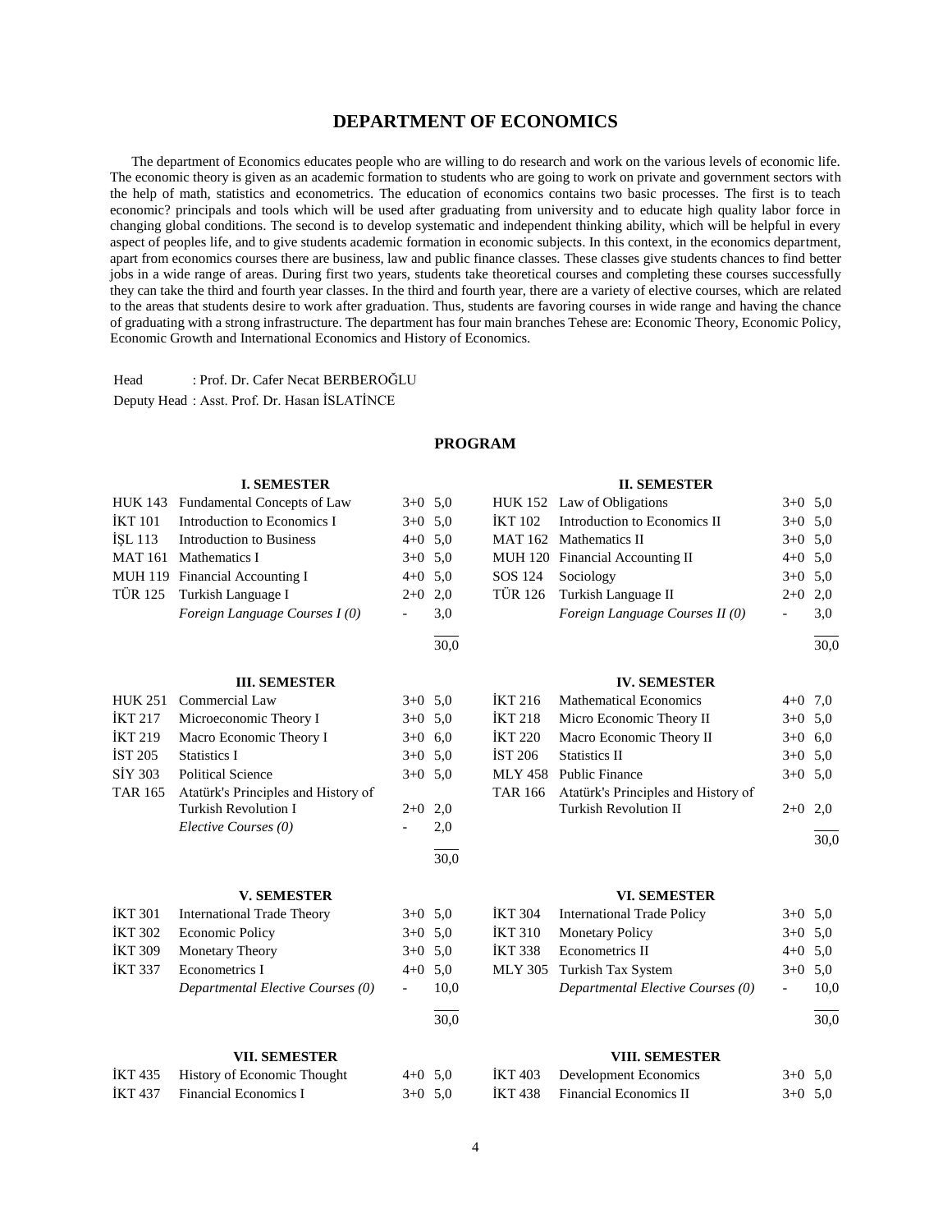# DEPARTMENT OF ECONOMICS

The department of Economics educates people who are willing to do research and work on the various levels of economic life. The economic theory is given as an academic formation to students who are going to work on private and government sectors with the help of math, statistics and econometrics. The education of economics contains two basic processes. The first is to teach economic? principals and tools which will be used after graduating from university and to educate high quality labor force in changing global conditions. The second is to develop systematic and independent thinking ability, which will be helpful in every aspect of peoples life, and to give students academic formation in economic subjects. In this context, in the economics department, apart from economics courses there are business, law and public finance classes. These classes give students chances to find better jobs in a wide range of areas. During first two years, students take theoretical courses and completing these courses successfully they can take the third and fourth year classes. In the third and fourth year, there are a variety of elective courses, which are related to the areas that students desire to work after graduation. Thus, students are favoring courses in wide range and having the chance of graduating with a strong infrastructure. The department has four main branches Tehese are: Economic Theory, Economic Policy, Economic Growth and International Economics and History of Economics.

Head : Prof. Dr. Cafer Necat BERBEROĞLU

Deputy Head : Asst. Prof. Dr. Hasan İSLATİNCE

## PROGRAM

### I. SEMESTER

| | | | |
|---|---|---|---|
| HUK 143 | Fundamental Concepts of Law | 3+0 | 5,0 |
| İKT 101 | Introduction to Economics I | 3+0 | 5,0 |
| İŞL 113 | Introduction to Business | 4+0 | 5,0 |
| MAT 161 | Mathematics I | 3+0 | 5,0 |
| MUH 119 | Financial Accounting I | 4+0 | 5,0 |
| TÜR 125 | Turkish Language I | 2+0 | 2,0 |
| | *Foreign Language Courses I (0)* | - | 3,0 |
| | | | 30,0 |

### II. SEMESTER

| | | | |
|---|---|---|---|
| HUK 152 | Law of Obligations | 3+0 | 5,0 |
| İKT 102 | Introduction to Economics II | 3+0 | 5,0 |
| MAT 162 | Mathematics II | 3+0 | 5,0 |
| MUH 120 | Financial Accounting II | 4+0 | 5,0 |
| SOS 124 | Sociology | 3+0 | 5,0 |
| TÜR 126 | Turkish Language II | 2+0 | 2,0 |
| | *Foreign Language Courses II (0)* | - | 3,0 |
| | | | 30,0 |

### III. SEMESTER

| | | | |
|---|---|---|---|
| HUK 251 | Commercial Law | 3+0 | 5,0 |
| İKT 217 | Microeconomic Theory I | 3+0 | 5,0 |
| İKT 219 | Macro Economic Theory I | 3+0 | 6,0 |
| İST 205 | Statistics I | 3+0 | 5,0 |
| SİY 303 | Political Science | 3+0 | 5,0 |
| TAR 165 | Atatürk's Principles and History of Turkish Revolution I | 2+0 | 2,0 |
| | *Elective Courses (0)* | - | 2,0 |
| | | | 30,0 |

### IV. SEMESTER

| | | | |
|---|---|---|---|
| İKT 216 | Mathematical Economics | 4+0 | 7,0 |
| İKT 218 | Micro Economic Theory II | 3+0 | 5,0 |
| İKT 220 | Macro Economic Theory II | 3+0 | 6,0 |
| İST 206 | Statistics II | 3+0 | 5,0 |
| MLY 458 | Public Finance | 3+0 | 5,0 |
| TAR 166 | Atatürk's Principles and History of Turkish Revolution II | 2+0 | 2,0 |
| | | | 30,0 |

### V. SEMESTER

| | | | |
|---|---|---|---|
| İKT 301 | International Trade Theory | 3+0 | 5,0 |
| İKT 302 | Economic Policy | 3+0 | 5,0 |
| İKT 309 | Monetary Theory | 3+0 | 5,0 |
| İKT 337 | Econometrics I | 4+0 | 5,0 |
| | *Departmental Elective Courses (0)* | - | 10,0 |
| | | | 30,0 |

### VI. SEMESTER

| | | | |
|---|---|---|---|
| İKT 304 | International Trade Policy | 3+0 | 5,0 |
| İKT 310 | Monetary Policy | 3+0 | 5,0 |
| İKT 338 | Econometrics II | 4+0 | 5,0 |
| MLY 305 | Turkish Tax System | 3+0 | 5,0 |
| | *Departmental Elective Courses (0)* | - | 10,0 |
| | | | 30,0 |

### VII. SEMESTER

| | | | |
|---|---|---|---|
| İKT 435 | History of Economic Thought | 4+0 | 5,0 |
| İKT 437 | Financial Economics I | 3+0 | 5,0 |

### VIII. SEMESTER

| | | | |
|---|---|---|---|
| İKT 403 | Development Economics | 3+0 | 5,0 |
| İKT 438 | Financial Economics II | 3+0 | 5,0 |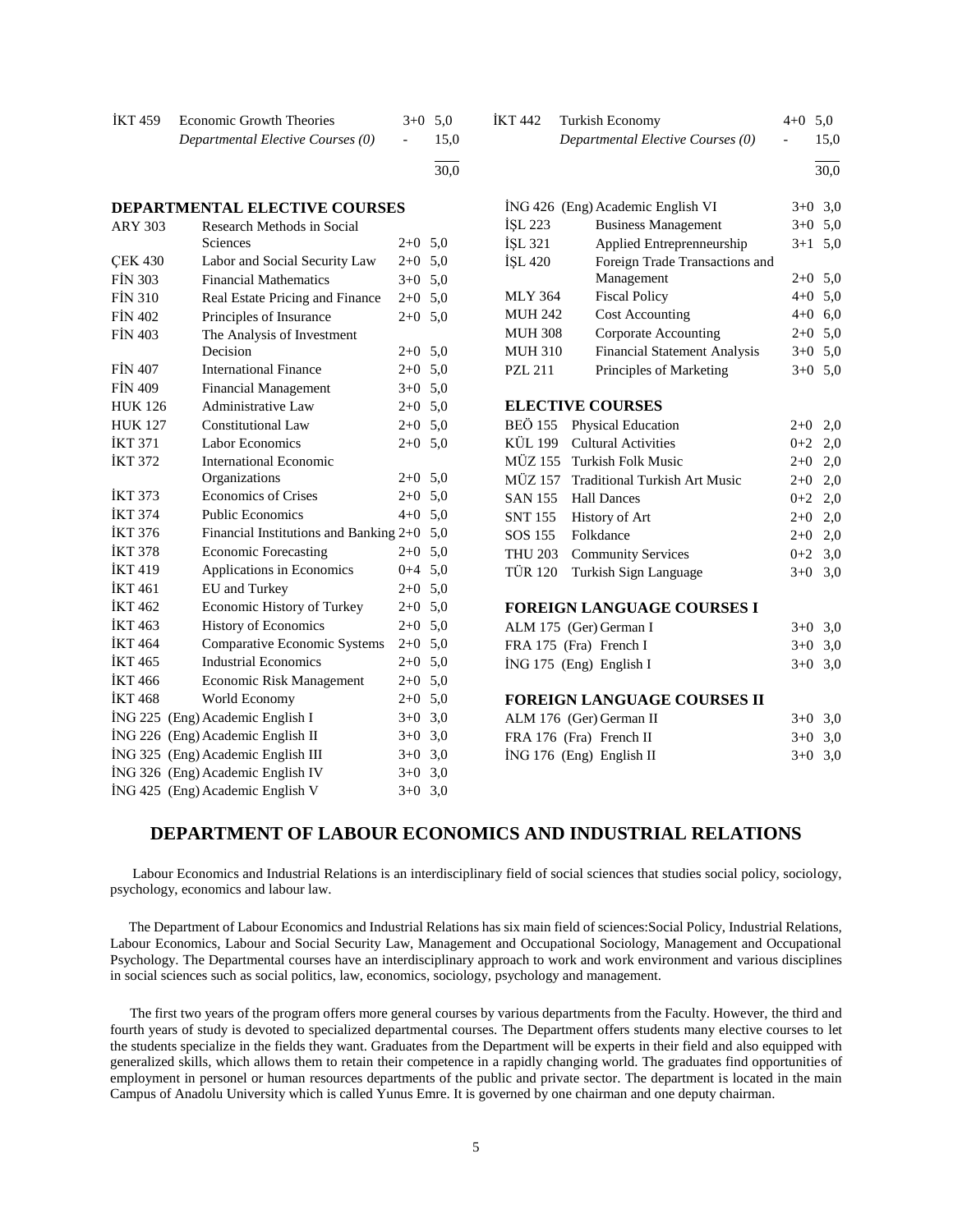| | | | |
|---|---|---|---|
| İKT 459 | Economic Growth Theories | 3+0 | 5,0 |
| | *Departmental Elective Courses (0)* | - | 15,0 |
| | | | 30,0 |

| | | | |
|---|---|---|---|
| İKT 442 | Turkish Economy | 4+0 | 5,0 |
| | *Departmental Elective Courses (0)* | - | 15,0 |
| | | | 30,0 |

**DEPARTMENTAL ELECTIVE COURSES**

| | | | |
|---|---|---|---|
| ARY 303 | Research Methods in Social Sciences | 2+0 | 5,0 |
| ÇEK 430 | Labor and Social Security Law | 2+0 | 5,0 |
| FİN 303 | Financial Mathematics | 3+0 | 5,0 |
| FİN 310 | Real Estate Pricing and Finance | 2+0 | 5,0 |
| FİN 402 | Principles of Insurance | 2+0 | 5,0 |
| FİN 403 | The Analysis of Investment Decision | 2+0 | 5,0 |
| FİN 407 | International Finance | 2+0 | 5,0 |
| FİN 409 | Financial Management | 3+0 | 5,0 |
| HUK 126 | Administrative Law | 2+0 | 5,0 |
| HUK 127 | Constitutional Law | 2+0 | 5,0 |
| İKT 371 | Labor Economics | 2+0 | 5,0 |
| İKT 372 | International Economic Organizations | 2+0 | 5,0 |
| İKT 373 | Economics of Crises | 2+0 | 5,0 |
| İKT 374 | Public Economics | 4+0 | 5,0 |
| İKT 376 | Financial Institutions and Banking | 2+0 | 5,0 |
| İKT 378 | Economic Forecasting | 2+0 | 5,0 |
| İKT 419 | Applications in Economics | 0+4 | 5,0 |
| İKT 461 | EU and Turkey | 2+0 | 5,0 |
| İKT 462 | Economic History of Turkey | 2+0 | 5,0 |
| İKT 463 | History of Economics | 2+0 | 5,0 |
| İKT 464 | Comparative Economic Systems | 2+0 | 5,0 |
| İKT 465 | Industrial Economics | 2+0 | 5,0 |
| İKT 466 | Economic Risk Management | 2+0 | 5,0 |
| İKT 468 | World Economy | 2+0 | 5,0 |
| İNG 225 | (Eng) Academic English I | 3+0 | 3,0 |
| İNG 226 | (Eng) Academic English II | 3+0 | 3,0 |
| İNG 325 | (Eng) Academic English III | 3+0 | 3,0 |
| İNG 326 | (Eng) Academic English IV | 3+0 | 3,0 |
| İNG 425 | (Eng) Academic English V | 3+0 | 3,0 |
| İNG 426 | (Eng) Academic English VI | 3+0 | 3,0 |
| İŞL 223 | Business Management | 3+0 | 5,0 |
| İŞL 321 | Applied Entreprenneurship | 3+1 | 5,0 |
| İŞL 420 | Foreign Trade Transactions and Management | 2+0 | 5,0 |
| MLY 364 | Fiscal Policy | 4+0 | 5,0 |
| MUH 242 | Cost Accounting | 4+0 | 6,0 |
| MUH 308 | Corporate Accounting | 2+0 | 5,0 |
| MUH 310 | Financial Statement Analysis | 3+0 | 5,0 |
| PZL 211 | Principles of Marketing | 3+0 | 5,0 |

**ELECTIVE COURSES**

| | | | |
|---|---|---|---|
| BEÖ 155 | Physical Education | 2+0 | 2,0 |
| KÜL 199 | Cultural Activities | 0+2 | 2,0 |
| MÜZ 155 | Turkish Folk Music | 2+0 | 2,0 |
| MÜZ 157 | Traditional Turkish Art Music | 2+0 | 2,0 |
| SAN 155 | Hall Dances | 0+2 | 2,0 |
| SNT 155 | History of Art | 2+0 | 2,0 |
| SOS 155 | Folkdance | 2+0 | 2,0 |
| THU 203 | Community Services | 0+2 | 3,0 |
| TÜR 120 | Turkish Sign Language | 3+0 | 3,0 |

**FOREIGN LANGUAGE COURSES I**

| | | | |
|---|---|---|---|
| ALM 175 | (Ger) German I | 3+0 | 3,0 |
| FRA 175 | (Fra) French I | 3+0 | 3,0 |
| İNG 175 | (Eng) English I | 3+0 | 3,0 |

**FOREIGN LANGUAGE COURSES II**

| | | | |
|---|---|---|---|
| ALM 176 | (Ger) German II | 3+0 | 3,0 |
| FRA 176 | (Fra) French II | 3+0 | 3,0 |
| İNG 176 | (Eng) English II | 3+0 | 3,0 |

## DEPARTMENT OF LABOUR ECONOMICS AND INDUSTRIAL RELATIONS

Labour Economics and Industrial Relations is an interdisciplinary field of social sciences that studies social policy, sociology, psychology, economics and labour law.

The Department of Labour Economics and Industrial Relations has six main field of sciences:Social Policy, Industrial Relations, Labour Economics, Labour and Social Security Law, Management and Occupational Sociology, Management and Occupational Psychology. The Departmental courses have an interdisciplinary approach to work and work environment and various disciplines in social sciences such as social politics, law, economics, sociology, psychology and management.

The first two years of the program offers more general courses by various departments from the Faculty. However, the third and fourth years of study is devoted to specialized departmental courses. The Department offers students many elective courses to let the students specialize in the fields they want. Graduates from the Department will be experts in their field and also equipped with generalized skills, which allows them to retain their competence in a rapidly changing world. The graduates find opportunities of employment in personel or human resources departments of the public and private sector. The department is located in the main Campus of Anadolu University which is called Yunus Emre. It is governed by one chairman and one deputy chairman.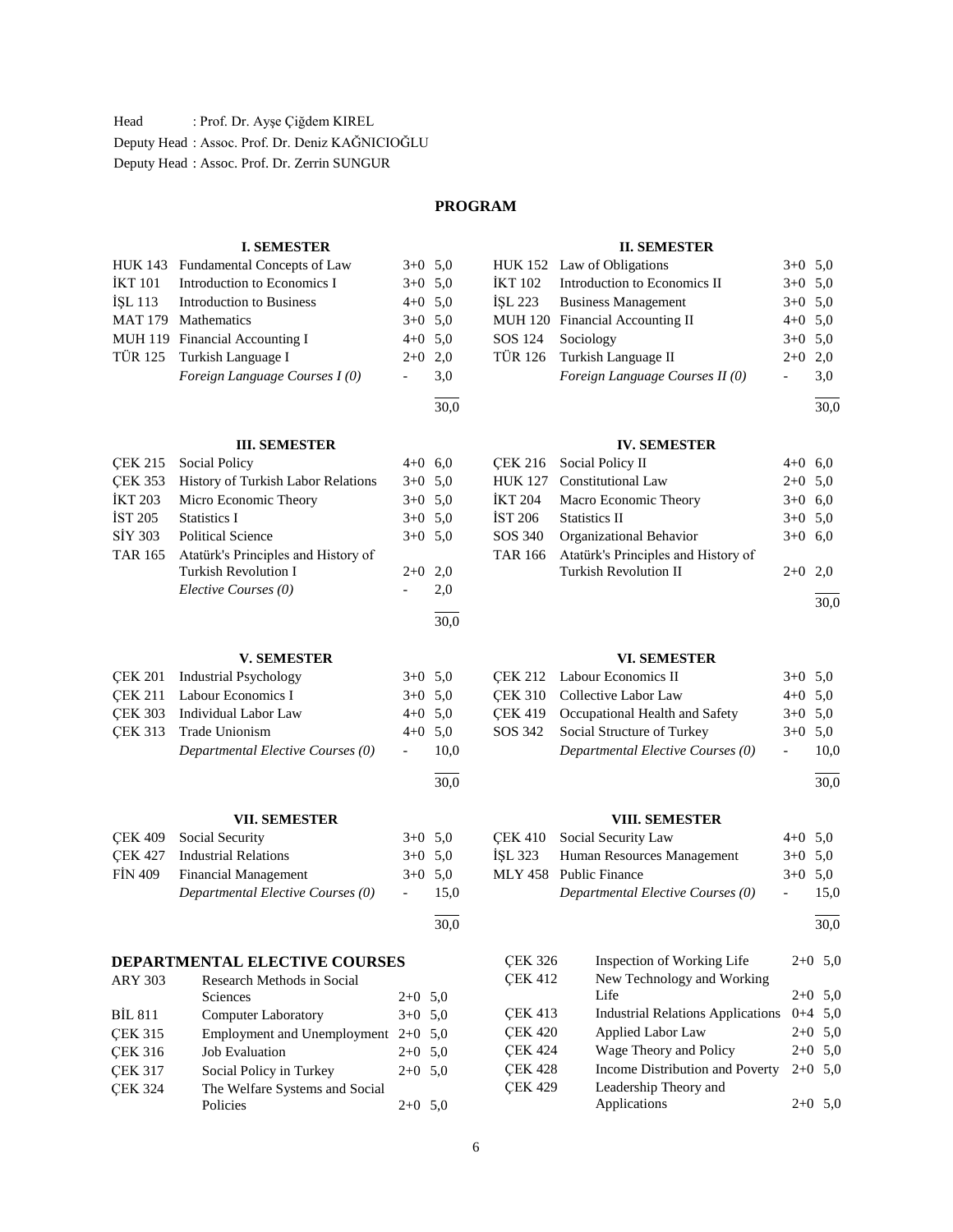Head : Prof. Dr. Ayşe Çiğdem KIREL

Deputy Head : Assoc. Prof. Dr. Deniz KAĞNICIOĞLU

Deputy Head : Assoc. Prof. Dr. Zerrin SUNGUR

## PROGRAM

### I. SEMESTER

| Code | Course | Hours | ECTS |
|---|---|---|---|
| HUK 143 | Fundamental Concepts of Law | 3+0 | 5,0 |
| İKT 101 | Introduction to Economics I | 3+0 | 5,0 |
| İŞL 113 | Introduction to Business | 4+0 | 5,0 |
| MAT 179 | Mathematics | 3+0 | 5,0 |
| MUH 119 | Financial Accounting I | 4+0 | 5,0 |
| TÜR 125 | Turkish Language I | 2+0 | 2,0 |
| | *Foreign Language Courses I (0)* | - | 3,0 |
| | | | 30,0 |

### II. SEMESTER

| Code | Course | Hours | ECTS |
|---|---|---|---|
| HUK 152 | Law of Obligations | 3+0 | 5,0 |
| İKT 102 | Introduction to Economics II | 3+0 | 5,0 |
| İŞL 223 | Business Management | 3+0 | 5,0 |
| MUH 120 | Financial Accounting II | 4+0 | 5,0 |
| SOS 124 | Sociology | 3+0 | 5,0 |
| TÜR 126 | Turkish Language II | 2+0 | 2,0 |
| | *Foreign Language Courses II (0)* | - | 3,0 |
| | | | 30,0 |

### III. SEMESTER

| Code | Course | Hours | ECTS |
|---|---|---|---|
| ÇEK 215 | Social Policy | 4+0 | 6,0 |
| ÇEK 353 | History of Turkish Labor Relations | 3+0 | 5,0 |
| İKT 203 | Micro Economic Theory | 3+0 | 5,0 |
| İST 205 | Statistics I | 3+0 | 5,0 |
| SİY 303 | Political Science | 3+0 | 5,0 |
| TAR 165 | Atatürk's Principles and History of Turkish Revolution I | 2+0 | 2,0 |
| | *Elective Courses (0)* | - | 2,0 |
| | | | 30,0 |

### IV. SEMESTER

| Code | Course | Hours | ECTS |
|---|---|---|---|
| ÇEK 216 | Social Policy II | 4+0 | 6,0 |
| HUK 127 | Constitutional Law | 2+0 | 5,0 |
| İKT 204 | Macro Economic Theory | 3+0 | 6,0 |
| İST 206 | Statistics II | 3+0 | 5,0 |
| SOS 340 | Organizational Behavior | 3+0 | 6,0 |
| TAR 166 | Atatürk's Principles and History of Turkish Revolution II | 2+0 | 2,0 |
| | | | 30,0 |

### V. SEMESTER

| Code | Course | Hours | ECTS |
|---|---|---|---|
| ÇEK 201 | Industrial Psychology | 3+0 | 5,0 |
| ÇEK 211 | Labour Economics I | 3+0 | 5,0 |
| ÇEK 303 | Individual Labor Law | 4+0 | 5,0 |
| ÇEK 313 | Trade Unionism | 4+0 | 5,0 |
| | *Departmental Elective Courses (0)* | - | 10,0 |
| | | | 30,0 |

### VI. SEMESTER

| Code | Course | Hours | ECTS |
|---|---|---|---|
| ÇEK 212 | Labour Economics II | 3+0 | 5,0 |
| ÇEK 310 | Collective Labor Law | 4+0 | 5,0 |
| ÇEK 419 | Occupational Health and Safety | 3+0 | 5,0 |
| SOS 342 | Social Structure of Turkey | 3+0 | 5,0 |
| | *Departmental Elective Courses (0)* | - | 10,0 |
| | | | 30,0 |

### VII. SEMESTER

| Code | Course | Hours | ECTS |
|---|---|---|---|
| ÇEK 409 | Social Security | 3+0 | 5,0 |
| ÇEK 427 | Industrial Relations | 3+0 | 5,0 |
| FİN 409 | Financial Management | 3+0 | 5,0 |
| | *Departmental Elective Courses (0)* | - | 15,0 |
| | | | 30,0 |

### VIII. SEMESTER

| Code | Course | Hours | ECTS |
|---|---|---|---|
| ÇEK 410 | Social Security Law | 4+0 | 5,0 |
| İŞL 323 | Human Resources Management | 3+0 | 5,0 |
| MLY 458 | Public Finance | 3+0 | 5,0 |
| | *Departmental Elective Courses (0)* | - | 15,0 |
| | | | 30,0 |

### DEPARTMENTAL ELECTIVE COURSES

| Code | Course | Hours | ECTS |
|---|---|---|---|
| ARY 303 | Research Methods in Social Sciences | 2+0 | 5,0 |
| BİL 811 | Computer Laboratory | 3+0 | 5,0 |
| ÇEK 315 | Employment and Unemployment | 2+0 | 5,0 |
| ÇEK 316 | Job Evaluation | 2+0 | 5,0 |
| ÇEK 317 | Social Policy in Turkey | 2+0 | 5,0 |
| ÇEK 324 | The Welfare Systems and Social Policies | 2+0 | 5,0 |
| ÇEK 326 | Inspection of Working Life | 2+0 | 5,0 |
| ÇEK 412 | New Technology and Working Life | 2+0 | 5,0 |
| ÇEK 413 | Industrial Relations Applications | 0+4 | 5,0 |
| ÇEK 420 | Applied Labor Law | 2+0 | 5,0 |
| ÇEK 424 | Wage Theory and Policy | 2+0 | 5,0 |
| ÇEK 428 | Income Distribution and Poverty | 2+0 | 5,0 |
| ÇEK 429 | Leadership Theory and Applications | 2+0 | 5,0 |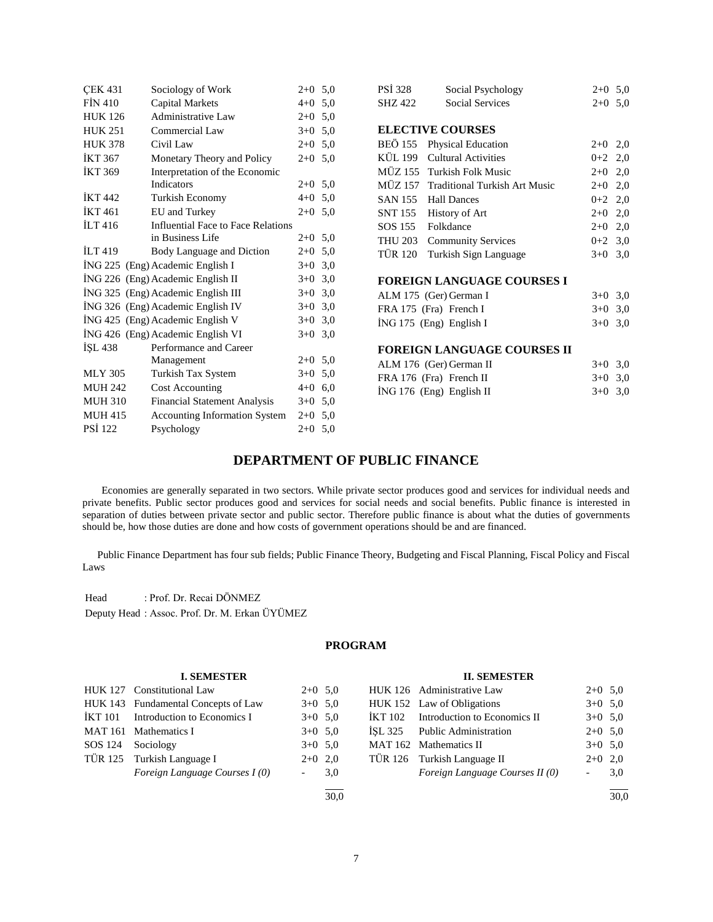| | | | |
|---|---|---|---|
| ÇEK 431 | Sociology of Work | 2+0 | 5,0 |
| FİN 410 | Capital Markets | 4+0 | 5,0 |
| HUK 126 | Administrative Law | 2+0 | 5,0 |
| HUK 251 | Commercial Law | 3+0 | 5,0 |
| HUK 378 | Civil Law | 2+0 | 5,0 |
| İKT 367 | Monetary Theory and Policy | 2+0 | 5,0 |
| İKT 369 | Interpretation of the Economic Indicators | 2+0 | 5,0 |
| İKT 442 | Turkish Economy | 4+0 | 5,0 |
| İKT 461 | EU and Turkey | 2+0 | 5,0 |
| İLT 416 | Influential Face to Face Relations in Business Life | 2+0 | 5,0 |
| İLT 419 | Body Language and Diction | 2+0 | 5,0 |
| İNG 225 | (Eng) Academic English I | 3+0 | 3,0 |
| İNG 226 | (Eng) Academic English II | 3+0 | 3,0 |
| İNG 325 | (Eng) Academic English III | 3+0 | 3,0 |
| İNG 326 | (Eng) Academic English IV | 3+0 | 3,0 |
| İNG 425 | (Eng) Academic English V | 3+0 | 3,0 |
| İNG 426 | (Eng) Academic English VI | 3+0 | 3,0 |
| İŞL 438 | Performance and Career Management | 2+0 | 5,0 |
| MLY 305 | Turkish Tax System | 3+0 | 5,0 |
| MUH 242 | Cost Accounting | 4+0 | 6,0 |
| MUH 310 | Financial Statement Analysis | 3+0 | 5,0 |
| MUH 415 | Accounting Information System | 2+0 | 5,0 |
| PSİ 122 | Psychology | 2+0 | 5,0 |
| PSİ 328 | Social Psychology | 2+0 | 5,0 |
| SHZ 422 | Social Services | 2+0 | 5,0 |

**ELECTIVE COURSES**

| | | | |
|---|---|---|---|
| BEÖ 155 | Physical Education | 2+0 | 2,0 |
| KÜL 199 | Cultural Activities | 0+2 | 2,0 |
| MÜZ 155 | Turkish Folk Music | 2+0 | 2,0 |
| MÜZ 157 | Traditional Turkish Art Music | 2+0 | 2,0 |
| SAN 155 | Hall Dances | 0+2 | 2,0 |
| SNT 155 | History of Art | 2+0 | 2,0 |
| SOS 155 | Folkdance | 2+0 | 2,0 |
| THU 203 | Community Services | 0+2 | 3,0 |
| TÜR 120 | Turkish Sign Language | 3+0 | 3,0 |

**FOREIGN LANGUAGE COURSES I**

| | | | |
|---|---|---|---|
| ALM 175 | (Ger) German I | 3+0 | 3,0 |
| FRA 175 | (Fra) French I | 3+0 | 3,0 |
| İNG 175 | (Eng) English I | 3+0 | 3,0 |

**FOREIGN LANGUAGE COURSES II**

| | | | |
|---|---|---|---|
| ALM 176 | (Ger) German II | 3+0 | 3,0 |
| FRA 176 | (Fra) French II | 3+0 | 3,0 |
| İNG 176 | (Eng) English II | 3+0 | 3,0 |

## DEPARTMENT OF PUBLIC FINANCE

Economies are generally separated in two sectors. While private sector produces good and services for individual needs and private benefits. Public sector produces good and services for social needs and social benefits. Public finance is interested in separation of duties between private sector and public sector. Therefore public finance is about what the duties of governments should be, how those duties are done and how costs of government operations should be and are financed.

Public Finance Department has four sub fields; Public Finance Theory, Budgeting and Fiscal Planning, Fiscal Policy and Fiscal Laws

Head : Prof. Dr. Recai DÖNMEZ
Deputy Head : Assoc. Prof. Dr. M. Erkan ÜYÜMEZ

### PROGRAM

**I. SEMESTER**

| | | | |
|---|---|---|---|
| HUK 127 | Constitutional Law | 2+0 | 5,0 |
| HUK 143 | Fundamental Concepts of Law | 3+0 | 5,0 |
| İKT 101 | Introduction to Economics I | 3+0 | 5,0 |
| MAT 161 | Mathematics I | 3+0 | 5,0 |
| SOS 124 | Sociology | 3+0 | 5,0 |
| TÜR 125 | Turkish Language I | 2+0 | 2,0 |
| | *Foreign Language Courses I (0)* | - | 3,0 |
| | | | 30,0 |

**II. SEMESTER**

| | | | |
|---|---|---|---|
| HUK 126 | Administrative Law | 2+0 | 5,0 |
| HUK 152 | Law of Obligations | 3+0 | 5,0 |
| İKT 102 | Introduction to Economics II | 3+0 | 5,0 |
| İŞL 325 | Public Administration | 2+0 | 5,0 |
| MAT 162 | Mathematics II | 3+0 | 5,0 |
| TÜR 126 | Turkish Language II | 2+0 | 2,0 |
| | *Foreign Language Courses II (0)* | - | 3,0 |
| | | | 30,0 |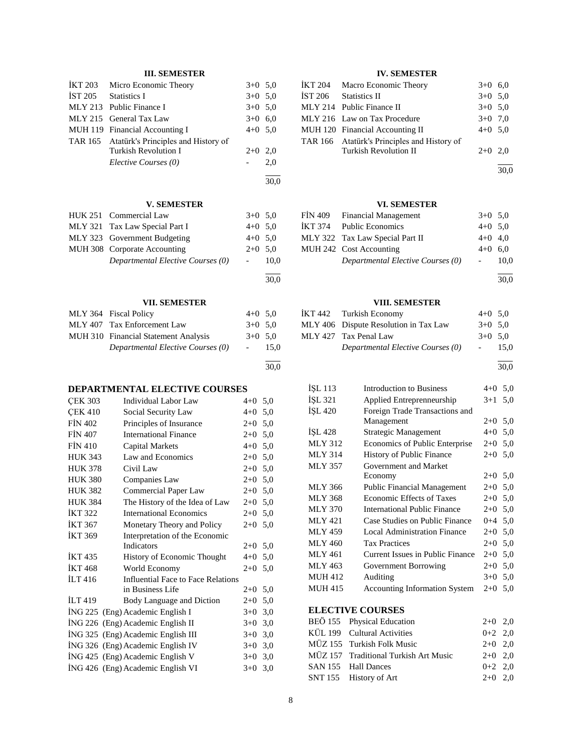### III. SEMESTER

| | | | |
|---|---|---|---|
| İKT 203 | Micro Economic Theory | 3+0 | 5,0 |
| İST 205 | Statistics I | 3+0 | 5,0 |
| MLY 213 | Public Finance I | 3+0 | 5,0 |
| MLY 215 | General Tax Law | 3+0 | 6,0 |
| MUH 119 | Financial Accounting I | 4+0 | 5,0 |
| TAR 165 | Atatürk's Principles and History of Turkish Revolution I | 2+0 | 2,0 |
| | *Elective Courses (0)* | - | 2,0 |
| | | | 30,0 |

### IV. SEMESTER

| | | | |
|---|---|---|---|
| İKT 204 | Macro Economic Theory | 3+0 | 6,0 |
| İST 206 | Statistics II | 3+0 | 5,0 |
| MLY 214 | Public Finance II | 3+0 | 5,0 |
| MLY 216 | Law on Tax Procedure | 3+0 | 7,0 |
| MUH 120 | Financial Accounting II | 4+0 | 5,0 |
| TAR 166 | Atatürk's Principles and History of Turkish Revolution II | 2+0 | 2,0 |
| | | | 30,0 |

### V. SEMESTER

| | | | |
|---|---|---|---|
| HUK 251 | Commercial Law | 3+0 | 5,0 |
| MLY 321 | Tax Law Special Part I | 4+0 | 5,0 |
| MLY 323 | Government Budgeting | 4+0 | 5,0 |
| MUH 308 | Corporate Accounting | 2+0 | 5,0 |
| | *Departmental Elective Courses (0)* | - | 10,0 |
| | | | 30,0 |

### VI. SEMESTER

| | | | |
|---|---|---|---|
| FİN 409 | Financial Management | 3+0 | 5,0 |
| İKT 374 | Public Economics | 4+0 | 5,0 |
| MLY 322 | Tax Law Special Part II | 4+0 | 4,0 |
| MUH 242 | Cost Accounting | 4+0 | 6,0 |
| | *Departmental Elective Courses (0)* | - | 10,0 |
| | | | 30,0 |

### VII. SEMESTER

| | | | |
|---|---|---|---|
| MLY 364 | Fiscal Policy | 4+0 | 5,0 |
| MLY 407 | Tax Enforcement Law | 3+0 | 5,0 |
| MUH 310 | Financial Statement Analysis | 3+0 | 5,0 |
| | *Departmental Elective Courses (0)* | - | 15,0 |
| | | | 30,0 |

### VIII. SEMESTER

| | | | |
|---|---|---|---|
| İKT 442 | Turkish Economy | 4+0 | 5,0 |
| MLY 406 | Dispute Resolution in Tax Law | 3+0 | 5,0 |
| MLY 427 | Tax Penal Law | 3+0 | 5,0 |
| | *Departmental Elective Courses (0)* | - | 15,0 |
| | | | 30,0 |

## DEPARTMENTAL ELECTIVE COURSES

| | | | |
|---|---|---|---|
| ÇEK 303 | Individual Labor Law | 4+0 | 5,0 |
| ÇEK 410 | Social Security Law | 4+0 | 5,0 |
| FİN 402 | Principles of Insurance | 2+0 | 5,0 |
| FİN 407 | International Finance | 2+0 | 5,0 |
| FİN 410 | Capital Markets | 4+0 | 5,0 |
| HUK 343 | Law and Economics | 2+0 | 5,0 |
| HUK 378 | Civil Law | 2+0 | 5,0 |
| HUK 380 | Companies Law | 2+0 | 5,0 |
| HUK 382 | Commercial Paper Law | 2+0 | 5,0 |
| HUK 384 | The History of the Idea of Law | 2+0 | 5,0 |
| İKT 322 | International Economics | 2+0 | 5,0 |
| İKT 367 | Monetary Theory and Policy | 2+0 | 5,0 |
| İKT 369 | Interpretation of the Economic Indicators | 2+0 | 5,0 |
| İKT 435 | History of Economic Thought | 4+0 | 5,0 |
| İKT 468 | World Economy | 2+0 | 5,0 |
| İLT 416 | Influential Face to Face Relations in Business Life | 2+0 | 5,0 |
| İLT 419 | Body Language and Diction | 2+0 | 5,0 |
| İNG 225 | (Eng) Academic English I | 3+0 | 3,0 |
| İNG 226 | (Eng) Academic English II | 3+0 | 3,0 |
| İNG 325 | (Eng) Academic English III | 3+0 | 3,0 |
| İNG 326 | (Eng) Academic English IV | 3+0 | 3,0 |
| İNG 425 | (Eng) Academic English V | 3+0 | 3,0 |
| İNG 426 | (Eng) Academic English VI | 3+0 | 3,0 |
| İŞL 113 | Introduction to Business | 4+0 | 5,0 |
| İŞL 321 | Applied Entreprenneurship | 3+1 | 5,0 |
| İŞL 420 | Foreign Trade Transactions and Management | 2+0 | 5,0 |
| İŞL 428 | Strategic Management | 4+0 | 5,0 |
| MLY 312 | Economics of Public Enterprise | 2+0 | 5,0 |
| MLY 314 | History of Public Finance | 2+0 | 5,0 |
| MLY 357 | Government and Market Economy | 2+0 | 5,0 |
| MLY 366 | Public Financial Management | 2+0 | 5,0 |
| MLY 368 | Economic Effects of Taxes | 2+0 | 5,0 |
| MLY 370 | International Public Finance | 2+0 | 5,0 |
| MLY 421 | Case Studies on Public Finance | 0+4 | 5,0 |
| MLY 459 | Local Administration Finance | 2+0 | 5,0 |
| MLY 460 | Tax Practices | 2+0 | 5,0 |
| MLY 461 | Current Issues in Public Finance | 2+0 | 5,0 |
| MLY 463 | Government Borrowing | 2+0 | 5,0 |
| MUH 412 | Auditing | 3+0 | 5,0 |
| MUH 415 | Accounting Information System | 2+0 | 5,0 |

## ELECTIVE COURSES

| | | | |
|---|---|---|---|
| BEÖ 155 | Physical Education | 2+0 | 2,0 |
| KÜL 199 | Cultural Activities | 0+2 | 2,0 |
| MÜZ 155 | Turkish Folk Music | 2+0 | 2,0 |
| MÜZ 157 | Traditional Turkish Art Music | 2+0 | 2,0 |
| SAN 155 | Hall Dances | 0+2 | 2,0 |
| SNT 155 | History of Art | 2+0 | 2,0 |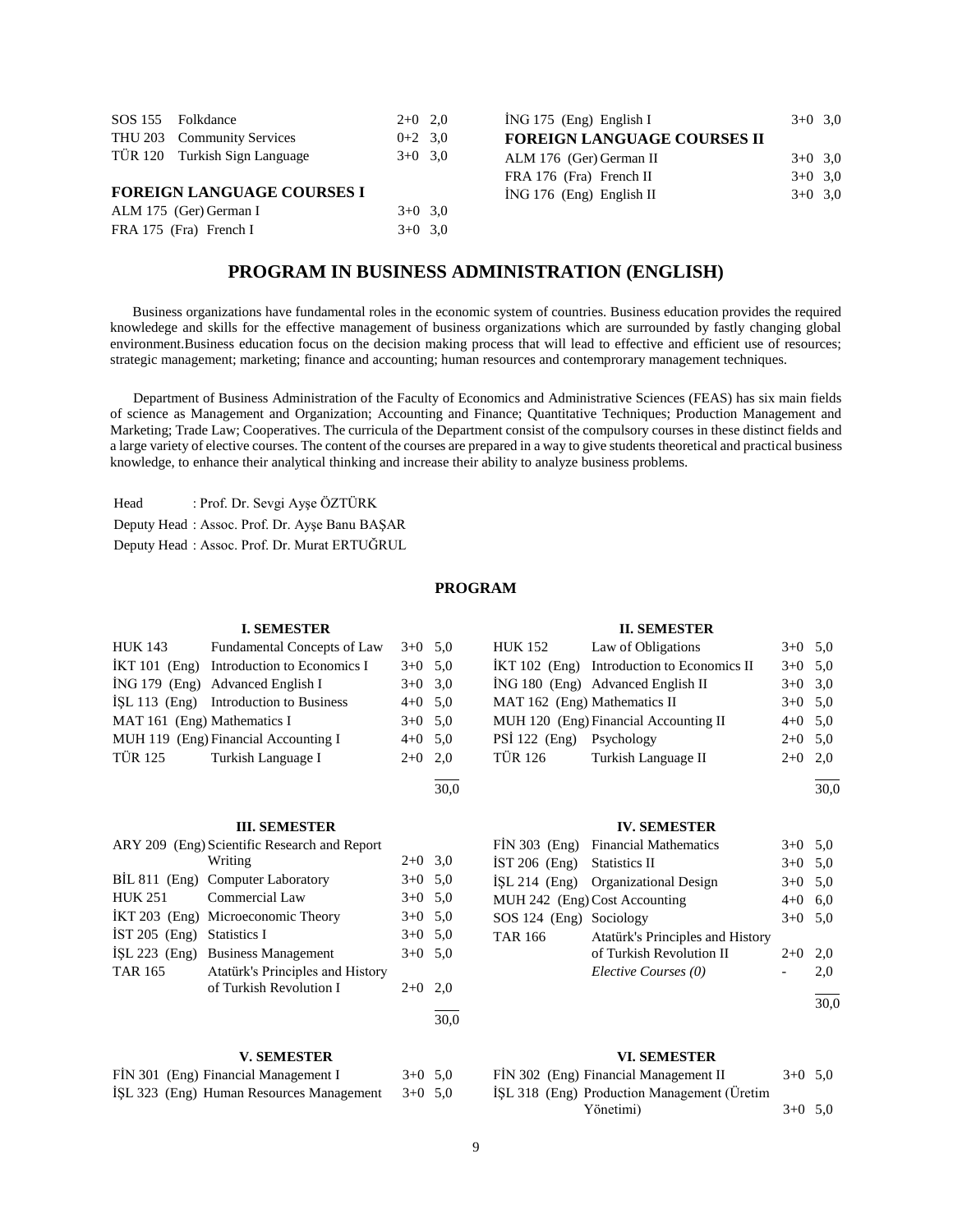| | | | |
|---|---|---|---|
| SOS 155 | Folkdance | 2+0 | 2,0 |
| THU 203 | Community Services | 0+2 | 3,0 |
| TÜR 120 | Turkish Sign Language | 3+0 | 3,0 |

**FOREIGN LANGUAGE COURSES I**

| | | | |
|---|---|---|---|
| ALM 175 (Ger) | German I | 3+0 | 3,0 |
| FRA 175 (Fra) | French I | 3+0 | 3,0 |
| İNG 175 (Eng) | English I | 3+0 | 3,0 |

**FOREIGN LANGUAGE COURSES II**

| | | | |
|---|---|---|---|
| ALM 176 (Ger) | German II | 3+0 | 3,0 |
| FRA 176 (Fra) | French II | 3+0 | 3,0 |
| İNG 176 (Eng) | English II | 3+0 | 3,0 |

## PROGRAM IN BUSINESS ADMINISTRATION (ENGLISH)

Business organizations have fundamental roles in the economic system of countries. Business education provides the required knowledege and skills for the effective management of business organizations which are surrounded by fastly changing global environment.Business education focus on the decision making process that will lead to effective and efficient use of resources; strategic management; marketing; finance and accounting; human resources and contemprorary management techniques.

Department of Business Administration of the Faculty of Economics and Administrative Sciences (FEAS) has six main fields of science as Management and Organization; Accounting and Finance; Quantitative Techniques; Production Management and Marketing; Trade Law; Cooperatives. The curricula of the Department consist of the compulsory courses in these distinct fields and a large variety of elective courses. The content of the courses are prepared in a way to give students theoretical and practical business knowledge, to enhance their analytical thinking and increase their ability to analyze business problems.

Head : Prof. Dr. Sevgi Ayşe ÖZTÜRK
Deputy Head : Assoc. Prof. Dr. Ayşe Banu BAŞAR
Deputy Head : Assoc. Prof. Dr. Murat ERTUĞRUL

### PROGRAM

**I. SEMESTER**

| | | | |
|---|---|---|---|
| HUK 143 | Fundamental Concepts of Law | 3+0 | 5,0 |
| İKT 101 (Eng) | Introduction to Economics I | 3+0 | 5,0 |
| İNG 179 (Eng) | Advanced English I | 3+0 | 3,0 |
| İŞL 113 (Eng) | Introduction to Business | 4+0 | 5,0 |
| MAT 161 (Eng) | Mathematics I | 3+0 | 5,0 |
| MUH 119 (Eng) | Financial Accounting I | 4+0 | 5,0 |
| TÜR 125 | Turkish Language I | 2+0 | 2,0 |
| | | | 30,0 |

**II. SEMESTER**

| | | | |
|---|---|---|---|
| HUK 152 | Law of Obligations | 3+0 | 5,0 |
| İKT 102 (Eng) | Introduction to Economics II | 3+0 | 5,0 |
| İNG 180 (Eng) | Advanced English II | 3+0 | 3,0 |
| MAT 162 (Eng) | Mathematics II | 3+0 | 5,0 |
| MUH 120 (Eng) | Financial Accounting II | 4+0 | 5,0 |
| PSİ 122 (Eng) | Psychology | 2+0 | 5,0 |
| TÜR 126 | Turkish Language II | 2+0 | 2,0 |
| | | | 30,0 |

**III. SEMESTER**

| | | | |
|---|---|---|---|
| ARY 209 (Eng) | Scientific Research and Report Writing | 2+0 | 3,0 |
| BİL 811 (Eng) | Computer Laboratory | 3+0 | 5,0 |
| HUK 251 | Commercial Law | 3+0 | 5,0 |
| İKT 203 (Eng) | Microeconomic Theory | 3+0 | 5,0 |
| İST 205 (Eng) | Statistics I | 3+0 | 5,0 |
| İŞL 223 (Eng) | Business Management | 3+0 | 5,0 |
| TAR 165 | Atatürk's Principles and History of Turkish Revolution I | 2+0 | 2,0 |
| | | | 30,0 |

**IV. SEMESTER**

| | | | |
|---|---|---|---|
| FİN 303 (Eng) | Financial Mathematics | 3+0 | 5,0 |
| İST 206 (Eng) | Statistics II | 3+0 | 5,0 |
| İŞL 214 (Eng) | Organizational Design | 3+0 | 5,0 |
| MUH 242 (Eng) | Cost Accounting | 4+0 | 6,0 |
| SOS 124 (Eng) | Sociology | 3+0 | 5,0 |
| TAR 166 | Atatürk's Principles and History of Turkish Revolution II | 2+0 | 2,0 |
| | *Elective Courses (0)* | - | 2,0 |
| | | | 30,0 |

**V. SEMESTER**

| | | | |
|---|---|---|---|
| FİN 301 (Eng) | Financial Management I | 3+0 | 5,0 |
| İŞL 323 (Eng) | Human Resources Management | 3+0 | 5,0 |

**VI. SEMESTER**

| | | | |
|---|---|---|---|
| FİN 302 (Eng) | Financial Management II | 3+0 | 5,0 |
| İŞL 318 (Eng) | Production Management (Üretim Yönetimi) | 3+0 | 5,0 |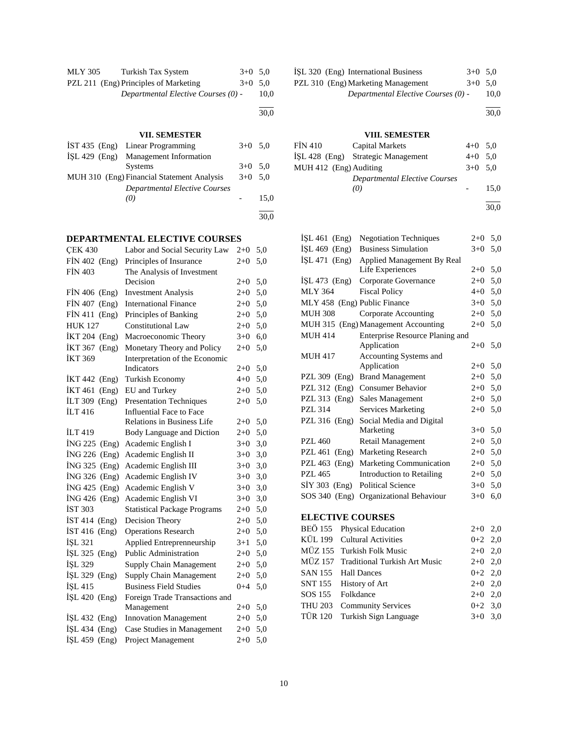| | | | |
|---|---|---|---|
| MLY 305 | Turkish Tax System | 3+0 | 5,0 |
| PZL 211 (Eng) | Principles of Marketing | 3+0 | 5,0 |
| | *Departmental Elective Courses (0)* | - | 10,0 |
| | | | 30,0 |

| | | | |
|---|---|---|---|
| İŞL 320 (Eng) | International Business | 3+0 | 5,0 |
| PZL 310 (Eng) | Marketing Management | 3+0 | 5,0 |
| | *Departmental Elective Courses (0)* | - | 10,0 |
| | | | 30,0 |

### VII. SEMESTER

| | | | |
|---|---|---|---|
| İST 435 (Eng) | Linear Programming | 3+0 | 5,0 |
| İŞL 429 (Eng) | Management Information Systems | 3+0 | 5,0 |
| MUH 310 (Eng) | Financial Statement Analysis | 3+0 | 5,0 |
| | *Departmental Elective Courses (0)* | - | 15,0 |
| | | | 30,0 |

### VIII. SEMESTER

| | | | |
|---|---|---|---|
| FİN 410 | Capital Markets | 4+0 | 5,0 |
| İŞL 428 (Eng) | Strategic Management | 4+0 | 5,0 |
| MUH 412 (Eng) | Auditing | 3+0 | 5,0 |
| | *Departmental Elective Courses (0)* | - | 15,0 |
| | | | 30,0 |

## DEPARTMENTAL ELECTIVE COURSES

| | | | |
|---|---|---|---|
| ÇEK 430 | Labor and Social Security Law | 2+0 | 5,0 |
| FİN 402 (Eng) | Principles of Insurance | 2+0 | 5,0 |
| FİN 403 | The Analysis of Investment Decision | 2+0 | 5,0 |
| FİN 406 (Eng) | Investment Analysis | 2+0 | 5,0 |
| FİN 407 (Eng) | International Finance | 2+0 | 5,0 |
| FİN 411 (Eng) | Principles of Banking | 2+0 | 5,0 |
| HUK 127 | Constitutional Law | 2+0 | 5,0 |
| İKT 204 (Eng) | Macroeconomic Theory | 3+0 | 6,0 |
| İKT 367 (Eng) | Monetary Theory and Policy | 2+0 | 5,0 |
| İKT 369 | Interpretation of the Economic Indicators | 2+0 | 5,0 |
| İKT 442 (Eng) | Turkish Economy | 4+0 | 5,0 |
| İKT 461 (Eng) | EU and Turkey | 2+0 | 5,0 |
| İLT 309 (Eng) | Presentation Techniques | 2+0 | 5,0 |
| İLT 416 | Influential Face to Face Relations in Business Life | 2+0 | 5,0 |
| İLT 419 | Body Language and Diction | 2+0 | 5,0 |
| İNG 225 (Eng) | Academic English I | 3+0 | 3,0 |
| İNG 226 (Eng) | Academic English II | 3+0 | 3,0 |
| İNG 325 (Eng) | Academic English III | 3+0 | 3,0 |
| İNG 326 (Eng) | Academic English IV | 3+0 | 3,0 |
| İNG 425 (Eng) | Academic English V | 3+0 | 3,0 |
| İNG 426 (Eng) | Academic English VI | 3+0 | 3,0 |
| İST 303 | Statistical Package Programs | 2+0 | 5,0 |
| İST 414 (Eng) | Decision Theory | 2+0 | 5,0 |
| İST 416 (Eng) | Operations Research | 2+0 | 5,0 |
| İŞL 321 | Applied Entreprenneurship | 3+1 | 5,0 |
| İŞL 325 (Eng) | Public Administration | 2+0 | 5,0 |
| İŞL 329 | Supply Chain Management | 2+0 | 5,0 |
| İŞL 329 (Eng) | Supply Chain Management | 2+0 | 5,0 |
| İŞL 415 | Business Field Studies | 0+4 | 5,0 |
| İŞL 420 (Eng) | Foreign Trade Transactions and Management | 2+0 | 5,0 |
| İŞL 432 (Eng) | Innovation Management | 2+0 | 5,0 |
| İŞL 434 (Eng) | Case Studies in Management | 2+0 | 5,0 |
| İŞL 459 (Eng) | Project Management | 2+0 | 5,0 |
| İŞL 461 (Eng) | Negotiation Techniques | 2+0 | 5,0 |
| İŞL 469 (Eng) | Business Simulation | 3+0 | 5,0 |
| İŞL 471 (Eng) | Applied Management By Real Life Experiences | 2+0 | 5,0 |
| İŞL 473 (Eng) | Corporate Governance | 2+0 | 5,0 |
| MLY 364 | Fiscal Policy | 4+0 | 5,0 |
| MLY 458 (Eng) | Public Finance | 3+0 | 5,0 |
| MUH 308 | Corporate Accounting | 2+0 | 5,0 |
| MUH 315 (Eng) | Management Accounting | 2+0 | 5,0 |
| MUH 414 | Enterprise Resource Planing and Application | 2+0 | 5,0 |
| MUH 417 | Accounting Systems and Application | 2+0 | 5,0 |
| PZL 309 (Eng) | Brand Management | 2+0 | 5,0 |
| PZL 312 (Eng) | Consumer Behavior | 2+0 | 5,0 |
| PZL 313 (Eng) | Sales Management | 2+0 | 5,0 |
| PZL 314 | Services Marketing | 2+0 | 5,0 |
| PZL 316 (Eng) | Social Media and Digital Marketing | 3+0 | 5,0 |
| PZL 460 | Retail Management | 2+0 | 5,0 |
| PZL 461 (Eng) | Marketing Research | 2+0 | 5,0 |
| PZL 463 (Eng) | Marketing Communication | 2+0 | 5,0 |
| PZL 465 | Introduction to Retailing | 2+0 | 5,0 |
| SİY 303 (Eng) | Political Science | 3+0 | 5,0 |
| SOS 340 (Eng) | Organizational Behaviour | 3+0 | 6,0 |

## ELECTIVE COURSES

| | | | |
|---|---|---|---|
| BEÖ 155 | Physical Education | 2+0 | 2,0 |
| KÜL 199 | Cultural Activities | 0+2 | 2,0 |
| MÜZ 155 | Turkish Folk Music | 2+0 | 2,0 |
| MÜZ 157 | Traditional Turkish Art Music | 2+0 | 2,0 |
| SAN 155 | Hall Dances | 0+2 | 2,0 |
| SNT 155 | History of Art | 2+0 | 2,0 |
| SOS 155 | Folkdance | 2+0 | 2,0 |
| THU 203 | Community Services | 0+2 | 3,0 |
| TÜR 120 | Turkish Sign Language | 3+0 | 3,0 |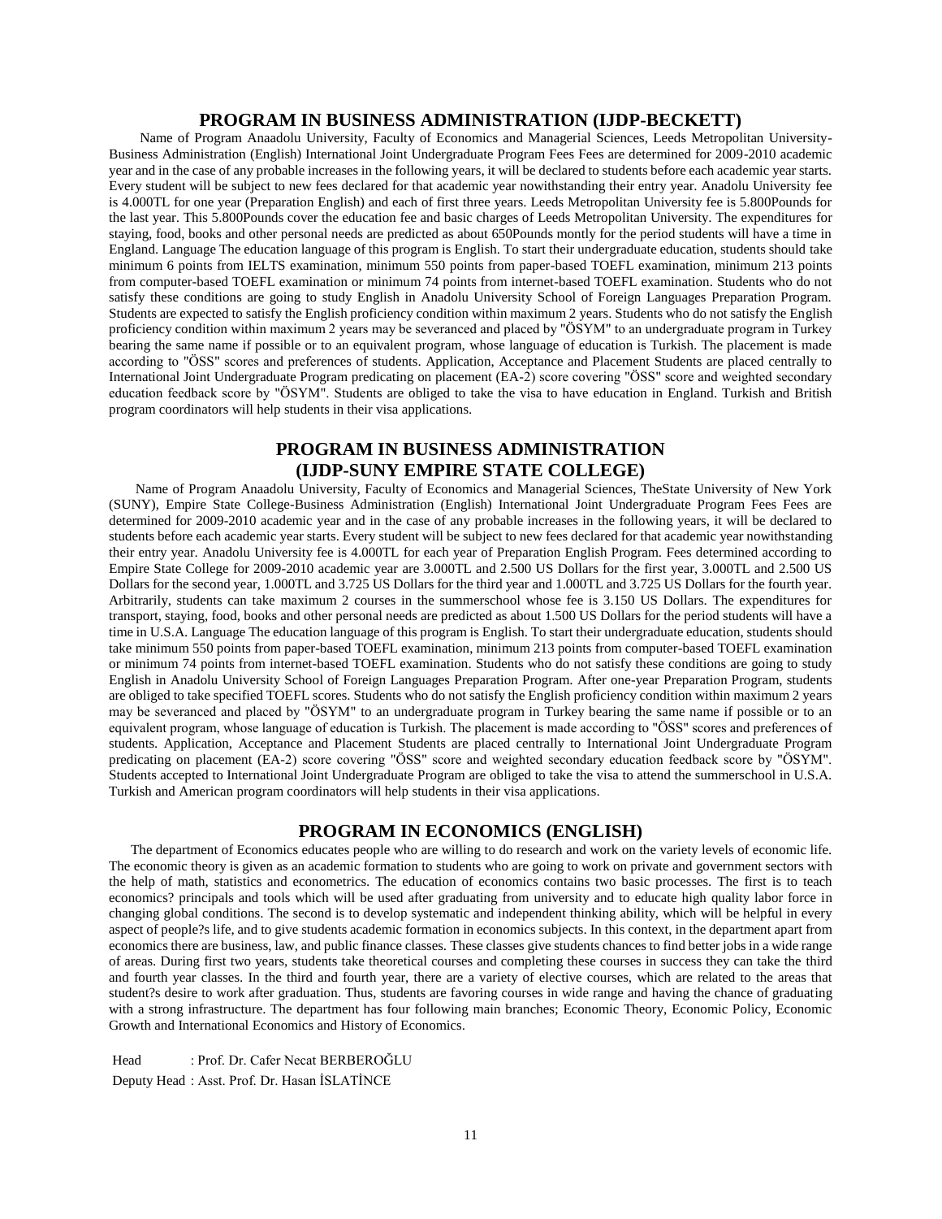## PROGRAM IN BUSINESS ADMINISTRATION (IJDP-BECKETT)

Name of Program Anaadolu University, Faculty of Economics and Managerial Sciences, Leeds Metropolitan University-Business Administration (English) International Joint Undergraduate Program Fees Fees are determined for 2009-2010 academic year and in the case of any probable increases in the following years, it will be declared to students before each academic year starts. Every student will be subject to new fees declared for that academic year nowithstanding their entry year. Anadolu University fee is 4.000TL for one year (Preparation English) and each of first three years. Leeds Metropolitan University fee is 5.800Pounds for the last year. This 5.800Pounds cover the education fee and basic charges of Leeds Metropolitan University. The expenditures for staying, food, books and other personal needs are predicted as about 650Pounds montly for the period students will have a time in England. Language The education language of this program is English. To start their undergraduate education, students should take minimum 6 points from IELTS examination, minimum 550 points from paper-based TOEFL examination, minimum 213 points from computer-based TOEFL examination or minimum 74 points from internet-based TOEFL examination. Students who do not satisfy these conditions are going to study English in Anadolu University School of Foreign Languages Preparation Program. Students are expected to satisfy the English proficiency condition within maximum 2 years. Students who do not satisfy the English proficiency condition within maximum 2 years may be severanced and placed by "ÖSYM" to an undergraduate program in Turkey bearing the same name if possible or to an equivalent program, whose language of education is Turkish. The placement is made according to "ÖSS" scores and preferences of students. Application, Acceptance and Placement Students are placed centrally to International Joint Undergraduate Program predicating on placement (EA-2) score covering "ÖSS" score and weighted secondary education feedback score by "ÖSYM". Students are obliged to take the visa to have education in England. Turkish and British program coordinators will help students in their visa applications.

## PROGRAM IN BUSINESS ADMINISTRATION (IJDP-SUNY EMPIRE STATE COLLEGE)

Name of Program Anaadolu University, Faculty of Economics and Managerial Sciences, TheState University of New York (SUNY), Empire State College-Business Administration (English) International Joint Undergraduate Program Fees Fees are determined for 2009-2010 academic year and in the case of any probable increases in the following years, it will be declared to students before each academic year starts. Every student will be subject to new fees declared for that academic year nowithstanding their entry year. Anadolu University fee is 4.000TL for each year of Preparation English Program. Fees determined according to Empire State College for 2009-2010 academic year are 3.000TL and 2.500 US Dollars for the first year, 3.000TL and 2.500 US Dollars for the second year, 1.000TL and 3.725 US Dollars for the third year and 1.000TL and 3.725 US Dollars for the fourth year. Arbitrarily, students can take maximum 2 courses in the summerschool whose fee is 3.150 US Dollars. The expenditures for transport, staying, food, books and other personal needs are predicted as about 1.500 US Dollars for the period students will have a time in U.S.A. Language The education language of this program is English. To start their undergraduate education, students should take minimum 550 points from paper-based TOEFL examination, minimum 213 points from computer-based TOEFL examination or minimum 74 points from internet-based TOEFL examination. Students who do not satisfy these conditions are going to study English in Anadolu University School of Foreign Languages Preparation Program. After one-year Preparation Program, students are obliged to take specified TOEFL scores. Students who do not satisfy the English proficiency condition within maximum 2 years may be severanced and placed by "ÖSYM" to an undergraduate program in Turkey bearing the same name if possible or to an equivalent program, whose language of education is Turkish. The placement is made according to "ÖSS" scores and preferences of students. Application, Acceptance and Placement Students are placed centrally to International Joint Undergraduate Program predicating on placement (EA-2) score covering "ÖSS" score and weighted secondary education feedback score by "ÖSYM". Students accepted to International Joint Undergraduate Program are obliged to take the visa to attend the summerschool in U.S.A. Turkish and American program coordinators will help students in their visa applications.

## PROGRAM IN ECONOMICS (ENGLISH)

The department of Economics educates people who are willing to do research and work on the variety levels of economic life. The economic theory is given as an academic formation to students who are going to work on private and government sectors with the help of math, statistics and econometrics. The education of economics contains two basic processes. The first is to teach economics? principals and tools which will be used after graduating from university and to educate high quality labor force in changing global conditions. The second is to develop systematic and independent thinking ability, which will be helpful in every aspect of people?s life, and to give students academic formation in economics subjects. In this context, in the department apart from economics there are business, law, and public finance classes. These classes give students chances to find better jobs in a wide range of areas. During first two years, students take theoretical courses and completing these courses in success they can take the third and fourth year classes. In the third and fourth year, there are a variety of elective courses, which are related to the areas that student?s desire to work after graduation. Thus, students are favoring courses in wide range and having the chance of graduating with a strong infrastructure. The department has four following main branches; Economic Theory, Economic Policy, Economic Growth and International Economics and History of Economics.

Head : Prof. Dr. Cafer Necat BERBEROĞLU

Deputy Head : Asst. Prof. Dr. Hasan İSLATİNCE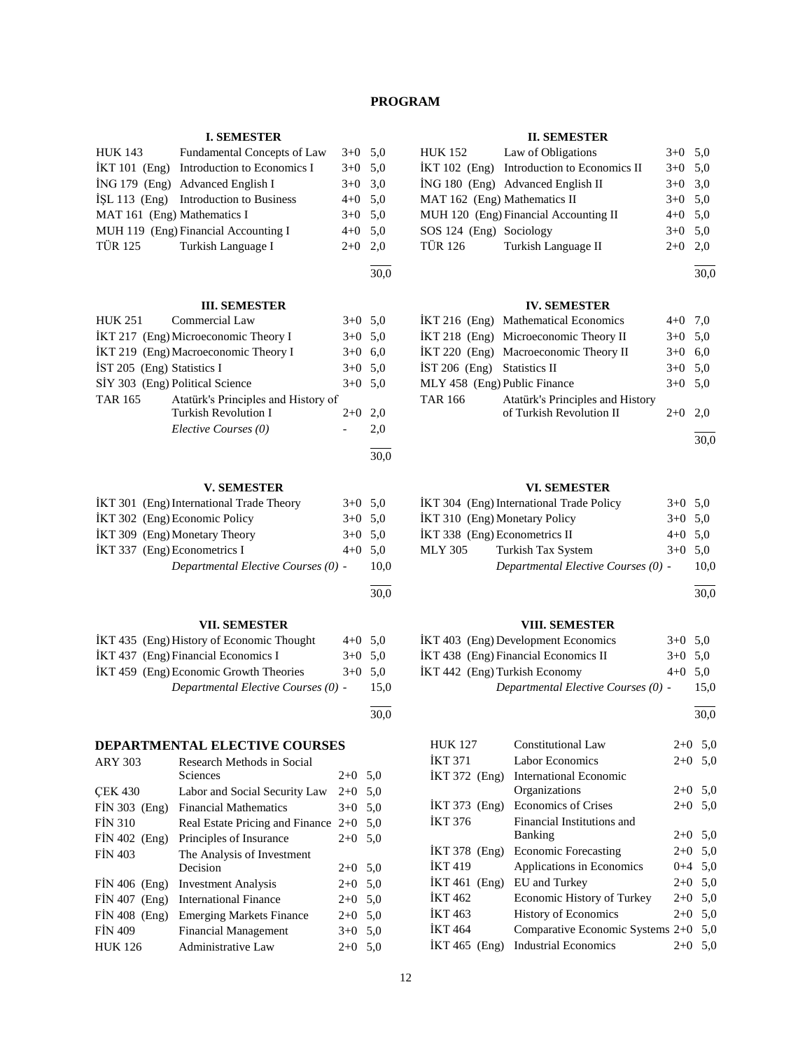# PROGRAM

### I. SEMESTER

| | | | |
|---|---|---|---|
| HUK 143 | Fundamental Concepts of Law | 3+0 | 5,0 |
| İKT 101 (Eng) | Introduction to Economics I | 3+0 | 5,0 |
| İNG 179 (Eng) | Advanced English I | 3+0 | 3,0 |
| İŞL 113 (Eng) | Introduction to Business | 4+0 | 5,0 |
| MAT 161 (Eng) | Mathematics I | 3+0 | 5,0 |
| MUH 119 (Eng) | Financial Accounting I | 4+0 | 5,0 |
| TÜR 125 | Turkish Language I | 2+0 | 2,0 |
| | | | 30,0 |

### II. SEMESTER

| | | | |
|---|---|---|---|
| HUK 152 | Law of Obligations | 3+0 | 5,0 |
| İKT 102 (Eng) | Introduction to Economics II | 3+0 | 5,0 |
| İNG 180 (Eng) | Advanced English II | 3+0 | 3,0 |
| MAT 162 (Eng) | Mathematics II | 3+0 | 5,0 |
| MUH 120 (Eng) | Financial Accounting II | 4+0 | 5,0 |
| SOS 124 (Eng) | Sociology | 3+0 | 5,0 |
| TÜR 126 | Turkish Language II | 2+0 | 2,0 |
| | | | 30,0 |

### III. SEMESTER

| | | | |
|---|---|---|---|
| HUK 251 | Commercial Law | 3+0 | 5,0 |
| İKT 217 (Eng) | Microeconomic Theory I | 3+0 | 5,0 |
| İKT 219 (Eng) | Macroeconomic Theory I | 3+0 | 6,0 |
| İST 205 (Eng) | Statistics I | 3+0 | 5,0 |
| SİY 303 (Eng) | Political Science | 3+0 | 5,0 |
| TAR 165 | Atatürk's Principles and History of Turkish Revolution I | 2+0 | 2,0 |
| | *Elective Courses (0)* | - | 2,0 |
| | | | 30,0 |

### IV. SEMESTER

| | | | |
|---|---|---|---|
| İKT 216 (Eng) | Mathematical Economics | 4+0 | 7,0 |
| İKT 218 (Eng) | Microeconomic Theory II | 3+0 | 5,0 |
| İKT 220 (Eng) | Macroeconomic Theory II | 3+0 | 6,0 |
| İST 206 (Eng) | Statistics II | 3+0 | 5,0 |
| MLY 458 (Eng) | Public Finance | 3+0 | 5,0 |
| TAR 166 | Atatürk's Principles and History of Turkish Revolution II | 2+0 | 2,0 |
| | | | 30,0 |

### V. SEMESTER

| | | | |
|---|---|---|---|
| İKT 301 (Eng) | International Trade Theory | 3+0 | 5,0 |
| İKT 302 (Eng) | Economic Policy | 3+0 | 5,0 |
| İKT 309 (Eng) | Monetary Theory | 3+0 | 5,0 |
| İKT 337 (Eng) | Econometrics I | 4+0 | 5,0 |
| | *Departmental Elective Courses (0)* | - | 10,0 |
| | | | 30,0 |

### VI. SEMESTER

| | | | |
|---|---|---|---|
| İKT 304 (Eng) | International Trade Policy | 3+0 | 5,0 |
| İKT 310 (Eng) | Monetary Policy | 3+0 | 5,0 |
| İKT 338 (Eng) | Econometrics II | 4+0 | 5,0 |
| MLY 305 | Turkish Tax System | 3+0 | 5,0 |
| | *Departmental Elective Courses (0)* | - | 10,0 |
| | | | 30,0 |

### VII. SEMESTER

| | | | |
|---|---|---|---|
| İKT 435 (Eng) | History of Economic Thought | 4+0 | 5,0 |
| İKT 437 (Eng) | Financial Economics I | 3+0 | 5,0 |
| İKT 459 (Eng) | Economic Growth Theories | 3+0 | 5,0 |
| | *Departmental Elective Courses (0)* | - | 15,0 |
| | | | 30,0 |

### VIII. SEMESTER

| | | | |
|---|---|---|---|
| İKT 403 (Eng) | Development Economics | 3+0 | 5,0 |
| İKT 438 (Eng) | Financial Economics II | 3+0 | 5,0 |
| İKT 442 (Eng) | Turkish Economy | 4+0 | 5,0 |
| | *Departmental Elective Courses (0)* | - | 15,0 |
| | | | 30,0 |

## DEPARTMENTAL ELECTIVE COURSES

| | | | |
|---|---|---|---|
| ARY 303 | Research Methods in Social Sciences | 2+0 | 5,0 |
| ÇEK 430 | Labor and Social Security Law | 2+0 | 5,0 |
| FİN 303 (Eng) | Financial Mathematics | 3+0 | 5,0 |
| FİN 310 | Real Estate Pricing and Finance | 2+0 | 5,0 |
| FİN 402 (Eng) | Principles of Insurance | 2+0 | 5,0 |
| FİN 403 | The Analysis of Investment Decision | 2+0 | 5,0 |
| FİN 406 (Eng) | Investment Analysis | 2+0 | 5,0 |
| FİN 407 (Eng) | International Finance | 2+0 | 5,0 |
| FİN 408 (Eng) | Emerging Markets Finance | 2+0 | 5,0 |
| FİN 409 | Financial Management | 3+0 | 5,0 |
| HUK 126 | Administrative Law | 2+0 | 5,0 |
| HUK 127 | Constitutional Law | 2+0 | 5,0 |
| İKT 371 | Labor Economics | 2+0 | 5,0 |
| İKT 372 (Eng) | International Economic Organizations | 2+0 | 5,0 |
| İKT 373 (Eng) | Economics of Crises | 2+0 | 5,0 |
| İKT 376 | Financial Institutions and Banking | 2+0 | 5,0 |
| İKT 378 (Eng) | Economic Forecasting | 2+0 | 5,0 |
| İKT 419 | Applications in Economics | 0+4 | 5,0 |
| İKT 461 (Eng) | EU and Turkey | 2+0 | 5,0 |
| İKT 462 | Economic History of Turkey | 2+0 | 5,0 |
| İKT 463 | History of Economics | 2+0 | 5,0 |
| İKT 464 | Comparative Economic Systems | 2+0 | 5,0 |
| İKT 465 (Eng) | Industrial Economics | 2+0 | 5,0 |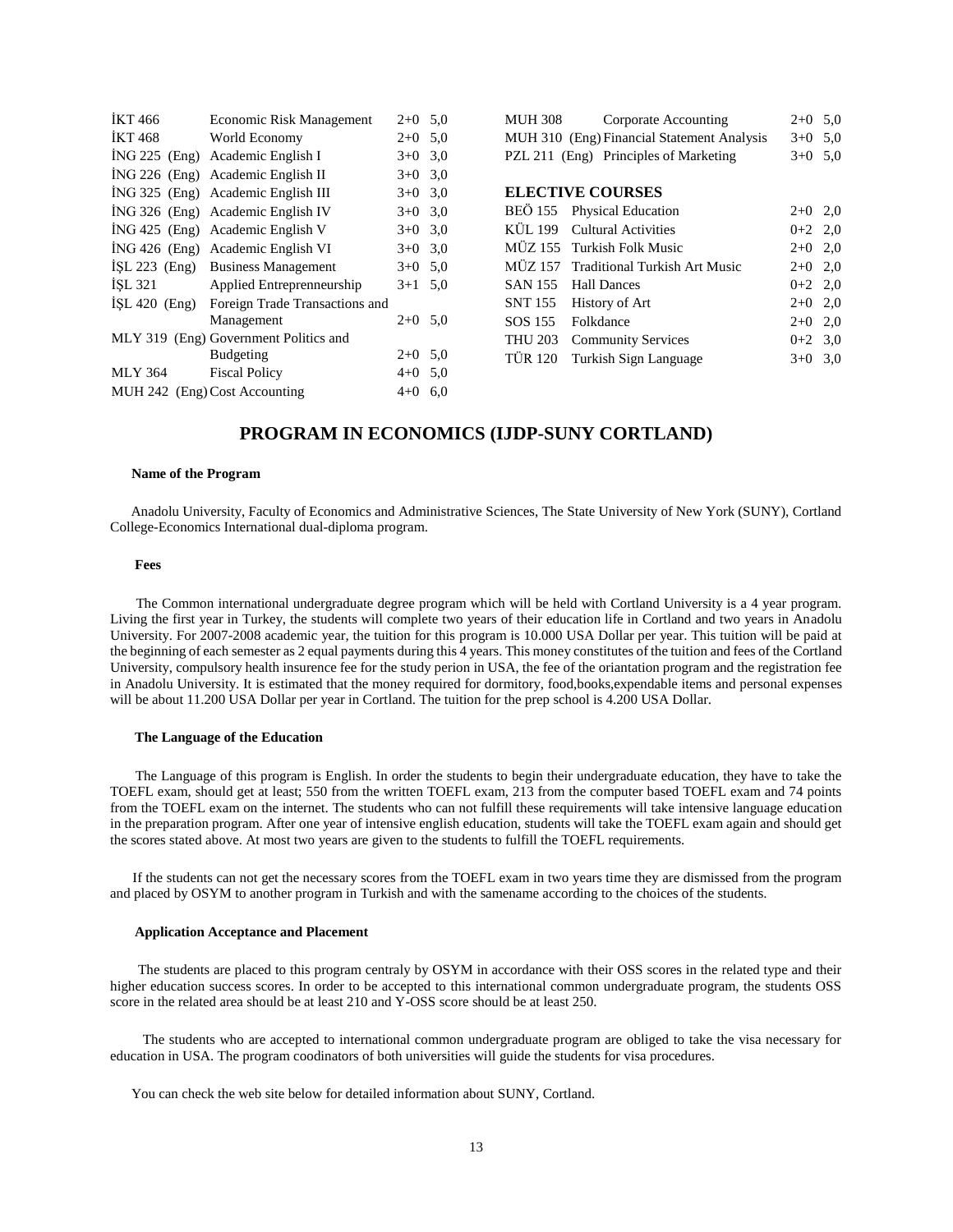| | | | |
|---|---|---|---|
| İKT 466 | Economic Risk Management | 2+0 | 5,0 |
| İKT 468 | World Economy | 2+0 | 5,0 |
| İNG 225 (Eng) | Academic English I | 3+0 | 3,0 |
| İNG 226 (Eng) | Academic English II | 3+0 | 3,0 |
| İNG 325 (Eng) | Academic English III | 3+0 | 3,0 |
| İNG 326 (Eng) | Academic English IV | 3+0 | 3,0 |
| İNG 425 (Eng) | Academic English V | 3+0 | 3,0 |
| İNG 426 (Eng) | Academic English VI | 3+0 | 3,0 |
| İŞL 223 (Eng) | Business Management | 3+0 | 5,0 |
| İŞL 321 | Applied Entreprenneurship | 3+1 | 5,0 |
| İŞL 420 (Eng) | Foreign Trade Transactions and Management | 2+0 | 5,0 |
| MLY 319 (Eng) | Government Politics and Budgeting | 2+0 | 5,0 |
| MLY 364 | Fiscal Policy | 4+0 | 5,0 |
| MUH 242 (Eng) | Cost Accounting | 4+0 | 6,0 |
| MUH 308 | Corporate Accounting | 2+0 | 5,0 |
| MUH 310 (Eng) | Financial Statement Analysis | 3+0 | 5,0 |
| PZL 211 (Eng) | Principles of Marketing | 3+0 | 5,0 |

**ELECTIVE COURSES**

| | | | |
|---|---|---|---|
| BEÖ 155 | Physical Education | 2+0 | 2,0 |
| KÜL 199 | Cultural Activities | 0+2 | 2,0 |
| MÜZ 155 | Turkish Folk Music | 2+0 | 2,0 |
| MÜZ 157 | Traditional Turkish Art Music | 2+0 | 2,0 |
| SAN 155 | Hall Dances | 0+2 | 2,0 |
| SNT 155 | History of Art | 2+0 | 2,0 |
| SOS 155 | Folkdance | 2+0 | 2,0 |
| THU 203 | Community Services | 0+2 | 3,0 |
| TÜR 120 | Turkish Sign Language | 3+0 | 3,0 |

## PROGRAM IN ECONOMICS (IJDP-SUNY CORTLAND)

**Name of the Program**

Anadolu University, Faculty of Economics and Administrative Sciences, The State University of New York (SUNY), Cortland College-Economics International dual-diploma program.

**Fees**

The Common international undergraduate degree program which will be held with Cortland University is a 4 year program. Living the first year in Turkey, the students will complete two years of their education life in Cortland and two years in Anadolu University. For 2007-2008 academic year, the tuition for this program is 10.000 USA Dollar per year. This tuition will be paid at the beginning of each semester as 2 equal payments during this 4 years. This money constitutes of the tuition and fees of the Cortland University, compulsory health insurence fee for the study perion in USA, the fee of the oriantation program and the registration fee in Anadolu University. It is estimated that the money required for dormitory, food,books,expendable items and personal expenses will be about 11.200 USA Dollar per year in Cortland. The tuition for the prep school is 4.200 USA Dollar.

**The Language of the Education**

The Language of this program is English. In order the students to begin their undergraduate education, they have to take the TOEFL exam, should get at least; 550 from the written TOEFL exam, 213 from the computer based TOEFL exam and 74 points from the TOEFL exam on the internet. The students who can not fulfill these requirements will take intensive language education in the preparation program. After one year of intensive english education, students will take the TOEFL exam again and should get the scores stated above. At most two years are given to the students to fulfill the TOEFL requirements.

If the students can not get the necessary scores from the TOEFL exam in two years time they are dismissed from the program and placed by OSYM to another program in Turkish and with the samename according to the choices of the students.

**Application Acceptance and Placement**

The students are placed to this program centraly by OSYM in accordance with their OSS scores in the related type and their higher education success scores. In order to be accepted to this international common undergraduate program, the students OSS score in the related area should be at least 210 and Y-OSS score should be at least 250.

The students who are accepted to international common undergraduate program are obliged to take the visa necessary for education in USA. The program coodinators of both universities will guide the students for visa procedures.

You can check the web site below for detailed information about SUNY, Cortland.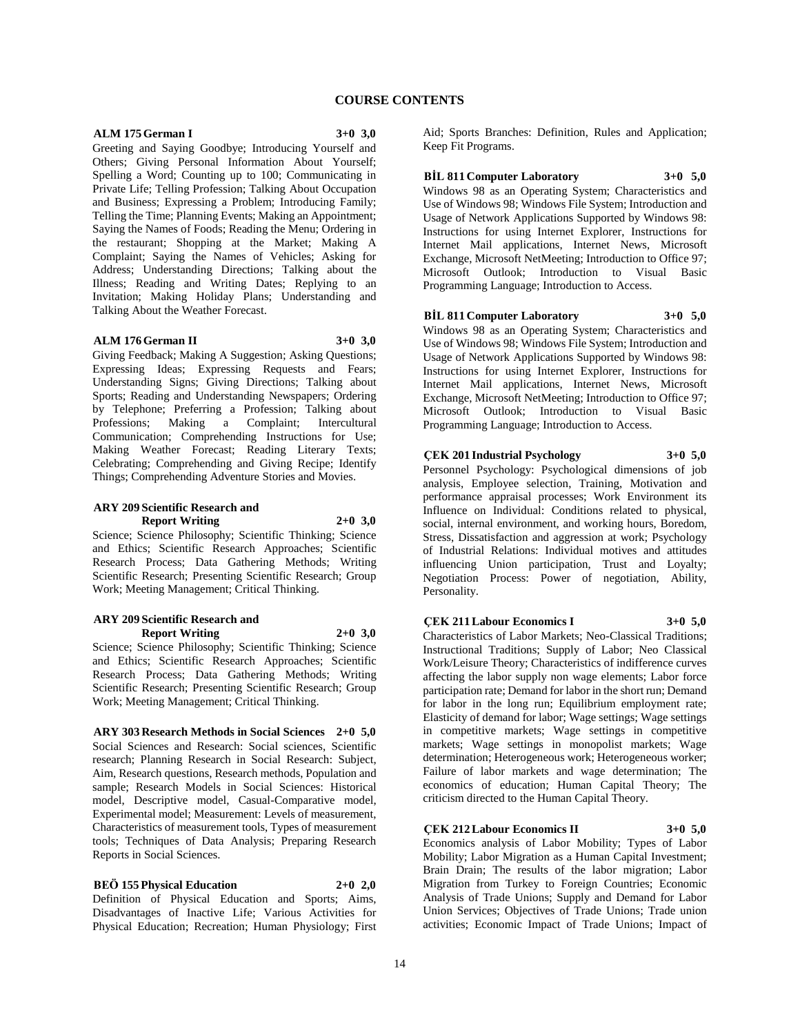# COURSE CONTENTS

**ALM 175 German I 3+0 3,0**

Greeting and Saying Goodbye; Introducing Yourself and Others; Giving Personal Information About Yourself; Spelling a Word; Counting up to 100; Communicating in Private Life; Telling Profession; Talking About Occupation and Business; Expressing a Problem; Introducing Family; Telling the Time; Planning Events; Making an Appointment; Saying the Names of Foods; Reading the Menu; Ordering in the restaurant; Shopping at the Market; Making A Complaint; Saying the Names of Vehicles; Asking for Address; Understanding Directions; Talking about the Illness; Reading and Writing Dates; Replying to an Invitation; Making Holiday Plans; Understanding and Talking About the Weather Forecast.

**ALM 176 German II 3+0 3,0**

Giving Feedback; Making A Suggestion; Asking Questions; Expressing Ideas; Expressing Requests and Fears; Understanding Signs; Giving Directions; Talking about Sports; Reading and Understanding Newspapers; Ordering by Telephone; Preferring a Profession; Talking about Professions; Making a Complaint; Intercultural Communication; Comprehending Instructions for Use; Making Weather Forecast; Reading Literary Texts; Celebrating; Comprehending and Giving Recipe; Identify Things; Comprehending Adventure Stories and Movies.

**ARY 209 Scientific Research and Report Writing 2+0 3,0**

Science; Science Philosophy; Scientific Thinking; Science and Ethics; Scientific Research Approaches; Scientific Research Process; Data Gathering Methods; Writing Scientific Research; Presenting Scientific Research; Group Work; Meeting Management; Critical Thinking.

**ARY 209 Scientific Research and Report Writing 2+0 3,0**

Science; Science Philosophy; Scientific Thinking; Science and Ethics; Scientific Research Approaches; Scientific Research Process; Data Gathering Methods; Writing Scientific Research; Presenting Scientific Research; Group Work; Meeting Management; Critical Thinking.

**ARY 303 Research Methods in Social Sciences 2+0 5,0**

Social Sciences and Research: Social sciences, Scientific research; Planning Research in Social Research: Subject, Aim, Research questions, Research methods, Population and sample; Research Models in Social Sciences: Historical model, Descriptive model, Casual-Comparative model, Experimental model; Measurement: Levels of measurement, Characteristics of measurement tools, Types of measurement tools; Techniques of Data Analysis; Preparing Research Reports in Social Sciences.

**BEÖ 155 Physical Education 2+0 2,0**

Definition of Physical Education and Sports; Aims, Disadvantages of Inactive Life; Various Activities for Physical Education; Recreation; Human Physiology; First Aid; Sports Branches: Definition, Rules and Application; Keep Fit Programs.

**BİL 811 Computer Laboratory 3+0 5,0**

Windows 98 as an Operating System; Characteristics and Use of Windows 98; Windows File System; Introduction and Usage of Network Applications Supported by Windows 98: Instructions for using Internet Explorer, Instructions for Internet Mail applications, Internet News, Microsoft Exchange, Microsoft NetMeeting; Introduction to Office 97; Microsoft Outlook; Introduction to Visual Basic Programming Language; Introduction to Access.

**BİL 811 Computer Laboratory 3+0 5,0**

Windows 98 as an Operating System; Characteristics and Use of Windows 98; Windows File System; Introduction and Usage of Network Applications Supported by Windows 98: Instructions for using Internet Explorer, Instructions for Internet Mail applications, Internet News, Microsoft Exchange, Microsoft NetMeeting; Introduction to Office 97; Microsoft Outlook; Introduction to Visual Basic Programming Language; Introduction to Access.

**ÇEK 201 Industrial Psychology 3+0 5,0**

Personnel Psychology: Psychological dimensions of job analysis, Employee selection, Training, Motivation and performance appraisal processes; Work Environment its Influence on Individual: Conditions related to physical, social, internal environment, and working hours, Boredom, Stress, Dissatisfaction and aggression at work; Psychology of Industrial Relations: Individual motives and attitudes influencing Union participation, Trust and Loyalty; Negotiation Process: Power of negotiation, Ability, Personality.

**ÇEK 211 Labour Economics I 3+0 5,0**

Characteristics of Labor Markets; Neo-Classical Traditions; Instructional Traditions; Supply of Labor; Neo Classical Work/Leisure Theory; Characteristics of indifference curves affecting the labor supply non wage elements; Labor force participation rate; Demand for labor in the short run; Demand for labor in the long run; Equilibrium employment rate; Elasticity of demand for labor; Wage settings; Wage settings in competitive markets; Wage settings in competitive markets; Wage settings in monopolist markets; Wage determination; Heterogeneous work; Heterogeneous worker; Failure of labor markets and wage determination; The economics of education; Human Capital Theory; The criticism directed to the Human Capital Theory.

**ÇEK 212 Labour Economics II 3+0 5,0**

Economics analysis of Labor Mobility; Types of Labor Mobility; Labor Migration as a Human Capital Investment; Brain Drain; The results of the labor migration; Labor Migration from Turkey to Foreign Countries; Economic Analysis of Trade Unions; Supply and Demand for Labor Union Services; Objectives of Trade Unions; Trade union activities; Economic Impact of Trade Unions; Impact of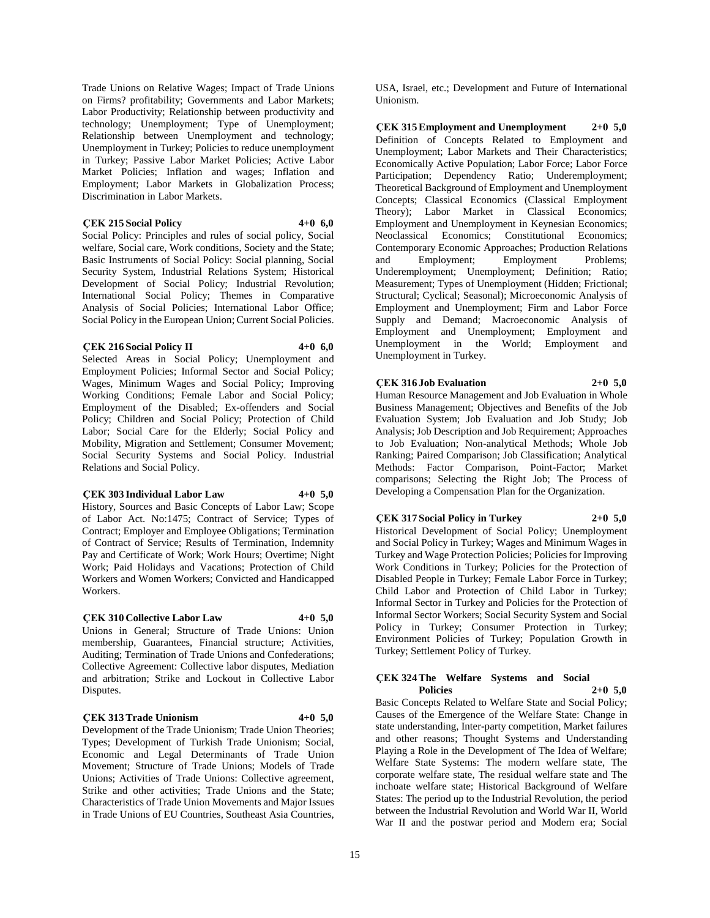Trade Unions on Relative Wages; Impact of Trade Unions on Firms? profitability; Governments and Labor Markets; Labor Productivity; Relationship between productivity and technology; Unemployment; Type of Unemployment; Relationship between Unemployment and technology; Unemployment in Turkey; Policies to reduce unemployment in Turkey; Passive Labor Market Policies; Active Labor Market Policies; Inflation and wages; Inflation and Employment; Labor Markets in Globalization Process; Discrimination in Labor Markets.

**ÇEK 215 Social Policy 4+0 6,0**

Social Policy: Principles and rules of social policy, Social welfare, Social care, Work conditions, Society and the State; Basic Instruments of Social Policy: Social planning, Social Security System, Industrial Relations System; Historical Development of Social Policy; Industrial Revolution; International Social Policy; Themes in Comparative Analysis of Social Policies; International Labor Office; Social Policy in the European Union; Current Social Policies.

**ÇEK 216 Social Policy II 4+0 6,0**

Selected Areas in Social Policy; Unemployment and Employment Policies; Informal Sector and Social Policy; Wages, Minimum Wages and Social Policy; Improving Working Conditions; Female Labor and Social Policy; Employment of the Disabled; Ex-offenders and Social Policy; Children and Social Policy; Protection of Child Labor; Social Care for the Elderly; Social Policy and Mobility, Migration and Settlement; Consumer Movement; Social Security Systems and Social Policy. Industrial Relations and Social Policy.

**ÇEK 303 Individual Labor Law 4+0 5,0**

History, Sources and Basic Concepts of Labor Law; Scope of Labor Act. No:1475; Contract of Service; Types of Contract; Employer and Employee Obligations; Termination of Contract of Service; Results of Termination, Indemnity Pay and Certificate of Work; Work Hours; Overtime; Night Work; Paid Holidays and Vacations; Protection of Child Workers and Women Workers; Convicted and Handicapped Workers.

**ÇEK 310 Collective Labor Law 4+0 5,0**

Unions in General; Structure of Trade Unions: Union membership, Guarantees, Financial structure; Activities, Auditing; Termination of Trade Unions and Confederations; Collective Agreement: Collective labor disputes, Mediation and arbitration; Strike and Lockout in Collective Labor Disputes.

**ÇEK 313 Trade Unionism 4+0 5,0**

Development of the Trade Unionism; Trade Union Theories; Types; Development of Turkish Trade Unionism; Social, Economic and Legal Determinants of Trade Union Movement; Structure of Trade Unions; Models of Trade Unions; Activities of Trade Unions: Collective agreement, Strike and other activities; Trade Unions and the State; Characteristics of Trade Union Movements and Major Issues in Trade Unions of EU Countries, Southeast Asia Countries, USA, Israel, etc.; Development and Future of International Unionism.

**ÇEK 315 Employment and Unemployment 2+0 5,0**

Definition of Concepts Related to Employment and Unemployment; Labor Markets and Their Characteristics; Economically Active Population; Labor Force; Labor Force Participation; Dependency Ratio; Underemployment; Theoretical Background of Employment and Unemployment Concepts; Classical Economics (Classical Employment Theory); Labor Market in Classical Economics; Employment and Unemployment in Keynesian Economics; Neoclassical Economics; Constitutional Economics; Contemporary Economic Approaches; Production Relations and Employment; Employment Problems; Underemployment; Unemployment; Definition; Ratio; Measurement; Types of Unemployment (Hidden; Frictional; Structural; Cyclical; Seasonal); Microeconomic Analysis of Employment and Unemployment; Firm and Labor Force Supply and Demand; Macroeconomic Analysis of Employment and Unemployment; Employment and Unemployment in the World; Employment and Unemployment in Turkey.

**ÇEK 316 Job Evaluation 2+0 5,0**

Human Resource Management and Job Evaluation in Whole Business Management; Objectives and Benefits of the Job Evaluation System; Job Evaluation and Job Study; Job Analysis; Job Description and Job Requirement; Approaches to Job Evaluation; Non-analytical Methods; Whole Job Ranking; Paired Comparison; Job Classification; Analytical Methods: Factor Comparison, Point-Factor; Market comparisons; Selecting the Right Job; The Process of Developing a Compensation Plan for the Organization.

**ÇEK 317 Social Policy in Turkey 2+0 5,0**

Historical Development of Social Policy; Unemployment and Social Policy in Turkey; Wages and Minimum Wages in Turkey and Wage Protection Policies; Policies for Improving Work Conditions in Turkey; Policies for the Protection of Disabled People in Turkey; Female Labor Force in Turkey; Child Labor and Protection of Child Labor in Turkey; Informal Sector in Turkey and Policies for the Protection of Informal Sector Workers; Social Security System and Social Policy in Turkey; Consumer Protection in Turkey; Environment Policies of Turkey; Population Growth in Turkey; Settlement Policy of Turkey.

**ÇEK 324 The Welfare Systems and Social Policies 2+0 5,0**

Basic Concepts Related to Welfare State and Social Policy; Causes of the Emergence of the Welfare State: Change in state understanding, Inter-party competition, Market failures and other reasons; Thought Systems and Understanding Playing a Role in the Development of The Idea of Welfare; Welfare State Systems: The modern welfare state, The corporate welfare state, The residual welfare state and The inchoate welfare state; Historical Background of Welfare States: The period up to the Industrial Revolution, the period between the Industrial Revolution and World War II, World War II and the postwar period and Modern era; Social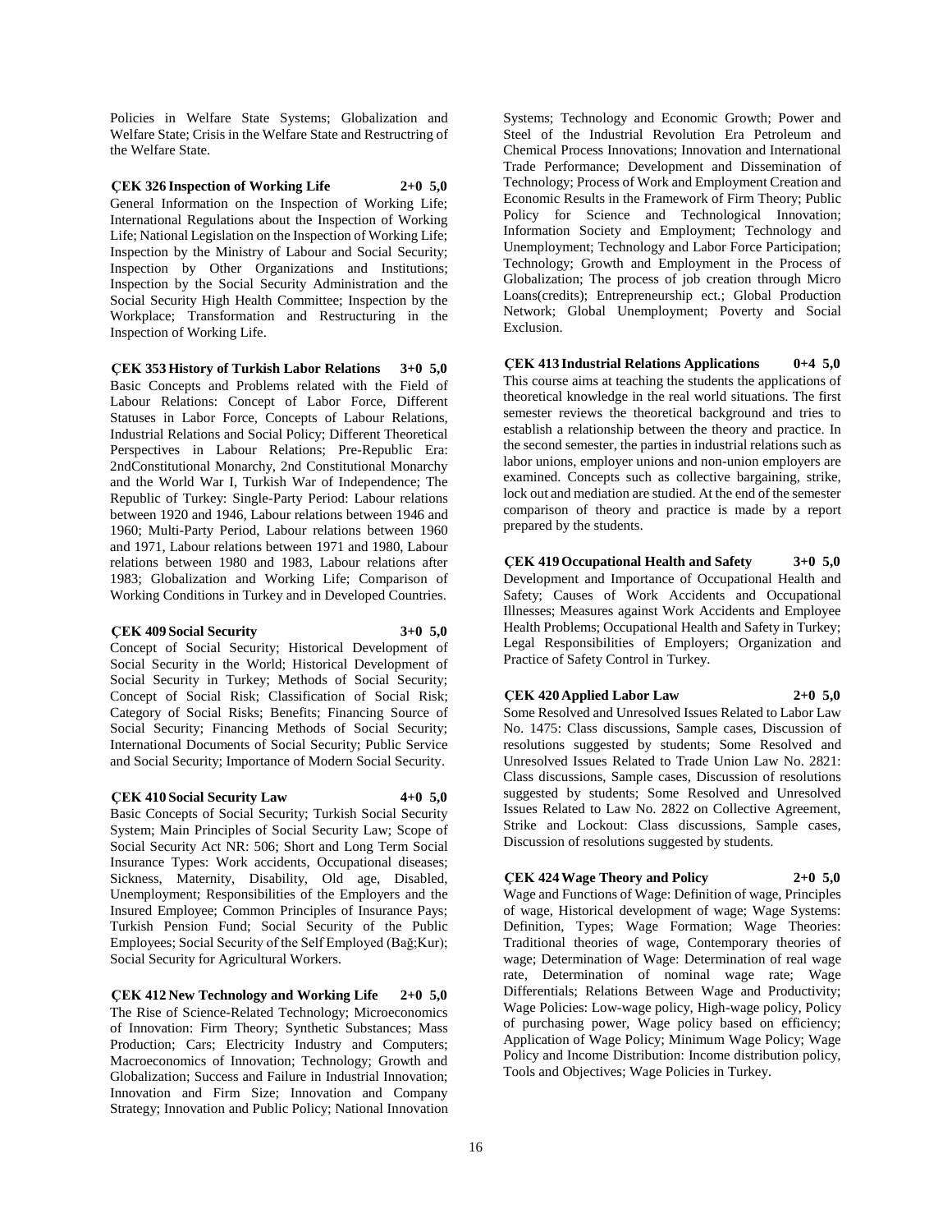Policies in Welfare State Systems; Globalization and Welfare State; Crisis in the Welfare State and Restructring of the Welfare State.

**ÇEK 326 Inspection of Working Life 2+0 5,0**

General Information on the Inspection of Working Life; International Regulations about the Inspection of Working Life; National Legislation on the Inspection of Working Life; Inspection by the Ministry of Labour and Social Security; Inspection by Other Organizations and Institutions; Inspection by the Social Security Administration and the Social Security High Health Committee; Inspection by the Workplace; Transformation and Restructuring in the Inspection of Working Life.

**ÇEK 353 History of Turkish Labor Relations 3+0 5,0**

Basic Concepts and Problems related with the Field of Labour Relations: Concept of Labor Force, Different Statuses in Labor Force, Concepts of Labour Relations, Industrial Relations and Social Policy; Different Theoretical Perspectives in Labour Relations; Pre-Republic Era: 2ndConstitutional Monarchy, 2nd Constitutional Monarchy and the World War I, Turkish War of Independence; The Republic of Turkey: Single-Party Period: Labour relations between 1920 and 1946, Labour relations between 1946 and 1960; Multi-Party Period, Labour relations between 1960 and 1971, Labour relations between 1971 and 1980, Labour relations between 1980 and 1983, Labour relations after 1983; Globalization and Working Life; Comparison of Working Conditions in Turkey and in Developed Countries.

**ÇEK 409 Social Security 3+0 5,0**

Concept of Social Security; Historical Development of Social Security in the World; Historical Development of Social Security in Turkey; Methods of Social Security; Concept of Social Risk; Classification of Social Risk; Category of Social Risks; Benefits; Financing Source of Social Security; Financing Methods of Social Security; International Documents of Social Security; Public Service and Social Security; Importance of Modern Social Security.

**ÇEK 410 Social Security Law 4+0 5,0**

Basic Concepts of Social Security; Turkish Social Security System; Main Principles of Social Security Law; Scope of Social Security Act NR: 506; Short and Long Term Social Insurance Types: Work accidents, Occupational diseases; Sickness, Maternity, Disability, Old age, Disabled, Unemployment; Responsibilities of the Employers and the Insured Employee; Common Principles of Insurance Pays; Turkish Pension Fund; Social Security of the Public Employees; Social Security of the Self Employed (Bağ;Kur); Social Security for Agricultural Workers.

**ÇEK 412 New Technology and Working Life 2+0 5,0**

The Rise of Science-Related Technology; Microeconomics of Innovation: Firm Theory; Synthetic Substances; Mass Production; Cars; Electricity Industry and Computers; Macroeconomics of Innovation; Technology; Growth and Globalization; Success and Failure in Industrial Innovation; Innovation and Firm Size; Innovation and Company Strategy; Innovation and Public Policy; National Innovation Systems; Technology and Economic Growth; Power and Steel of the Industrial Revolution Era Petroleum and Chemical Process Innovations; Innovation and International Trade Performance; Development and Dissemination of Technology; Process of Work and Employment Creation and Economic Results in the Framework of Firm Theory; Public Policy for Science and Technological Innovation; Information Society and Employment; Technology and Unemployment; Technology and Labor Force Participation; Technology; Growth and Employment in the Process of Globalization; The process of job creation through Micro Loans(credits); Entrepreneurship ect.; Global Production Network; Global Unemployment; Poverty and Social Exclusion.

**ÇEK 413 Industrial Relations Applications 0+4 5,0**

This course aims at teaching the students the applications of theoretical knowledge in the real world situations. The first semester reviews the theoretical background and tries to establish a relationship between the theory and practice. In the second semester, the parties in industrial relations such as labor unions, employer unions and non-union employers are examined. Concepts such as collective bargaining, strike, lock out and mediation are studied. At the end of the semester comparison of theory and practice is made by a report prepared by the students.

**ÇEK 419 Occupational Health and Safety 3+0 5,0**

Development and Importance of Occupational Health and Safety; Causes of Work Accidents and Occupational Illnesses; Measures against Work Accidents and Employee Health Problems; Occupational Health and Safety in Turkey; Legal Responsibilities of Employers; Organization and Practice of Safety Control in Turkey.

**ÇEK 420 Applied Labor Law 2+0 5,0**

Some Resolved and Unresolved Issues Related to Labor Law No. 1475: Class discussions, Sample cases, Discussion of resolutions suggested by students; Some Resolved and Unresolved Issues Related to Trade Union Law No. 2821: Class discussions, Sample cases, Discussion of resolutions suggested by students; Some Resolved and Unresolved Issues Related to Law No. 2822 on Collective Agreement, Strike and Lockout: Class discussions, Sample cases, Discussion of resolutions suggested by students.

**ÇEK 424 Wage Theory and Policy 2+0 5,0**

Wage and Functions of Wage: Definition of wage, Principles of wage, Historical development of wage; Wage Systems: Definition, Types; Wage Formation; Wage Theories: Traditional theories of wage, Contemporary theories of wage; Determination of Wage: Determination of real wage rate, Determination of nominal wage rate; Wage Differentials; Relations Between Wage and Productivity; Wage Policies: Low-wage policy, High-wage policy, Policy of purchasing power, Wage policy based on efficiency; Application of Wage Policy; Minimum Wage Policy; Wage Policy and Income Distribution: Income distribution policy, Tools and Objectives; Wage Policies in Turkey.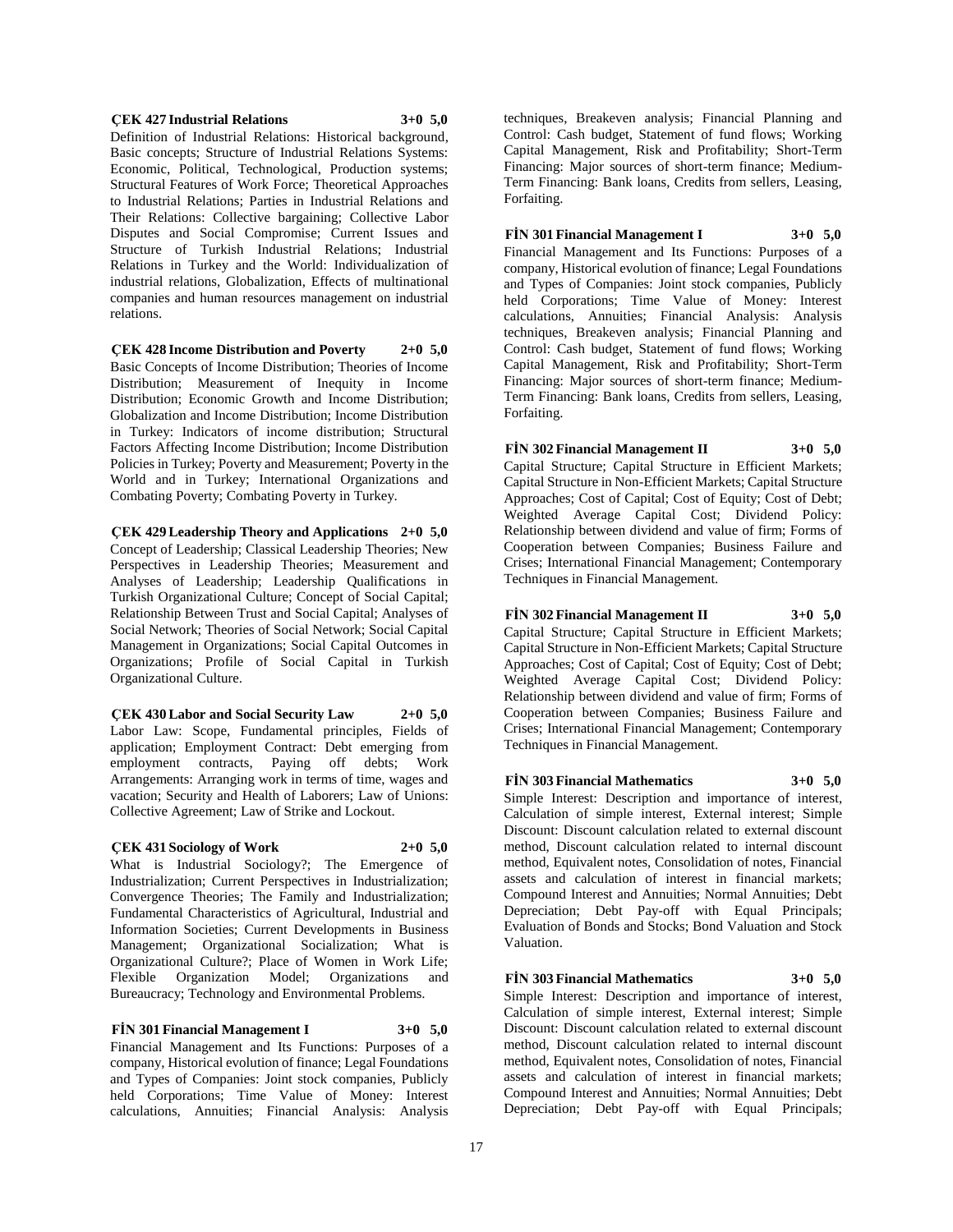**ÇEK 427 Industrial Relations 3+0 5,0**

Definition of Industrial Relations: Historical background, Basic concepts; Structure of Industrial Relations Systems: Economic, Political, Technological, Production systems; Structural Features of Work Force; Theoretical Approaches to Industrial Relations; Parties in Industrial Relations and Their Relations: Collective bargaining; Collective Labor Disputes and Social Compromise; Current Issues and Structure of Turkish Industrial Relations; Industrial Relations in Turkey and the World: Individualization of industrial relations, Globalization, Effects of multinational companies and human resources management on industrial relations.

**ÇEK 428 Income Distribution and Poverty 2+0 5,0**

Basic Concepts of Income Distribution; Theories of Income Distribution; Measurement of Inequity in Income Distribution; Economic Growth and Income Distribution; Globalization and Income Distribution; Income Distribution in Turkey: Indicators of income distribution; Structural Factors Affecting Income Distribution; Income Distribution Policies in Turkey; Poverty and Measurement; Poverty in the World and in Turkey; International Organizations and Combating Poverty; Combating Poverty in Turkey.

**ÇEK 429 Leadership Theory and Applications 2+0 5,0**

Concept of Leadership; Classical Leadership Theories; New Perspectives in Leadership Theories; Measurement and Analyses of Leadership; Leadership Qualifications in Turkish Organizational Culture; Concept of Social Capital; Relationship Between Trust and Social Capital; Analyses of Social Network; Theories of Social Network; Social Capital Management in Organizations; Social Capital Outcomes in Organizations; Profile of Social Capital in Turkish Organizational Culture.

**ÇEK 430 Labor and Social Security Law 2+0 5,0**

Labor Law: Scope, Fundamental principles, Fields of application; Employment Contract: Debt emerging from employment contracts, Paying off debts; Work Arrangements: Arranging work in terms of time, wages and vacation; Security and Health of Laborers; Law of Unions: Collective Agreement; Law of Strike and Lockout.

**ÇEK 431 Sociology of Work 2+0 5,0**

What is Industrial Sociology?; The Emergence of Industrialization; Current Perspectives in Industrialization; Convergence Theories; The Family and Industrialization; Fundamental Characteristics of Agricultural, Industrial and Information Societies; Current Developments in Business Management; Organizational Socialization; What is Organizational Culture?; Place of Women in Work Life; Flexible Organization Model; Organizations and Bureaucracy; Technology and Environmental Problems.

**FİN 301 Financial Management I 3+0 5,0**

Financial Management and Its Functions: Purposes of a company, Historical evolution of finance; Legal Foundations and Types of Companies: Joint stock companies, Publicly held Corporations; Time Value of Money: Interest calculations, Annuities; Financial Analysis: Analysis techniques, Breakeven analysis; Financial Planning and Control: Cash budget, Statement of fund flows; Working Capital Management, Risk and Profitability; Short-Term Financing: Major sources of short-term finance; Medium-Term Financing: Bank loans, Credits from sellers, Leasing, Forfaiting.

**FİN 301 Financial Management I 3+0 5,0**

Financial Management and Its Functions: Purposes of a company, Historical evolution of finance; Legal Foundations and Types of Companies: Joint stock companies, Publicly held Corporations; Time Value of Money: Interest calculations, Annuities; Financial Analysis: Analysis techniques, Breakeven analysis; Financial Planning and Control: Cash budget, Statement of fund flows; Working Capital Management, Risk and Profitability; Short-Term Financing: Major sources of short-term finance; Medium-Term Financing: Bank loans, Credits from sellers, Leasing, Forfaiting.

**FİN 302 Financial Management II 3+0 5,0**

Capital Structure; Capital Structure in Efficient Markets; Capital Structure in Non-Efficient Markets; Capital Structure Approaches; Cost of Capital; Cost of Equity; Cost of Debt; Weighted Average Capital Cost; Dividend Policy: Relationship between dividend and value of firm; Forms of Cooperation between Companies; Business Failure and Crises; International Financial Management; Contemporary Techniques in Financial Management.

**FİN 302 Financial Management II 3+0 5,0**

Capital Structure; Capital Structure in Efficient Markets; Capital Structure in Non-Efficient Markets; Capital Structure Approaches; Cost of Capital; Cost of Equity; Cost of Debt; Weighted Average Capital Cost; Dividend Policy: Relationship between dividend and value of firm; Forms of Cooperation between Companies; Business Failure and Crises; International Financial Management; Contemporary Techniques in Financial Management.

**FİN 303 Financial Mathematics 3+0 5,0**

Simple Interest: Description and importance of interest, Calculation of simple interest, External interest; Simple Discount: Discount calculation related to external discount method, Discount calculation related to internal discount method, Equivalent notes, Consolidation of notes, Financial assets and calculation of interest in financial markets; Compound Interest and Annuities; Normal Annuities; Debt Depreciation; Debt Pay-off with Equal Principals; Evaluation of Bonds and Stocks; Bond Valuation and Stock Valuation.

**FİN 303 Financial Mathematics 3+0 5,0**

Simple Interest: Description and importance of interest, Calculation of simple interest, External interest; Simple Discount: Discount calculation related to external discount method, Discount calculation related to internal discount method, Equivalent notes, Consolidation of notes, Financial assets and calculation of interest in financial markets; Compound Interest and Annuities; Normal Annuities; Debt Depreciation; Debt Pay-off with Equal Principals;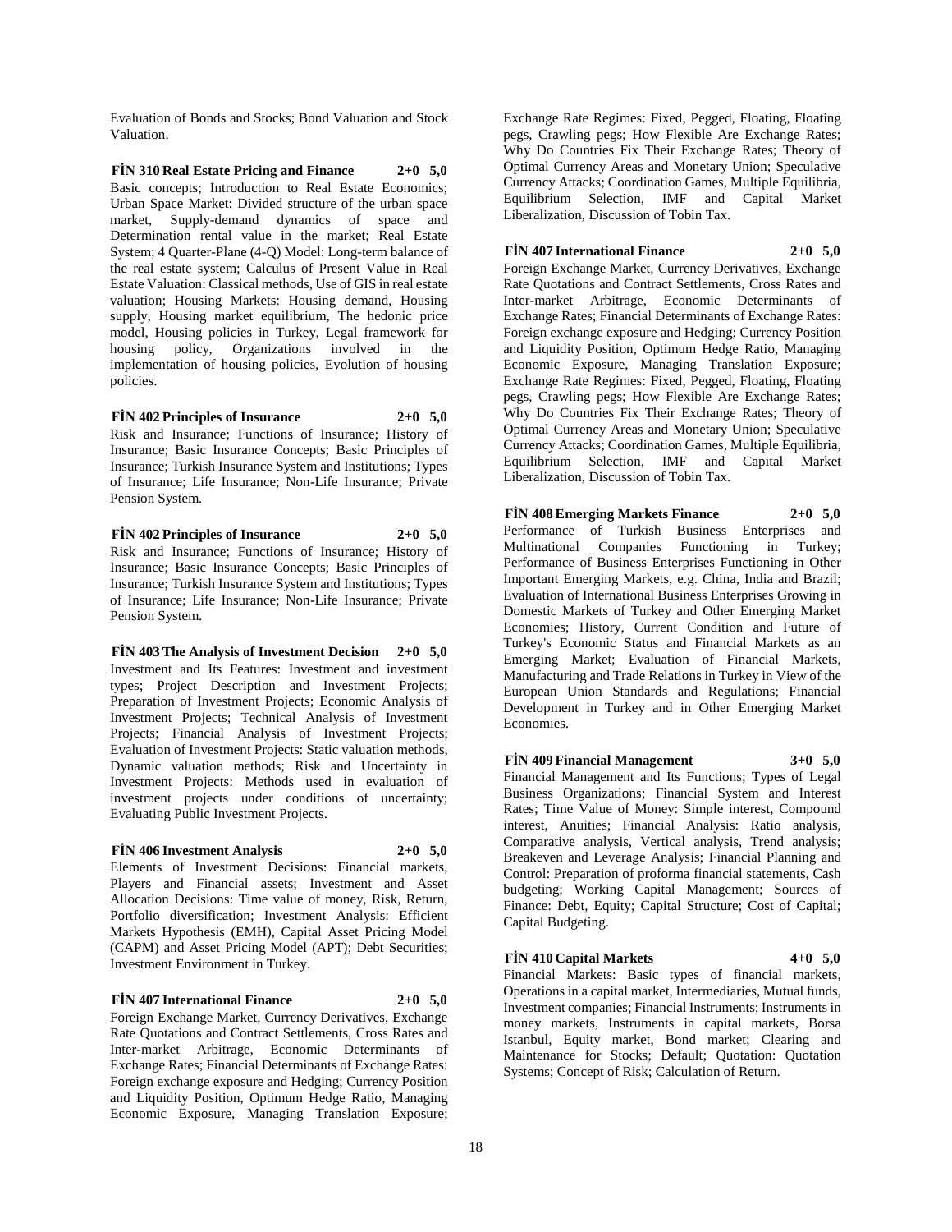Evaluation of Bonds and Stocks; Bond Valuation and Stock Valuation.

**FİN 310 Real Estate Pricing and Finance 2+0 5,0**

Basic concepts; Introduction to Real Estate Economics; Urban Space Market: Divided structure of the urban space market, Supply-demand dynamics of space and Determination rental value in the market; Real Estate System; 4 Quarter-Plane (4-Q) Model: Long-term balance of the real estate system; Calculus of Present Value in Real Estate Valuation: Classical methods, Use of GIS in real estate valuation; Housing Markets: Housing demand, Housing supply, Housing market equilibrium, The hedonic price model, Housing policies in Turkey, Legal framework for housing policy, Organizations involved in the implementation of housing policies, Evolution of housing policies.

**FİN 402 Principles of Insurance 2+0 5,0**

Risk and Insurance; Functions of Insurance; History of Insurance; Basic Insurance Concepts; Basic Principles of Insurance; Turkish Insurance System and Institutions; Types of Insurance; Life Insurance; Non-Life Insurance; Private Pension System.

**FİN 402 Principles of Insurance 2+0 5,0**

Risk and Insurance; Functions of Insurance; History of Insurance; Basic Insurance Concepts; Basic Principles of Insurance; Turkish Insurance System and Institutions; Types of Insurance; Life Insurance; Non-Life Insurance; Private Pension System.

**FİN 403 The Analysis of Investment Decision 2+0 5,0**

Investment and Its Features: Investment and investment types; Project Description and Investment Projects; Preparation of Investment Projects; Economic Analysis of Investment Projects; Technical Analysis of Investment Projects; Financial Analysis of Investment Projects; Evaluation of Investment Projects: Static valuation methods, Dynamic valuation methods; Risk and Uncertainty in Investment Projects: Methods used in evaluation of investment projects under conditions of uncertainty; Evaluating Public Investment Projects.

**FİN 406 Investment Analysis 2+0 5,0**

Elements of Investment Decisions: Financial markets, Players and Financial assets; Investment and Asset Allocation Decisions: Time value of money, Risk, Return, Portfolio diversification; Investment Analysis: Efficient Markets Hypothesis (EMH), Capital Asset Pricing Model (CAPM) and Asset Pricing Model (APT); Debt Securities; Investment Environment in Turkey.

**FİN 407 International Finance 2+0 5,0**

Foreign Exchange Market, Currency Derivatives, Exchange Rate Quotations and Contract Settlements, Cross Rates and Inter-market Arbitrage, Economic Determinants of Exchange Rates; Financial Determinants of Exchange Rates: Foreign exchange exposure and Hedging; Currency Position and Liquidity Position, Optimum Hedge Ratio, Managing Economic Exposure, Managing Translation Exposure; Exchange Rate Regimes: Fixed, Pegged, Floating, Floating pegs, Crawling pegs; How Flexible Are Exchange Rates; Why Do Countries Fix Their Exchange Rates; Theory of Optimal Currency Areas and Monetary Union; Speculative Currency Attacks; Coordination Games, Multiple Equilibria, Equilibrium Selection, IMF and Capital Market Liberalization, Discussion of Tobin Tax.

**FİN 407 International Finance 2+0 5,0**

Foreign Exchange Market, Currency Derivatives, Exchange Rate Quotations and Contract Settlements, Cross Rates and Inter-market Arbitrage, Economic Determinants of Exchange Rates; Financial Determinants of Exchange Rates: Foreign exchange exposure and Hedging; Currency Position and Liquidity Position, Optimum Hedge Ratio, Managing Economic Exposure, Managing Translation Exposure; Exchange Rate Regimes: Fixed, Pegged, Floating, Floating pegs, Crawling pegs; How Flexible Are Exchange Rates; Why Do Countries Fix Their Exchange Rates; Theory of Optimal Currency Areas and Monetary Union; Speculative Currency Attacks; Coordination Games, Multiple Equilibria, Equilibrium Selection, IMF and Capital Market Liberalization, Discussion of Tobin Tax.

**FİN 408 Emerging Markets Finance 2+0 5,0**

Performance of Turkish Business Enterprises and Multinational Companies Functioning in Turkey; Performance of Business Enterprises Functioning in Other Important Emerging Markets, e.g. China, India and Brazil; Evaluation of International Business Enterprises Growing in Domestic Markets of Turkey and Other Emerging Market Economies; History, Current Condition and Future of Turkey's Economic Status and Financial Markets as an Emerging Market; Evaluation of Financial Markets, Manufacturing and Trade Relations in Turkey in View of the European Union Standards and Regulations; Financial Development in Turkey and in Other Emerging Market Economies.

**FİN 409 Financial Management 3+0 5,0**

Financial Management and Its Functions; Types of Legal Business Organizations; Financial System and Interest Rates; Time Value of Money: Simple interest, Compound interest, Anuities; Financial Analysis: Ratio analysis, Comparative analysis, Vertical analysis, Trend analysis; Breakeven and Leverage Analysis; Financial Planning and Control: Preparation of proforma financial statements, Cash budgeting; Working Capital Management; Sources of Finance: Debt, Equity; Capital Structure; Cost of Capital; Capital Budgeting.

**FİN 410 Capital Markets 4+0 5,0**

Financial Markets: Basic types of financial markets, Operations in a capital market, Intermediaries, Mutual funds, Investment companies; Financial Instruments; Instruments in money markets, Instruments in capital markets, Borsa Istanbul, Equity market, Bond market; Clearing and Maintenance for Stocks; Default; Quotation: Quotation Systems; Concept of Risk; Calculation of Return.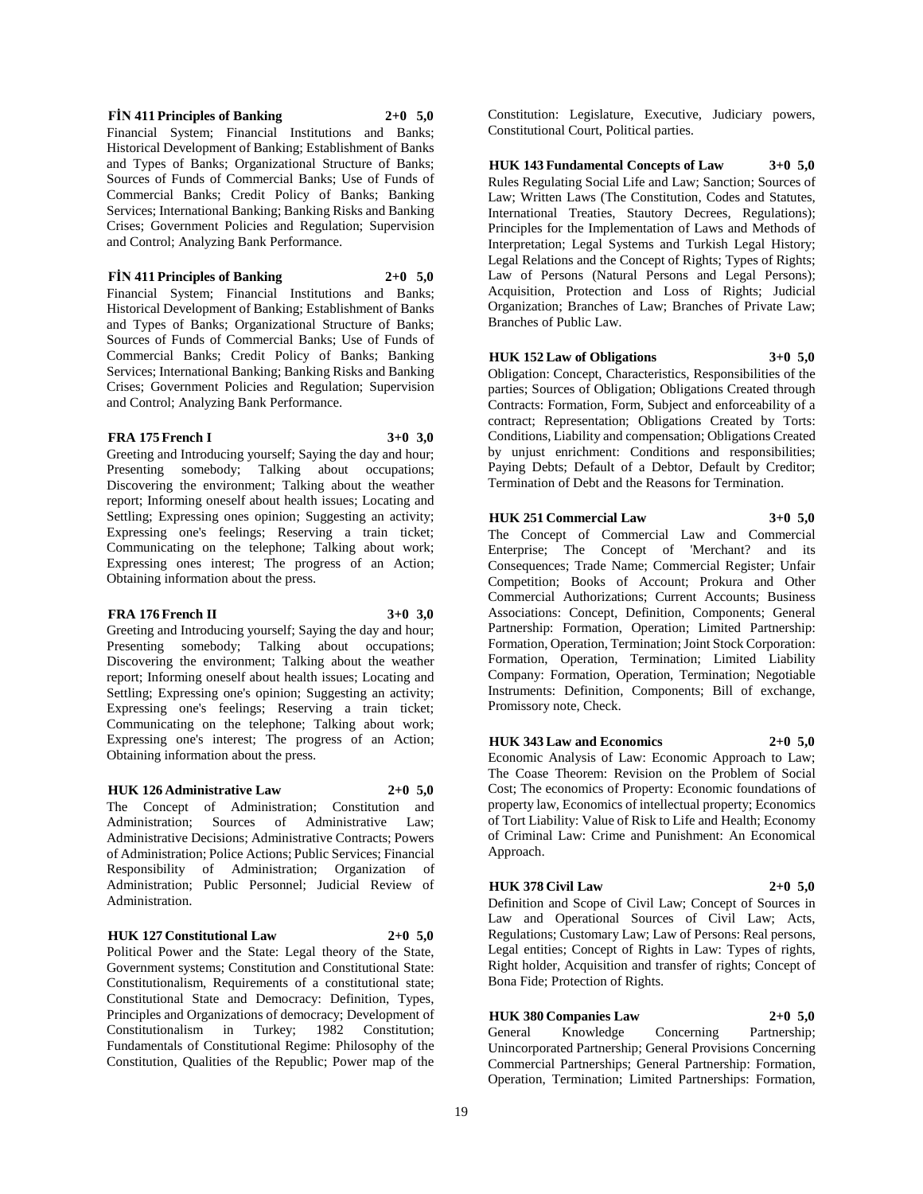**FİN 411 Principles of Banking 2+0 5,0**

Financial System; Financial Institutions and Banks; Historical Development of Banking; Establishment of Banks and Types of Banks; Organizational Structure of Banks; Sources of Funds of Commercial Banks; Use of Funds of Commercial Banks; Credit Policy of Banks; Banking Services; International Banking; Banking Risks and Banking Crises; Government Policies and Regulation; Supervision and Control; Analyzing Bank Performance.

**FİN 411 Principles of Banking 2+0 5,0**

Financial System; Financial Institutions and Banks; Historical Development of Banking; Establishment of Banks and Types of Banks; Organizational Structure of Banks; Sources of Funds of Commercial Banks; Use of Funds of Commercial Banks; Credit Policy of Banks; Banking Services; International Banking; Banking Risks and Banking Crises; Government Policies and Regulation; Supervision and Control; Analyzing Bank Performance.

**FRA 175 French I 3+0 3,0**

Greeting and Introducing yourself; Saying the day and hour; Presenting somebody; Talking about occupations; Discovering the environment; Talking about the weather report; Informing oneself about health issues; Locating and Settling; Expressing ones opinion; Suggesting an activity; Expressing one's feelings; Reserving a train ticket; Communicating on the telephone; Talking about work; Expressing ones interest; The progress of an Action; Obtaining information about the press.

**FRA 176 French II 3+0 3,0**

Greeting and Introducing yourself; Saying the day and hour; Presenting somebody; Talking about occupations; Discovering the environment; Talking about the weather report; Informing oneself about health issues; Locating and Settling; Expressing one's opinion; Suggesting an activity; Expressing one's feelings; Reserving a train ticket; Communicating on the telephone; Talking about work; Expressing one's interest; The progress of an Action; Obtaining information about the press.

**HUK 126 Administrative Law 2+0 5,0**

The Concept of Administration; Constitution and Administration; Sources of Administrative Law; Administrative Decisions; Administrative Contracts; Powers of Administration; Police Actions; Public Services; Financial Responsibility of Administration; Organization of Administration; Public Personnel; Judicial Review of Administration.

**HUK 127 Constitutional Law 2+0 5,0**

Political Power and the State: Legal theory of the State, Government systems; Constitution and Constitutional State: Constitutionalism, Requirements of a constitutional state; Constitutional State and Democracy: Definition, Types, Principles and Organizations of democracy; Development of Constitutionalism in Turkey; 1982 Constitution; Fundamentals of Constitutional Regime: Philosophy of the Constitution, Qualities of the Republic; Power map of the Constitution: Legislature, Executive, Judiciary powers, Constitutional Court, Political parties.

**HUK 143 Fundamental Concepts of Law 3+0 5,0**

Rules Regulating Social Life and Law; Sanction; Sources of Law; Written Laws (The Constitution, Codes and Statutes, International Treaties, Stautory Decrees, Regulations); Principles for the Implementation of Laws and Methods of Interpretation; Legal Systems and Turkish Legal History; Legal Relations and the Concept of Rights; Types of Rights; Law of Persons (Natural Persons and Legal Persons); Acquisition, Protection and Loss of Rights; Judicial Organization; Branches of Law; Branches of Private Law; Branches of Public Law.

**HUK 152 Law of Obligations 3+0 5,0**

Obligation: Concept, Characteristics, Responsibilities of the parties; Sources of Obligation; Obligations Created through Contracts: Formation, Form, Subject and enforceability of a contract; Representation; Obligations Created by Torts: Conditions, Liability and compensation; Obligations Created by unjust enrichment: Conditions and responsibilities; Paying Debts; Default of a Debtor, Default by Creditor; Termination of Debt and the Reasons for Termination.

**HUK 251 Commercial Law 3+0 5,0**

The Concept of Commercial Law and Commercial Enterprise; The Concept of 'Merchant? and its Consequences; Trade Name; Commercial Register; Unfair Competition; Books of Account; Prokura and Other Commercial Authorizations; Current Accounts; Business Associations: Concept, Definition, Components; General Partnership: Formation, Operation; Limited Partnership: Formation, Operation, Termination; Joint Stock Corporation: Formation, Operation, Termination; Limited Liability Company: Formation, Operation, Termination; Negotiable Instruments: Definition, Components; Bill of exchange, Promissory note, Check.

**HUK 343 Law and Economics 2+0 5,0**

Economic Analysis of Law: Economic Approach to Law; The Coase Theorem: Revision on the Problem of Social Cost; The economics of Property: Economic foundations of property law, Economics of intellectual property; Economics of Tort Liability: Value of Risk to Life and Health; Economy of Criminal Law: Crime and Punishment: An Economical Approach.

**HUK 378 Civil Law 2+0 5,0**

Definition and Scope of Civil Law; Concept of Sources in Law and Operational Sources of Civil Law; Acts, Regulations; Customary Law; Law of Persons: Real persons, Legal entities; Concept of Rights in Law: Types of rights, Right holder, Acquisition and transfer of rights; Concept of Bona Fide; Protection of Rights.

**HUK 380 Companies Law 2+0 5,0**

General Knowledge Concerning Partnership; Unincorporated Partnership; General Provisions Concerning Commercial Partnerships; General Partnership: Formation, Operation, Termination; Limited Partnerships: Formation,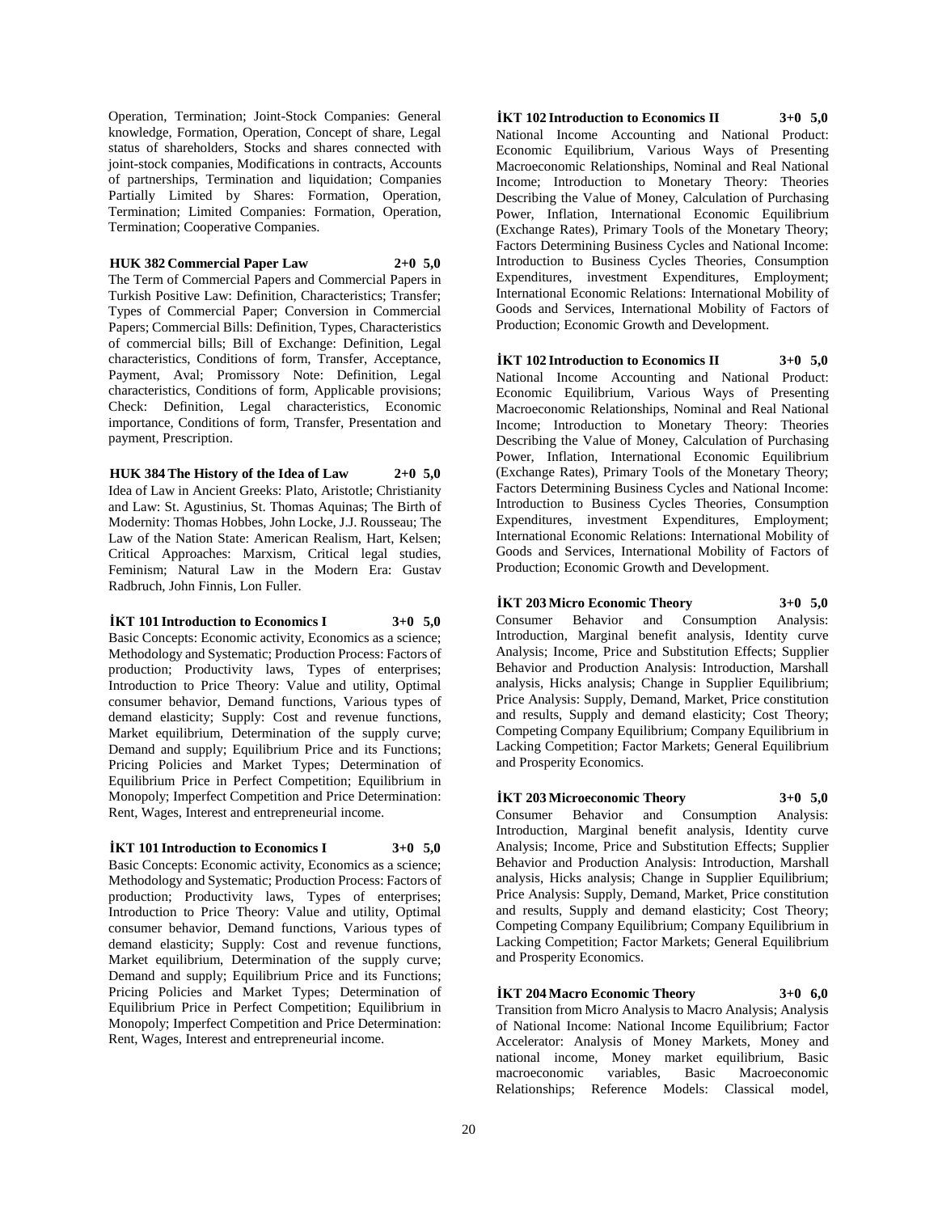Operation, Termination; Joint-Stock Companies: General knowledge, Formation, Operation, Concept of share, Legal status of shareholders, Stocks and shares connected with joint-stock companies, Modifications in contracts, Accounts of partnerships, Termination and liquidation; Companies Partially Limited by Shares: Formation, Operation, Termination; Limited Companies: Formation, Operation, Termination; Cooperative Companies.

**HUK 382 Commercial Paper Law 2+0 5,0**

The Term of Commercial Papers and Commercial Papers in Turkish Positive Law: Definition, Characteristics; Transfer; Types of Commercial Paper; Conversion in Commercial Papers; Commercial Bills: Definition, Types, Characteristics of commercial bills; Bill of Exchange: Definition, Legal characteristics, Conditions of form, Transfer, Acceptance, Payment, Aval; Promissory Note: Definition, Legal characteristics, Conditions of form, Applicable provisions; Check: Definition, Legal characteristics, Economic importance, Conditions of form, Transfer, Presentation and payment, Prescription.

**HUK 384 The History of the Idea of Law 2+0 5,0**

Idea of Law in Ancient Greeks: Plato, Aristotle; Christianity and Law: St. Agustinius, St. Thomas Aquinas; The Birth of Modernity: Thomas Hobbes, John Locke, J.J. Rousseau; The Law of the Nation State: American Realism, Hart, Kelsen; Critical Approaches: Marxism, Critical legal studies, Feminism; Natural Law in the Modern Era: Gustav Radbruch, John Finnis, Lon Fuller.

**İKT 101 Introduction to Economics I 3+0 5,0**

Basic Concepts: Economic activity, Economics as a science; Methodology and Systematic; Production Process: Factors of production; Productivity laws, Types of enterprises; Introduction to Price Theory: Value and utility, Optimal consumer behavior, Demand functions, Various types of demand elasticity; Supply: Cost and revenue functions, Market equilibrium, Determination of the supply curve; Demand and supply; Equilibrium Price and its Functions; Pricing Policies and Market Types; Determination of Equilibrium Price in Perfect Competition; Equilibrium in Monopoly; Imperfect Competition and Price Determination: Rent, Wages, Interest and entrepreneurial income.

**İKT 101 Introduction to Economics I 3+0 5,0**

Basic Concepts: Economic activity, Economics as a science; Methodology and Systematic; Production Process: Factors of production; Productivity laws, Types of enterprises; Introduction to Price Theory: Value and utility, Optimal consumer behavior, Demand functions, Various types of demand elasticity; Supply: Cost and revenue functions, Market equilibrium, Determination of the supply curve; Demand and supply; Equilibrium Price and its Functions; Pricing Policies and Market Types; Determination of Equilibrium Price in Perfect Competition; Equilibrium in Monopoly; Imperfect Competition and Price Determination: Rent, Wages, Interest and entrepreneurial income.

**İKT 102 Introduction to Economics II 3+0 5,0**

National Income Accounting and National Product: Economic Equilibrium, Various Ways of Presenting Macroeconomic Relationships, Nominal and Real National Income; Introduction to Monetary Theory: Theories Describing the Value of Money, Calculation of Purchasing Power, Inflation, International Economic Equilibrium (Exchange Rates), Primary Tools of the Monetary Theory; Factors Determining Business Cycles and National Income: Introduction to Business Cycles Theories, Consumption Expenditures, investment Expenditures, Employment; International Economic Relations: International Mobility of Goods and Services, International Mobility of Factors of Production; Economic Growth and Development.

**İKT 102 Introduction to Economics II 3+0 5,0**

National Income Accounting and National Product: Economic Equilibrium, Various Ways of Presenting Macroeconomic Relationships, Nominal and Real National Income; Introduction to Monetary Theory: Theories Describing the Value of Money, Calculation of Purchasing Power, Inflation, International Economic Equilibrium (Exchange Rates), Primary Tools of the Monetary Theory; Factors Determining Business Cycles and National Income: Introduction to Business Cycles Theories, Consumption Expenditures, investment Expenditures, Employment; International Economic Relations: International Mobility of Goods and Services, International Mobility of Factors of Production; Economic Growth and Development.

**İKT 203 Micro Economic Theory 3+0 5,0**

Consumer Behavior and Consumption Analysis: Introduction, Marginal benefit analysis, Identity curve Analysis; Income, Price and Substitution Effects; Supplier Behavior and Production Analysis: Introduction, Marshall analysis, Hicks analysis; Change in Supplier Equilibrium; Price Analysis: Supply, Demand, Market, Price constitution and results, Supply and demand elasticity; Cost Theory; Competing Company Equilibrium; Company Equilibrium in Lacking Competition; Factor Markets; General Equilibrium and Prosperity Economics.

**İKT 203 Microeconomic Theory 3+0 5,0**

Consumer Behavior and Consumption Analysis: Introduction, Marginal benefit analysis, Identity curve Analysis; Income, Price and Substitution Effects; Supplier Behavior and Production Analysis: Introduction, Marshall analysis, Hicks analysis; Change in Supplier Equilibrium; Price Analysis: Supply, Demand, Market, Price constitution and results, Supply and demand elasticity; Cost Theory; Competing Company Equilibrium; Company Equilibrium in Lacking Competition; Factor Markets; General Equilibrium and Prosperity Economics.

**İKT 204 Macro Economic Theory 3+0 6,0**

Transition from Micro Analysis to Macro Analysis; Analysis of National Income: National Income Equilibrium; Factor Accelerator: Analysis of Money Markets, Money and national income, Money market equilibrium, Basic macroeconomic variables, Basic Macroeconomic Relationships; Reference Models: Classical model,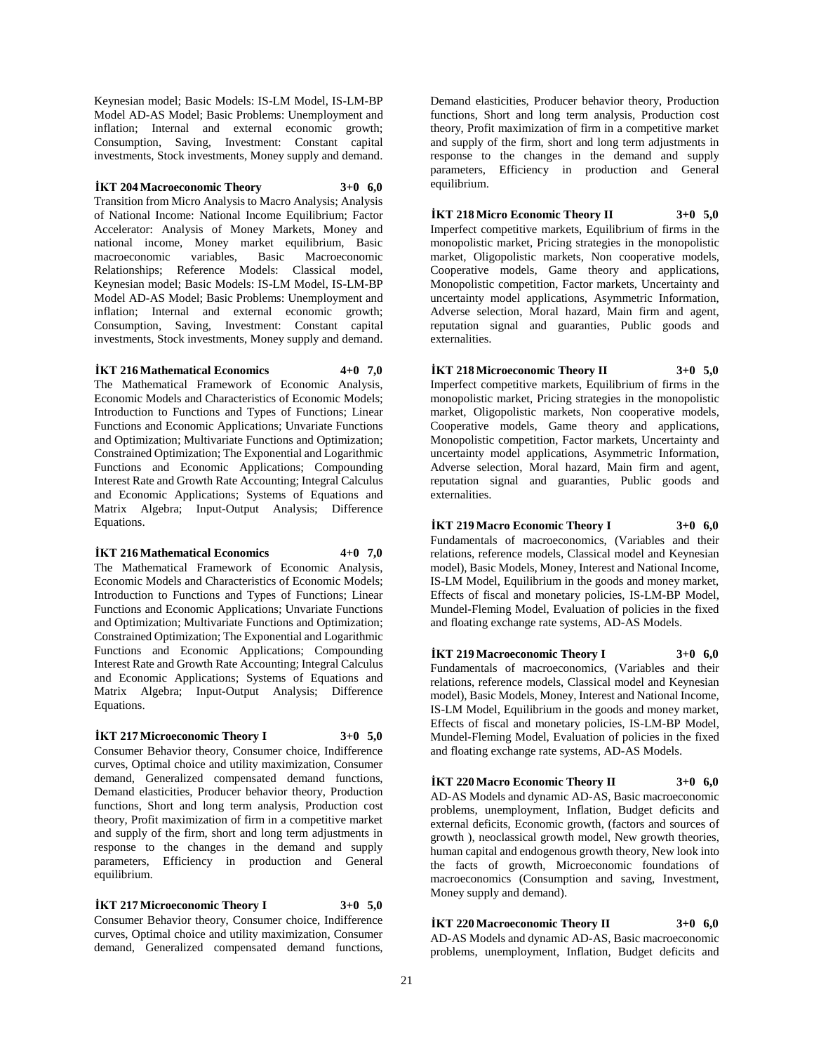Keynesian model; Basic Models: IS-LM Model, IS-LM-BP Model AD-AS Model; Basic Problems: Unemployment and inflation; Internal and external economic growth; Consumption, Saving, Investment: Constant capital investments, Stock investments, Money supply and demand.

**İKT 204 Macroeconomic Theory 3+0 6,0**

Transition from Micro Analysis to Macro Analysis; Analysis of National Income: National Income Equilibrium; Factor Accelerator: Analysis of Money Markets, Money and national income, Money market equilibrium, Basic macroeconomic variables, Basic Macroeconomic Relationships; Reference Models: Classical model, Keynesian model; Basic Models: IS-LM Model, IS-LM-BP Model AD-AS Model; Basic Problems: Unemployment and inflation; Internal and external economic growth; Consumption, Saving, Investment: Constant capital investments, Stock investments, Money supply and demand.

**İKT 216 Mathematical Economics 4+0 7,0**

The Mathematical Framework of Economic Analysis, Economic Models and Characteristics of Economic Models; Introduction to Functions and Types of Functions; Linear Functions and Economic Applications; Unvariate Functions and Optimization; Multivariate Functions and Optimization; Constrained Optimization; The Exponential and Logarithmic Functions and Economic Applications; Compounding Interest Rate and Growth Rate Accounting; Integral Calculus and Economic Applications; Systems of Equations and Matrix Algebra; Input-Output Analysis; Difference Equations.

**İKT 216 Mathematical Economics 4+0 7,0**

The Mathematical Framework of Economic Analysis, Economic Models and Characteristics of Economic Models; Introduction to Functions and Types of Functions; Linear Functions and Economic Applications; Unvariate Functions and Optimization; Multivariate Functions and Optimization; Constrained Optimization; The Exponential and Logarithmic Functions and Economic Applications; Compounding Interest Rate and Growth Rate Accounting; Integral Calculus and Economic Applications; Systems of Equations and Matrix Algebra; Input-Output Analysis; Difference Equations.

**İKT 217 Microeconomic Theory I 3+0 5,0**

Consumer Behavior theory, Consumer choice, Indifference curves, Optimal choice and utility maximization, Consumer demand, Generalized compensated demand functions, Demand elasticities, Producer behavior theory, Production functions, Short and long term analysis, Production cost theory, Profit maximization of firm in a competitive market and supply of the firm, short and long term adjustments in response to the changes in the demand and supply parameters, Efficiency in production and General equilibrium.

**İKT 217 Microeconomic Theory I 3+0 5,0**

Consumer Behavior theory, Consumer choice, Indifference curves, Optimal choice and utility maximization, Consumer demand, Generalized compensated demand functions, Demand elasticities, Producer behavior theory, Production functions, Short and long term analysis, Production cost theory, Profit maximization of firm in a competitive market and supply of the firm, short and long term adjustments in response to the changes in the demand and supply parameters, Efficiency in production and General equilibrium.

**İKT 218 Micro Economic Theory II 3+0 5,0**

Imperfect competitive markets, Equilibrium of firms in the monopolistic market, Pricing strategies in the monopolistic market, Oligopolistic markets, Non cooperative models, Cooperative models, Game theory and applications, Monopolistic competition, Factor markets, Uncertainty and uncertainty model applications, Asymmetric Information, Adverse selection, Moral hazard, Main firm and agent, reputation signal and guaranties, Public goods and externalities.

**İKT 218 Microeconomic Theory II 3+0 5,0**

Imperfect competitive markets, Equilibrium of firms in the monopolistic market, Pricing strategies in the monopolistic market, Oligopolistic markets, Non cooperative models, Cooperative models, Game theory and applications, Monopolistic competition, Factor markets, Uncertainty and uncertainty model applications, Asymmetric Information, Adverse selection, Moral hazard, Main firm and agent, reputation signal and guaranties, Public goods and externalities.

**İKT 219 Macro Economic Theory I 3+0 6,0**

Fundamentals of macroeconomics, (Variables and their relations, reference models, Classical model and Keynesian model), Basic Models, Money, Interest and National Income, IS-LM Model, Equilibrium in the goods and money market, Effects of fiscal and monetary policies, IS-LM-BP Model, Mundel-Fleming Model, Evaluation of policies in the fixed and floating exchange rate systems, AD-AS Models.

**İKT 219 Macroeconomic Theory I 3+0 6,0**

Fundamentals of macroeconomics, (Variables and their relations, reference models, Classical model and Keynesian model), Basic Models, Money, Interest and National Income, IS-LM Model, Equilibrium in the goods and money market, Effects of fiscal and monetary policies, IS-LM-BP Model, Mundel-Fleming Model, Evaluation of policies in the fixed and floating exchange rate systems, AD-AS Models.

**İKT 220 Macro Economic Theory II 3+0 6,0**

AD-AS Models and dynamic AD-AS, Basic macroeconomic problems, unemployment, Inflation, Budget deficits and external deficits, Economic growth, (factors and sources of growth ), neoclassical growth model, New growth theories, human capital and endogenous growth theory, New look into the facts of growth, Microeconomic foundations of macroeconomics (Consumption and saving, Investment, Money supply and demand).

**İKT 220 Macroeconomic Theory II 3+0 6,0**

AD-AS Models and dynamic AD-AS, Basic macroeconomic problems, unemployment, Inflation, Budget deficits and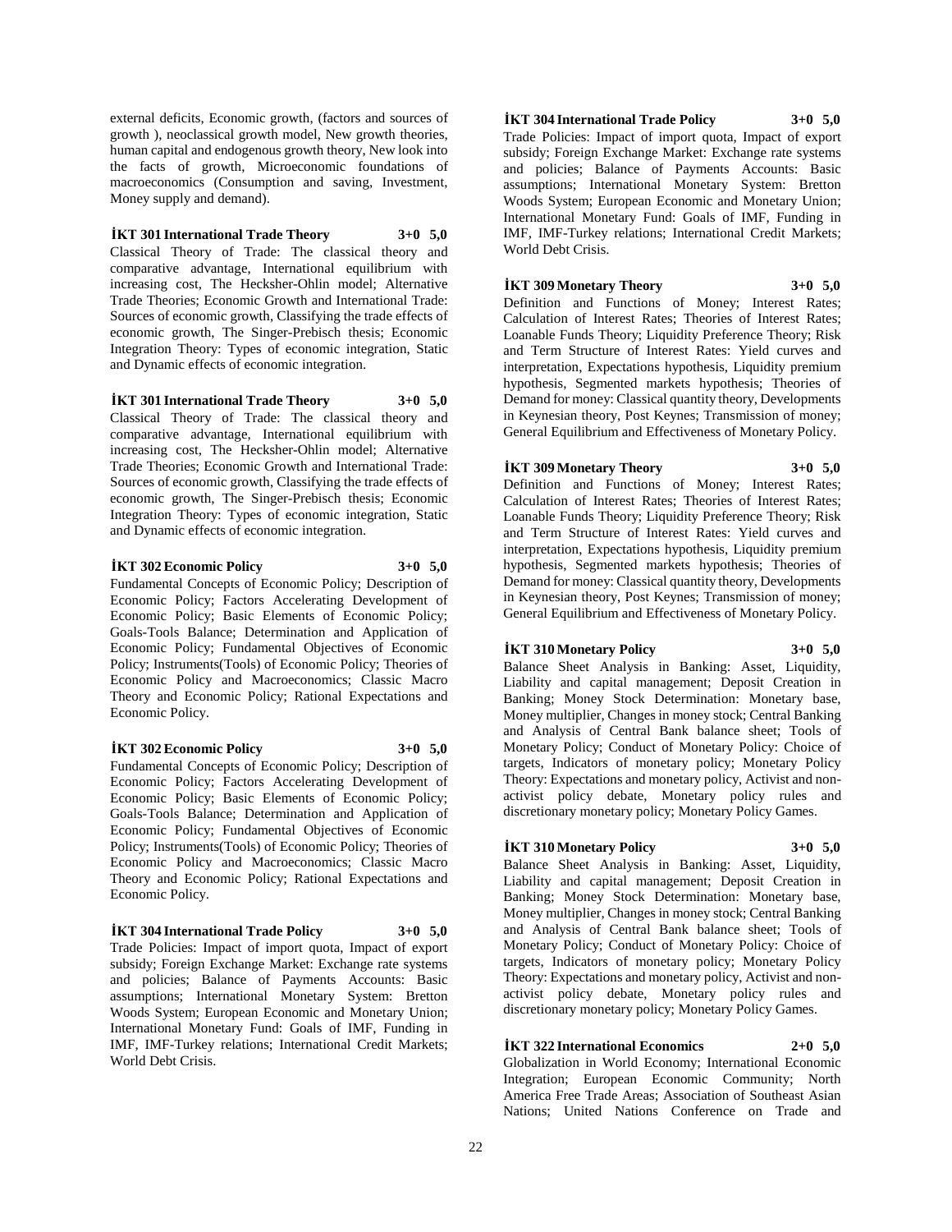external deficits, Economic growth, (factors and sources of growth ), neoclassical growth model, New growth theories, human capital and endogenous growth theory, New look into the facts of growth, Microeconomic foundations of macroeconomics (Consumption and saving, Investment, Money supply and demand).

**İKT 301 International Trade Theory 3+0 5,0**

Classical Theory of Trade: The classical theory and comparative advantage, International equilibrium with increasing cost, The Hecksher-Ohlin model; Alternative Trade Theories; Economic Growth and International Trade: Sources of economic growth, Classifying the trade effects of economic growth, The Singer-Prebisch thesis; Economic Integration Theory: Types of economic integration, Static and Dynamic effects of economic integration.

**İKT 301 International Trade Theory 3+0 5,0**

Classical Theory of Trade: The classical theory and comparative advantage, International equilibrium with increasing cost, The Hecksher-Ohlin model; Alternative Trade Theories; Economic Growth and International Trade: Sources of economic growth, Classifying the trade effects of economic growth, The Singer-Prebisch thesis; Economic Integration Theory: Types of economic integration, Static and Dynamic effects of economic integration.

**İKT 302 Economic Policy 3+0 5,0**

Fundamental Concepts of Economic Policy; Description of Economic Policy; Factors Accelerating Development of Economic Policy; Basic Elements of Economic Policy; Goals-Tools Balance; Determination and Application of Economic Policy; Fundamental Objectives of Economic Policy; Instruments(Tools) of Economic Policy; Theories of Economic Policy and Macroeconomics; Classic Macro Theory and Economic Policy; Rational Expectations and Economic Policy.

**İKT 302 Economic Policy 3+0 5,0**

Fundamental Concepts of Economic Policy; Description of Economic Policy; Factors Accelerating Development of Economic Policy; Basic Elements of Economic Policy; Goals-Tools Balance; Determination and Application of Economic Policy; Fundamental Objectives of Economic Policy; Instruments(Tools) of Economic Policy; Theories of Economic Policy and Macroeconomics; Classic Macro Theory and Economic Policy; Rational Expectations and Economic Policy.

**İKT 304 International Trade Policy 3+0 5,0**

Trade Policies: Impact of import quota, Impact of export subsidy; Foreign Exchange Market: Exchange rate systems and policies; Balance of Payments Accounts: Basic assumptions; International Monetary System: Bretton Woods System; European Economic and Monetary Union; International Monetary Fund: Goals of IMF, Funding in IMF, IMF-Turkey relations; International Credit Markets; World Debt Crisis.

**İKT 304 International Trade Policy 3+0 5,0**

Trade Policies: Impact of import quota, Impact of export subsidy; Foreign Exchange Market: Exchange rate systems and policies; Balance of Payments Accounts: Basic assumptions; International Monetary System: Bretton Woods System; European Economic and Monetary Union; International Monetary Fund: Goals of IMF, Funding in IMF, IMF-Turkey relations; International Credit Markets; World Debt Crisis.

**İKT 309 Monetary Theory 3+0 5,0**

Definition and Functions of Money; Interest Rates; Calculation of Interest Rates; Theories of Interest Rates; Loanable Funds Theory; Liquidity Preference Theory; Risk and Term Structure of Interest Rates: Yield curves and interpretation, Expectations hypothesis, Liquidity premium hypothesis, Segmented markets hypothesis; Theories of Demand for money: Classical quantity theory, Developments in Keynesian theory, Post Keynes; Transmission of money; General Equilibrium and Effectiveness of Monetary Policy.

**İKT 309 Monetary Theory 3+0 5,0**

Definition and Functions of Money; Interest Rates; Calculation of Interest Rates; Theories of Interest Rates; Loanable Funds Theory; Liquidity Preference Theory; Risk and Term Structure of Interest Rates: Yield curves and interpretation, Expectations hypothesis, Liquidity premium hypothesis, Segmented markets hypothesis; Theories of Demand for money: Classical quantity theory, Developments in Keynesian theory, Post Keynes; Transmission of money; General Equilibrium and Effectiveness of Monetary Policy.

**İKT 310 Monetary Policy 3+0 5,0**

Balance Sheet Analysis in Banking: Asset, Liquidity, Liability and capital management; Deposit Creation in Banking; Money Stock Determination: Monetary base, Money multiplier, Changes in money stock; Central Banking and Analysis of Central Bank balance sheet; Tools of Monetary Policy; Conduct of Monetary Policy: Choice of targets, Indicators of monetary policy; Monetary Policy Theory: Expectations and monetary policy, Activist and non-activist policy debate, Monetary policy rules and discretionary monetary policy; Monetary Policy Games.

**İKT 310 Monetary Policy 3+0 5,0**

Balance Sheet Analysis in Banking: Asset, Liquidity, Liability and capital management; Deposit Creation in Banking; Money Stock Determination: Monetary base, Money multiplier, Changes in money stock; Central Banking and Analysis of Central Bank balance sheet; Tools of Monetary Policy; Conduct of Monetary Policy: Choice of targets, Indicators of monetary policy; Monetary Policy Theory: Expectations and monetary policy, Activist and non-activist policy debate, Monetary policy rules and discretionary monetary policy; Monetary Policy Games.

**İKT 322 International Economics 2+0 5,0**

Globalization in World Economy; International Economic Integration; European Economic Community; North America Free Trade Areas; Association of Southeast Asian Nations; United Nations Conference on Trade and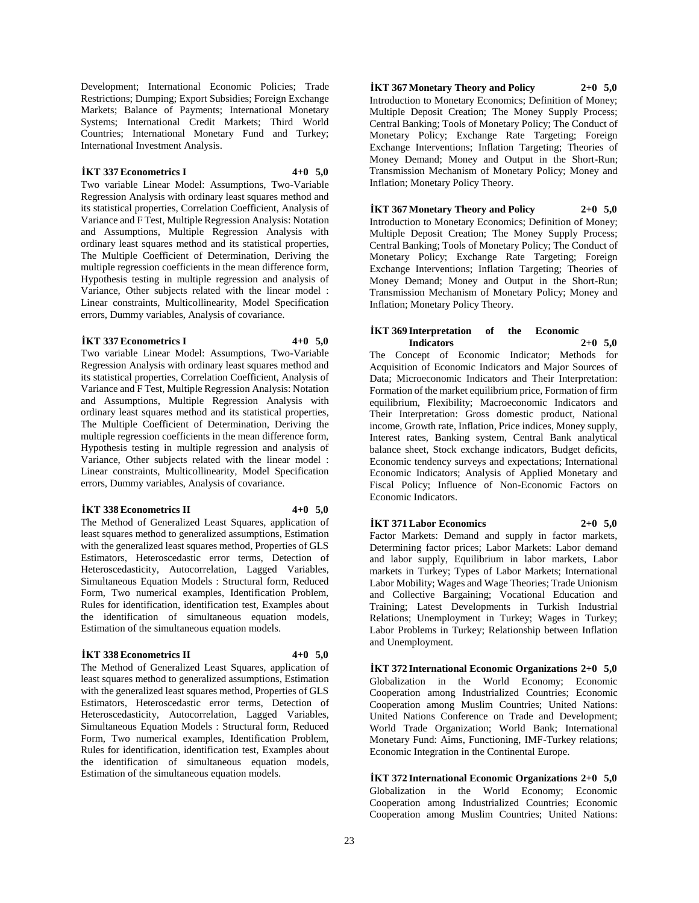Development; International Economic Policies; Trade Restrictions; Dumping; Export Subsidies; Foreign Exchange Markets; Balance of Payments; International Monetary Systems; International Credit Markets; Third World Countries; International Monetary Fund and Turkey; International Investment Analysis.

**İKT 337 Econometrics I 4+0 5,0**

Two variable Linear Model: Assumptions, Two-Variable Regression Analysis with ordinary least squares method and its statistical properties, Correlation Coefficient, Analysis of Variance and F Test, Multiple Regression Analysis: Notation and Assumptions, Multiple Regression Analysis with ordinary least squares method and its statistical properties, The Multiple Coefficient of Determination, Deriving the multiple regression coefficients in the mean difference form, Hypothesis testing in multiple regression and analysis of Variance, Other subjects related with the linear model : Linear constraints, Multicollinearity, Model Specification errors, Dummy variables, Analysis of covariance.

**İKT 337 Econometrics I 4+0 5,0**

Two variable Linear Model: Assumptions, Two-Variable Regression Analysis with ordinary least squares method and its statistical properties, Correlation Coefficient, Analysis of Variance and F Test, Multiple Regression Analysis: Notation and Assumptions, Multiple Regression Analysis with ordinary least squares method and its statistical properties, The Multiple Coefficient of Determination, Deriving the multiple regression coefficients in the mean difference form, Hypothesis testing in multiple regression and analysis of Variance, Other subjects related with the linear model : Linear constraints, Multicollinearity, Model Specification errors, Dummy variables, Analysis of covariance.

**İKT 338 Econometrics II 4+0 5,0**

The Method of Generalized Least Squares, application of least squares method to generalized assumptions, Estimation with the generalized least squares method, Properties of GLS Estimators, Heteroscedastic error terms, Detection of Heteroscedasticity, Autocorrelation, Lagged Variables, Simultaneous Equation Models : Structural form, Reduced Form, Two numerical examples, Identification Problem, Rules for identification, identification test, Examples about the identification of simultaneous equation models, Estimation of the simultaneous equation models.

**İKT 338 Econometrics II 4+0 5,0**

The Method of Generalized Least Squares, application of least squares method to generalized assumptions, Estimation with the generalized least squares method, Properties of GLS Estimators, Heteroscedastic error terms, Detection of Heteroscedasticity, Autocorrelation, Lagged Variables, Simultaneous Equation Models : Structural form, Reduced Form, Two numerical examples, Identification Problem, Rules for identification, identification test, Examples about the identification of simultaneous equation models, Estimation of the simultaneous equation models.

**İKT 367 Monetary Theory and Policy 2+0 5,0**

Introduction to Monetary Economics; Definition of Money; Multiple Deposit Creation; The Money Supply Process; Central Banking; Tools of Monetary Policy; The Conduct of Monetary Policy; Exchange Rate Targeting; Foreign Exchange Interventions; Inflation Targeting; Theories of Money Demand; Money and Output in the Short-Run; Transmission Mechanism of Monetary Policy; Money and Inflation; Monetary Policy Theory.

**İKT 367 Monetary Theory and Policy 2+0 5,0**

Introduction to Monetary Economics; Definition of Money; Multiple Deposit Creation; The Money Supply Process; Central Banking; Tools of Monetary Policy; The Conduct of Monetary Policy; Exchange Rate Targeting; Foreign Exchange Interventions; Inflation Targeting; Theories of Money Demand; Money and Output in the Short-Run; Transmission Mechanism of Monetary Policy; Money and Inflation; Monetary Policy Theory.

**İKT 369 Interpretation of the Economic Indicators 2+0 5,0**

The Concept of Economic Indicator; Methods for Acquisition of Economic Indicators and Major Sources of Data; Microeconomic Indicators and Their Interpretation: Formation of the market equilibrium price, Formation of firm equilibrium, Flexibility; Macroeconomic Indicators and Their Interpretation: Gross domestic product, National income, Growth rate, Inflation, Price indices, Money supply, Interest rates, Banking system, Central Bank analytical balance sheet, Stock exchange indicators, Budget deficits, Economic tendency surveys and expectations; International Economic Indicators; Analysis of Applied Monetary and Fiscal Policy; Influence of Non-Economic Factors on Economic Indicators.

**İKT 371 Labor Economics 2+0 5,0**

Factor Markets: Demand and supply in factor markets, Determining factor prices; Labor Markets: Labor demand and labor supply, Equilibrium in labor markets, Labor markets in Turkey; Types of Labor Markets; International Labor Mobility; Wages and Wage Theories; Trade Unionism and Collective Bargaining; Vocational Education and Training; Latest Developments in Turkish Industrial Relations; Unemployment in Turkey; Wages in Turkey; Labor Problems in Turkey; Relationship between Inflation and Unemployment.

**İKT 372 International Economic Organizations 2+0 5,0**

Globalization in the World Economy; Economic Cooperation among Industrialized Countries; Economic Cooperation among Muslim Countries; United Nations: United Nations Conference on Trade and Development; World Trade Organization; World Bank; International Monetary Fund: Aims, Functioning, IMF-Turkey relations; Economic Integration in the Continental Europe.

**İKT 372 International Economic Organizations 2+0 5,0**

Globalization in the World Economy; Economic Cooperation among Industrialized Countries; Economic Cooperation among Muslim Countries; United Nations: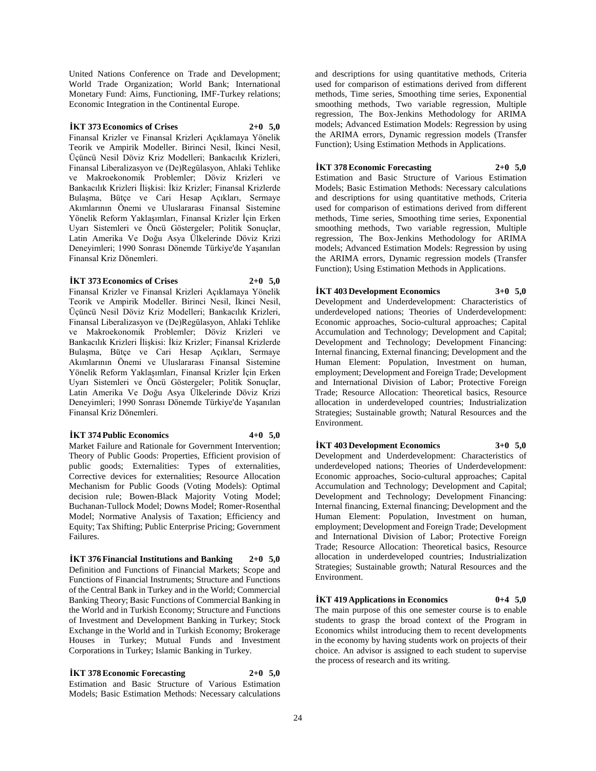United Nations Conference on Trade and Development; World Trade Organization; World Bank; International Monetary Fund: Aims, Functioning, IMF-Turkey relations; Economic Integration in the Continental Europe.

**İKT 373 Economics of Crises 2+0 5,0**

Finansal Krizler ve Finansal Krizleri Açıklamaya Yönelik Teorik ve Ampirik Modeller. Birinci Nesil, İkinci Nesil, Üçüncü Nesil Döviz Kriz Modelleri; Bankacılık Krizleri, Finansal Liberalizasyon ve (De)Regülasyon, Ahlaki Tehlike ve Makroekonomik Problemler; Döviz Krizleri ve Bankacılık Krizleri İlişkisi: İkiz Krizler; Finansal Krizlerde Bulaşma, Bütçe ve Cari Hesap Açıkları, Sermaye Akımlarının Önemi ve Uluslararası Finansal Sistemine Yönelik Reform Yaklaşımları, Finansal Krizler İçin Erken Uyarı Sistemleri ve Öncü Göstergeler; Politik Sonuçlar, Latin Amerika Ve Doğu Asya Ülkelerinde Döviz Krizi Deneyimleri; 1990 Sonrası Dönemde Türkiye'de Yaşanılan Finansal Kriz Dönemleri.

**İKT 373 Economics of Crises 2+0 5,0**

Finansal Krizler ve Finansal Krizleri Açıklamaya Yönelik Teorik ve Ampirik Modeller. Birinci Nesil, İkinci Nesil, Üçüncü Nesil Döviz Kriz Modelleri; Bankacılık Krizleri, Finansal Liberalizasyon ve (De)Regülasyon, Ahlaki Tehlike ve Makroekonomik Problemler; Döviz Krizleri ve Bankacılık Krizleri İlişkisi: İkiz Krizler; Finansal Krizlerde Bulaşma, Bütçe ve Cari Hesap Açıkları, Sermaye Akımlarının Önemi ve Uluslararası Finansal Sistemine Yönelik Reform Yaklaşımları, Finansal Krizler İçin Erken Uyarı Sistemleri ve Öncü Göstergeler; Politik Sonuçlar, Latin Amerika Ve Doğu Asya Ülkelerinde Döviz Krizi Deneyimleri; 1990 Sonrası Dönemde Türkiye'de Yaşanılan Finansal Kriz Dönemleri.

**İKT 374 Public Economics 4+0 5,0**

Market Failure and Rationale for Government Intervention; Theory of Public Goods: Properties, Efficient provision of public goods; Externalities: Types of externalities, Corrective devices for externalities; Resource Allocation Mechanism for Public Goods (Voting Models): Optimal decision rule; Bowen-Black Majority Voting Model; Buchanan-Tullock Model; Downs Model; Romer-Rosenthal Model; Normative Analysis of Taxation; Efficiency and Equity; Tax Shifting; Public Enterprise Pricing; Government Failures.

**İKT 376 Financial Institutions and Banking 2+0 5,0**

Definition and Functions of Financial Markets; Scope and Functions of Financial Instruments; Structure and Functions of the Central Bank in Turkey and in the World; Commercial Banking Theory; Basic Functions of Commercial Banking in the World and in Turkish Economy; Structure and Functions of Investment and Development Banking in Turkey; Stock Exchange in the World and in Turkish Economy; Brokerage Houses in Turkey; Mutual Funds and Investment Corporations in Turkey; Islamic Banking in Turkey.

**İKT 378 Economic Forecasting 2+0 5,0**

Estimation and Basic Structure of Various Estimation Models; Basic Estimation Methods: Necessary calculations and descriptions for using quantitative methods, Criteria used for comparison of estimations derived from different methods, Time series, Smoothing time series, Exponential smoothing methods, Two variable regression, Multiple regression, The Box-Jenkins Methodology for ARIMA models; Advanced Estimation Models: Regression by using the ARIMA errors, Dynamic regression models (Transfer Function); Using Estimation Methods in Applications.

**İKT 378 Economic Forecasting 2+0 5,0**

Estimation and Basic Structure of Various Estimation Models; Basic Estimation Methods: Necessary calculations and descriptions for using quantitative methods, Criteria used for comparison of estimations derived from different methods, Time series, Smoothing time series, Exponential smoothing methods, Two variable regression, Multiple regression, The Box-Jenkins Methodology for ARIMA models; Advanced Estimation Models: Regression by using the ARIMA errors, Dynamic regression models (Transfer Function); Using Estimation Methods in Applications.

**İKT 403 Development Economics 3+0 5,0**

Development and Underdevelopment: Characteristics of underdeveloped nations; Theories of Underdevelopment: Economic approaches, Socio-cultural approaches; Capital Accumulation and Technology; Development and Capital; Development and Technology; Development Financing: Internal financing, External financing; Development and the Human Element: Population, Investment on human, employment; Development and Foreign Trade; Development and International Division of Labor; Protective Foreign Trade; Resource Allocation: Theoretical basics, Resource allocation in underdeveloped countries; Industrialization Strategies; Sustainable growth; Natural Resources and the Environment.

**İKT 403 Development Economics 3+0 5,0**

Development and Underdevelopment: Characteristics of underdeveloped nations; Theories of Underdevelopment: Economic approaches, Socio-cultural approaches; Capital Accumulation and Technology; Development and Capital; Development and Technology; Development Financing: Internal financing, External financing; Development and the Human Element: Population, Investment on human, employment; Development and Foreign Trade; Development and International Division of Labor; Protective Foreign Trade; Resource Allocation: Theoretical basics, Resource allocation in underdeveloped countries; Industrialization Strategies; Sustainable growth; Natural Resources and the Environment.

**İKT 419 Applications in Economics 0+4 5,0**

The main purpose of this one semester course is to enable students to grasp the broad context of the Program in Economics whilst introducing them to recent developments in the economy by having students work on projects of their choice. An advisor is assigned to each student to supervise the process of research and its writing.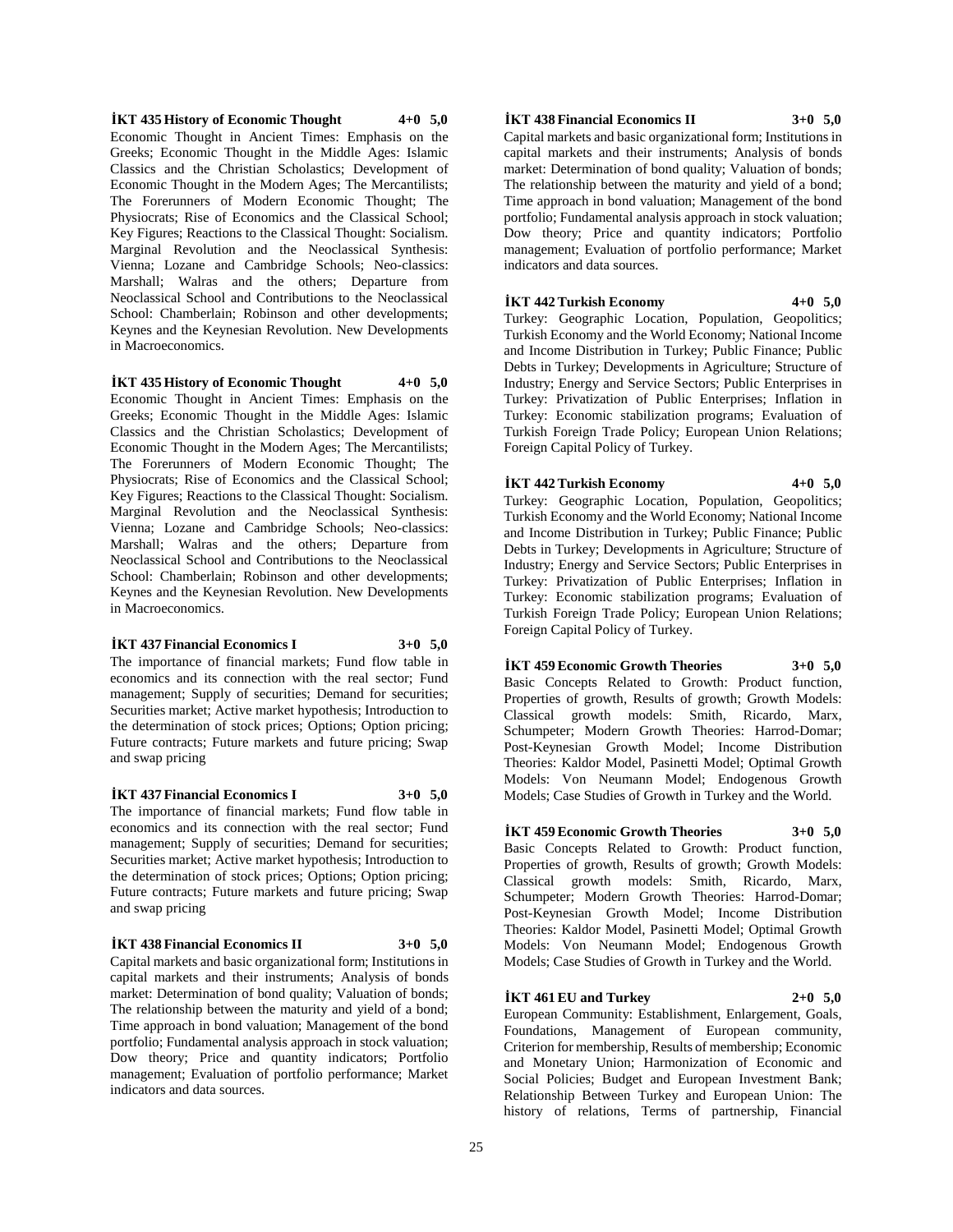**İKT 435 History of Economic Thought 4+0 5,0**

Economic Thought in Ancient Times: Emphasis on the Greeks; Economic Thought in the Middle Ages: Islamic Classics and the Christian Scholastics; Development of Economic Thought in the Modern Ages; The Mercantilists; The Forerunners of Modern Economic Thought; The Physiocrats; Rise of Economics and the Classical School; Key Figures; Reactions to the Classical Thought: Socialism. Marginal Revolution and the Neoclassical Synthesis: Vienna; Lozane and Cambridge Schools; Neo-classics: Marshall; Walras and the others; Departure from Neoclassical School and Contributions to the Neoclassical School: Chamberlain; Robinson and other developments; Keynes and the Keynesian Revolution. New Developments in Macroeconomics.

**İKT 435 History of Economic Thought 4+0 5,0**

Economic Thought in Ancient Times: Emphasis on the Greeks; Economic Thought in the Middle Ages: Islamic Classics and the Christian Scholastics; Development of Economic Thought in the Modern Ages; The Mercantilists; The Forerunners of Modern Economic Thought; The Physiocrats; Rise of Economics and the Classical School; Key Figures; Reactions to the Classical Thought: Socialism. Marginal Revolution and the Neoclassical Synthesis: Vienna; Lozane and Cambridge Schools; Neo-classics: Marshall; Walras and the others; Departure from Neoclassical School and Contributions to the Neoclassical School: Chamberlain; Robinson and other developments; Keynes and the Keynesian Revolution. New Developments in Macroeconomics.

**İKT 437 Financial Economics I 3+0 5,0**

The importance of financial markets; Fund flow table in economics and its connection with the real sector; Fund management; Supply of securities; Demand for securities; Securities market; Active market hypothesis; Introduction to the determination of stock prices; Options; Option pricing; Future contracts; Future markets and future pricing; Swap and swap pricing

**İKT 437 Financial Economics I 3+0 5,0**

The importance of financial markets; Fund flow table in economics and its connection with the real sector; Fund management; Supply of securities; Demand for securities; Securities market; Active market hypothesis; Introduction to the determination of stock prices; Options; Option pricing; Future contracts; Future markets and future pricing; Swap and swap pricing

**İKT 438 Financial Economics II 3+0 5,0**

Capital markets and basic organizational form; Institutions in capital markets and their instruments; Analysis of bonds market: Determination of bond quality; Valuation of bonds; The relationship between the maturity and yield of a bond; Time approach in bond valuation; Management of the bond portfolio; Fundamental analysis approach in stock valuation; Dow theory; Price and quantity indicators; Portfolio management; Evaluation of portfolio performance; Market indicators and data sources.

**İKT 438 Financial Economics II 3+0 5,0**

Capital markets and basic organizational form; Institutions in capital markets and their instruments; Analysis of bonds market: Determination of bond quality; Valuation of bonds; The relationship between the maturity and yield of a bond; Time approach in bond valuation; Management of the bond portfolio; Fundamental analysis approach in stock valuation; Dow theory; Price and quantity indicators; Portfolio management; Evaluation of portfolio performance; Market indicators and data sources.

**İKT 442 Turkish Economy 4+0 5,0**

Turkey: Geographic Location, Population, Geopolitics; Turkish Economy and the World Economy; National Income and Income Distribution in Turkey; Public Finance; Public Debts in Turkey; Developments in Agriculture; Structure of Industry; Energy and Service Sectors; Public Enterprises in Turkey: Privatization of Public Enterprises; Inflation in Turkey: Economic stabilization programs; Evaluation of Turkish Foreign Trade Policy; European Union Relations; Foreign Capital Policy of Turkey.

**İKT 442 Turkish Economy 4+0 5,0**

Turkey: Geographic Location, Population, Geopolitics; Turkish Economy and the World Economy; National Income and Income Distribution in Turkey; Public Finance; Public Debts in Turkey; Developments in Agriculture; Structure of Industry; Energy and Service Sectors; Public Enterprises in Turkey: Privatization of Public Enterprises; Inflation in Turkey: Economic stabilization programs; Evaluation of Turkish Foreign Trade Policy; European Union Relations; Foreign Capital Policy of Turkey.

**İKT 459 Economic Growth Theories 3+0 5,0**

Basic Concepts Related to Growth: Product function, Properties of growth, Results of growth; Growth Models: Classical growth models: Smith, Ricardo, Marx, Schumpeter; Modern Growth Theories: Harrod-Domar; Post-Keynesian Growth Model; Income Distribution Theories: Kaldor Model, Pasinetti Model; Optimal Growth Models: Von Neumann Model; Endogenous Growth Models; Case Studies of Growth in Turkey and the World.

**İKT 459 Economic Growth Theories 3+0 5,0**

Basic Concepts Related to Growth: Product function, Properties of growth, Results of growth; Growth Models: Classical growth models: Smith, Ricardo, Marx, Schumpeter; Modern Growth Theories: Harrod-Domar; Post-Keynesian Growth Model; Income Distribution Theories: Kaldor Model, Pasinetti Model; Optimal Growth Models: Von Neumann Model; Endogenous Growth Models; Case Studies of Growth in Turkey and the World.

**İKT 461 EU and Turkey 2+0 5,0**

European Community: Establishment, Enlargement, Goals, Foundations, Management of European community, Criterion for membership, Results of membership; Economic and Monetary Union; Harmonization of Economic and Social Policies; Budget and European Investment Bank; Relationship Between Turkey and European Union: The history of relations, Terms of partnership, Financial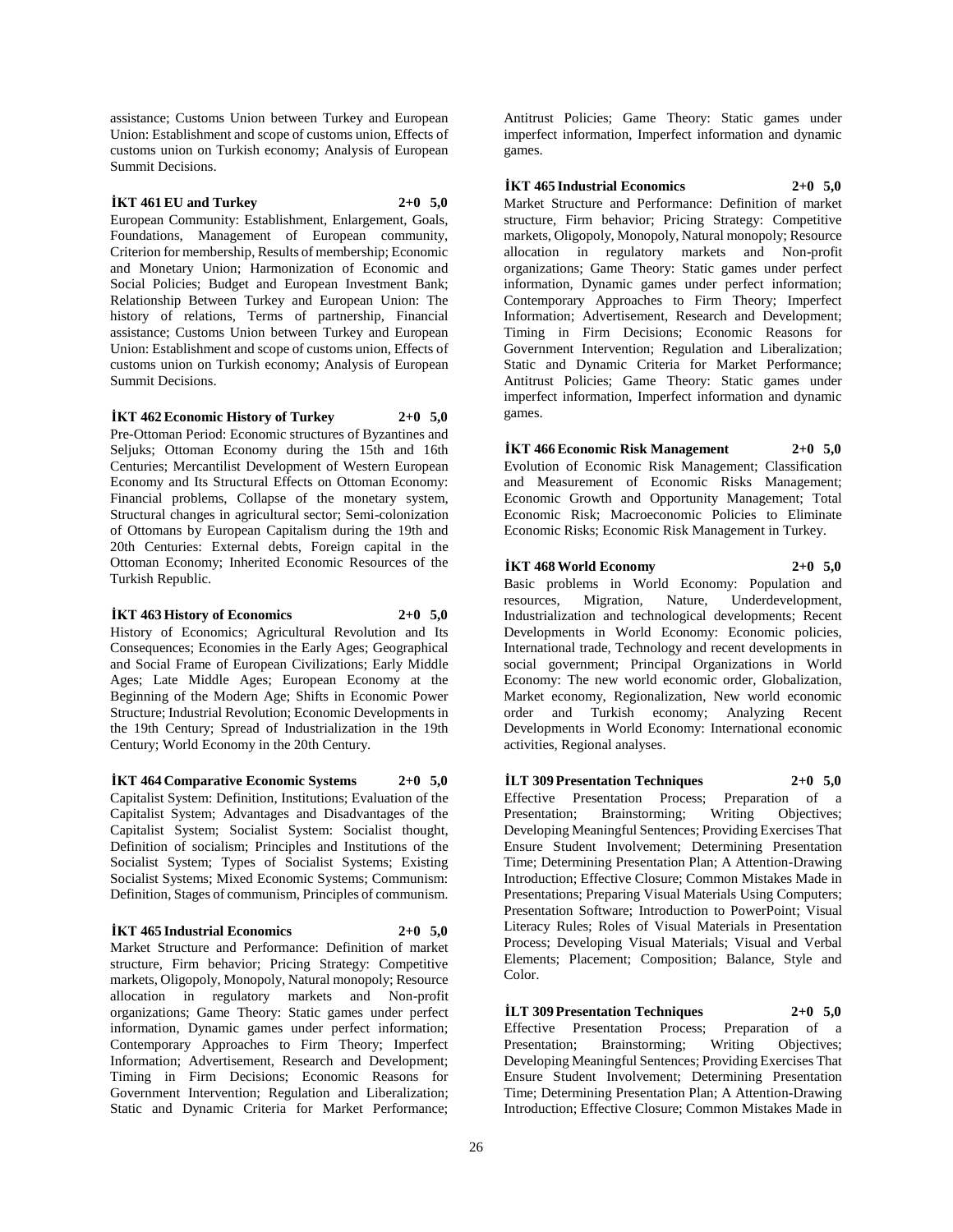assistance; Customs Union between Turkey and European Union: Establishment and scope of customs union, Effects of customs union on Turkish economy; Analysis of European Summit Decisions.

**İKT 461 EU and Turkey 2+0 5,0**

European Community: Establishment, Enlargement, Goals, Foundations, Management of European community, Criterion for membership, Results of membership; Economic and Monetary Union; Harmonization of Economic and Social Policies; Budget and European Investment Bank; Relationship Between Turkey and European Union: The history of relations, Terms of partnership, Financial assistance; Customs Union between Turkey and European Union: Establishment and scope of customs union, Effects of customs union on Turkish economy; Analysis of European Summit Decisions.

**İKT 462 Economic History of Turkey 2+0 5,0**

Pre-Ottoman Period: Economic structures of Byzantines and Seljuks; Ottoman Economy during the 15th and 16th Centuries; Mercantilist Development of Western European Economy and Its Structural Effects on Ottoman Economy: Financial problems, Collapse of the monetary system, Structural changes in agricultural sector; Semi-colonization of Ottomans by European Capitalism during the 19th and 20th Centuries: External debts, Foreign capital in the Ottoman Economy; Inherited Economic Resources of the Turkish Republic.

**İKT 463 History of Economics 2+0 5,0**

History of Economics; Agricultural Revolution and Its Consequences; Economies in the Early Ages; Geographical and Social Frame of European Civilizations; Early Middle Ages; Late Middle Ages; European Economy at the Beginning of the Modern Age; Shifts in Economic Power Structure; Industrial Revolution; Economic Developments in the 19th Century; Spread of Industrialization in the 19th Century; World Economy in the 20th Century.

**İKT 464 Comparative Economic Systems 2+0 5,0**

Capitalist System: Definition, Institutions; Evaluation of the Capitalist System; Advantages and Disadvantages of the Capitalist System; Socialist System: Socialist thought, Definition of socialism; Principles and Institutions of the Socialist System; Types of Socialist Systems; Existing Socialist Systems; Mixed Economic Systems; Communism: Definition, Stages of communism, Principles of communism.

**İKT 465 Industrial Economics 2+0 5,0**

Market Structure and Performance: Definition of market structure, Firm behavior; Pricing Strategy: Competitive markets, Oligopoly, Monopoly, Natural monopoly; Resource allocation in regulatory markets and Non-profit organizations; Game Theory: Static games under perfect information, Dynamic games under perfect information; Contemporary Approaches to Firm Theory; Imperfect Information; Advertisement, Research and Development; Timing in Firm Decisions; Economic Reasons for Government Intervention; Regulation and Liberalization; Static and Dynamic Criteria for Market Performance; Antitrust Policies; Game Theory: Static games under imperfect information, Imperfect information and dynamic games.

**İKT 465 Industrial Economics 2+0 5,0**

Market Structure and Performance: Definition of market structure, Firm behavior; Pricing Strategy: Competitive markets, Oligopoly, Monopoly, Natural monopoly; Resource allocation in regulatory markets and Non-profit organizations; Game Theory: Static games under perfect information, Dynamic games under perfect information; Contemporary Approaches to Firm Theory; Imperfect Information; Advertisement, Research and Development; Timing in Firm Decisions; Economic Reasons for Government Intervention; Regulation and Liberalization; Static and Dynamic Criteria for Market Performance; Antitrust Policies; Game Theory: Static games under imperfect information, Imperfect information and dynamic games.

**İKT 466 Economic Risk Management 2+0 5,0**

Evolution of Economic Risk Management; Classification and Measurement of Economic Risks Management; Economic Growth and Opportunity Management; Total Economic Risk; Macroeconomic Policies to Eliminate Economic Risks; Economic Risk Management in Turkey.

**İKT 468 World Economy 2+0 5,0**

Basic problems in World Economy: Population and resources, Migration, Nature, Underdevelopment, Industrialization and technological developments; Recent Developments in World Economy: Economic policies, International trade, Technology and recent developments in social government; Principal Organizations in World Economy: The new world economic order, Globalization, Market economy, Regionalization, New world economic order and Turkish economy; Analyzing Recent Developments in World Economy: International economic activities, Regional analyses.

**İLT 309 Presentation Techniques 2+0 5,0**

Effective Presentation Process; Preparation of a Presentation; Brainstorming; Writing Objectives; Developing Meaningful Sentences; Providing Exercises That Ensure Student Involvement; Determining Presentation Time; Determining Presentation Plan; A Attention-Drawing Introduction; Effective Closure; Common Mistakes Made in Presentations; Preparing Visual Materials Using Computers; Presentation Software; Introduction to PowerPoint; Visual Literacy Rules; Roles of Visual Materials in Presentation Process; Developing Visual Materials; Visual and Verbal Elements; Placement; Composition; Balance, Style and Color.

**İLT 309 Presentation Techniques 2+0 5,0**

Effective Presentation Process; Preparation of a Presentation; Brainstorming; Writing Objectives; Developing Meaningful Sentences; Providing Exercises That Ensure Student Involvement; Determining Presentation Time; Determining Presentation Plan; A Attention-Drawing Introduction; Effective Closure; Common Mistakes Made in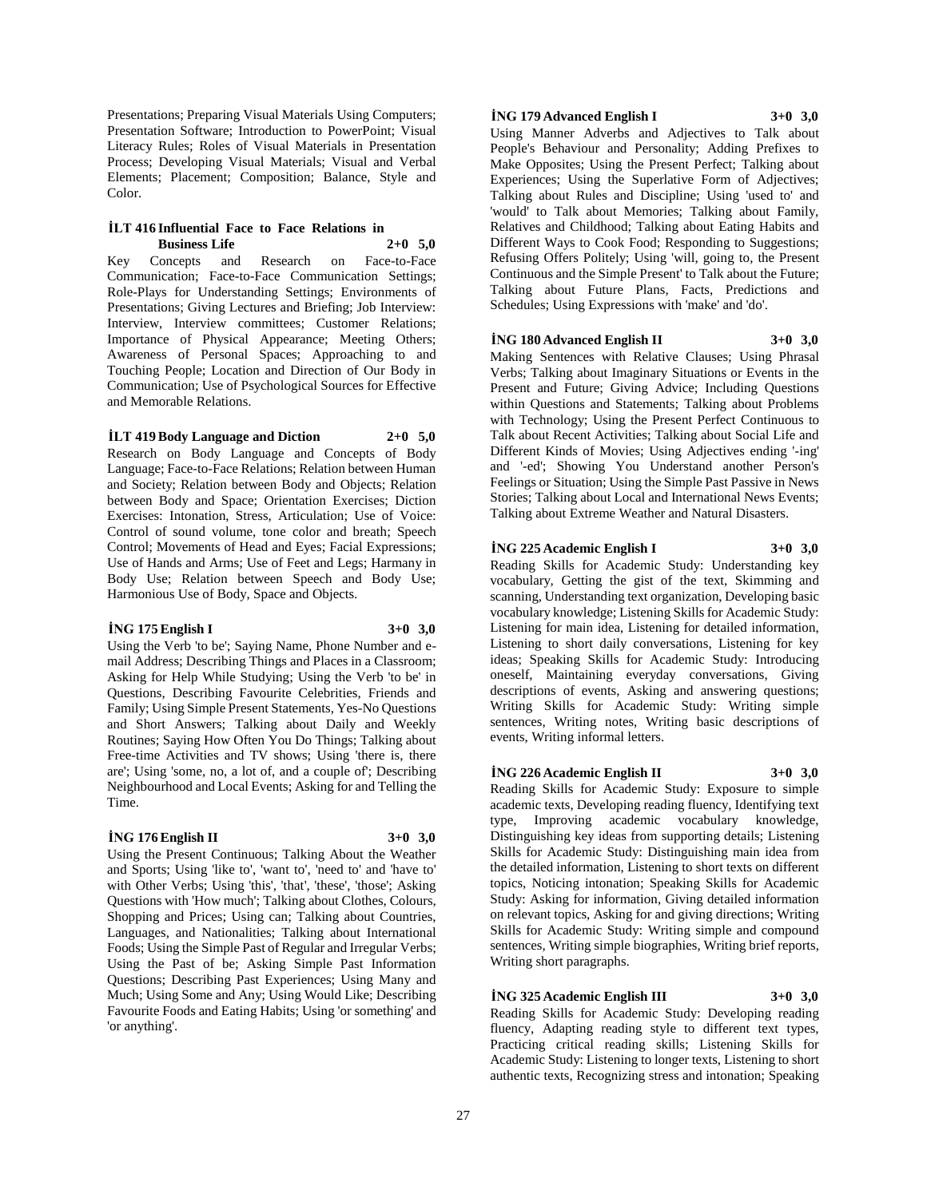Presentations; Preparing Visual Materials Using Computers; Presentation Software; Introduction to PowerPoint; Visual Literacy Rules; Roles of Visual Materials in Presentation Process; Developing Visual Materials; Visual and Verbal Elements; Placement; Composition; Balance, Style and Color.

**İLT 416 Influential Face to Face Relations in Business Life 2+0 5,0**
Key Concepts and Research on Face-to-Face Communication; Face-to-Face Communication Settings; Role-Plays for Understanding Settings; Environments of Presentations; Giving Lectures and Briefing; Job Interview: Interview, Interview committees; Customer Relations; Importance of Physical Appearance; Meeting Others; Awareness of Personal Spaces; Approaching to and Touching People; Location and Direction of Our Body in Communication; Use of Psychological Sources for Effective and Memorable Relations.

**İLT 419 Body Language and Diction 2+0 5,0**
Research on Body Language and Concepts of Body Language; Face-to-Face Relations; Relation between Human and Society; Relation between Body and Objects; Relation between Body and Space; Orientation Exercises; Diction Exercises: Intonation, Stress, Articulation; Use of Voice: Control of sound volume, tone color and breath; Speech Control; Movements of Head and Eyes; Facial Expressions; Use of Hands and Arms; Use of Feet and Legs; Harmony in Body Use; Relation between Speech and Body Use; Harmonious Use of Body, Space and Objects.

**İNG 175 English I 3+0 3,0**
Using the Verb 'to be'; Saying Name, Phone Number and e-mail Address; Describing Things and Places in a Classroom; Asking for Help While Studying; Using the Verb 'to be' in Questions, Describing Favourite Celebrities, Friends and Family; Using Simple Present Statements, Yes-No Questions and Short Answers; Talking about Daily and Weekly Routines; Saying How Often You Do Things; Talking about Free-time Activities and TV shows; Using 'there is, there are'; Using 'some, no, a lot of, and a couple of'; Describing Neighbourhood and Local Events; Asking for and Telling the Time.

**İNG 176 English II 3+0 3,0**
Using the Present Continuous; Talking About the Weather and Sports; Using 'like to', 'want to', 'need to' and 'have to' with Other Verbs; Using 'this', 'that', 'these', 'those'; Asking Questions with 'How much'; Talking about Clothes, Colours, Shopping and Prices; Using can; Talking about Countries, Languages, and Nationalities; Talking about International Foods; Using the Simple Past of Regular and Irregular Verbs; Using the Past of be; Asking Simple Past Information Questions; Describing Past Experiences; Using Many and Much; Using Some and Any; Using Would Like; Describing Favourite Foods and Eating Habits; Using 'or something' and 'or anything'.

**İNG 179 Advanced English I 3+0 3,0**
Using Manner Adverbs and Adjectives to Talk about People's Behaviour and Personality; Adding Prefixes to Make Opposites; Using the Present Perfect; Talking about Experiences; Using the Superlative Form of Adjectives; Talking about Rules and Discipline; Using 'used to' and 'would' to Talk about Memories; Talking about Family, Relatives and Childhood; Talking about Eating Habits and Different Ways to Cook Food; Responding to Suggestions; Refusing Offers Politely; Using 'will, going to, the Present Continuous and the Simple Present' to Talk about the Future; Talking about Future Plans, Facts, Predictions and Schedules; Using Expressions with 'make' and 'do'.

**İNG 180 Advanced English II 3+0 3,0**
Making Sentences with Relative Clauses; Using Phrasal Verbs; Talking about Imaginary Situations or Events in the Present and Future; Giving Advice; Including Questions within Questions and Statements; Talking about Problems with Technology; Using the Present Perfect Continuous to Talk about Recent Activities; Talking about Social Life and Different Kinds of Movies; Using Adjectives ending '-ing' and '-ed'; Showing You Understand another Person's Feelings or Situation; Using the Simple Past Passive in News Stories; Talking about Local and International News Events; Talking about Extreme Weather and Natural Disasters.

**İNG 225 Academic English I 3+0 3,0**
Reading Skills for Academic Study: Understanding key vocabulary, Getting the gist of the text, Skimming and scanning, Understanding text organization, Developing basic vocabulary knowledge; Listening Skills for Academic Study: Listening for main idea, Listening for detailed information, Listening to short daily conversations, Listening for key ideas; Speaking Skills for Academic Study: Introducing oneself, Maintaining everyday conversations, Giving descriptions of events, Asking and answering questions; Writing Skills for Academic Study: Writing simple sentences, Writing notes, Writing basic descriptions of events, Writing informal letters.

**İNG 226 Academic English II 3+0 3,0**
Reading Skills for Academic Study: Exposure to simple academic texts, Developing reading fluency, Identifying text type, Improving academic vocabulary knowledge, Distinguishing key ideas from supporting details; Listening Skills for Academic Study: Distinguishing main idea from the detailed information, Listening to short texts on different topics, Noticing intonation; Speaking Skills for Academic Study: Asking for information, Giving detailed information on relevant topics, Asking for and giving directions; Writing Skills for Academic Study: Writing simple and compound sentences, Writing simple biographies, Writing brief reports, Writing short paragraphs.

**İNG 325 Academic English III 3+0 3,0**
Reading Skills for Academic Study: Developing reading fluency, Adapting reading style to different text types, Practicing critical reading skills; Listening Skills for Academic Study: Listening to longer texts, Listening to short authentic texts, Recognizing stress and intonation; Speaking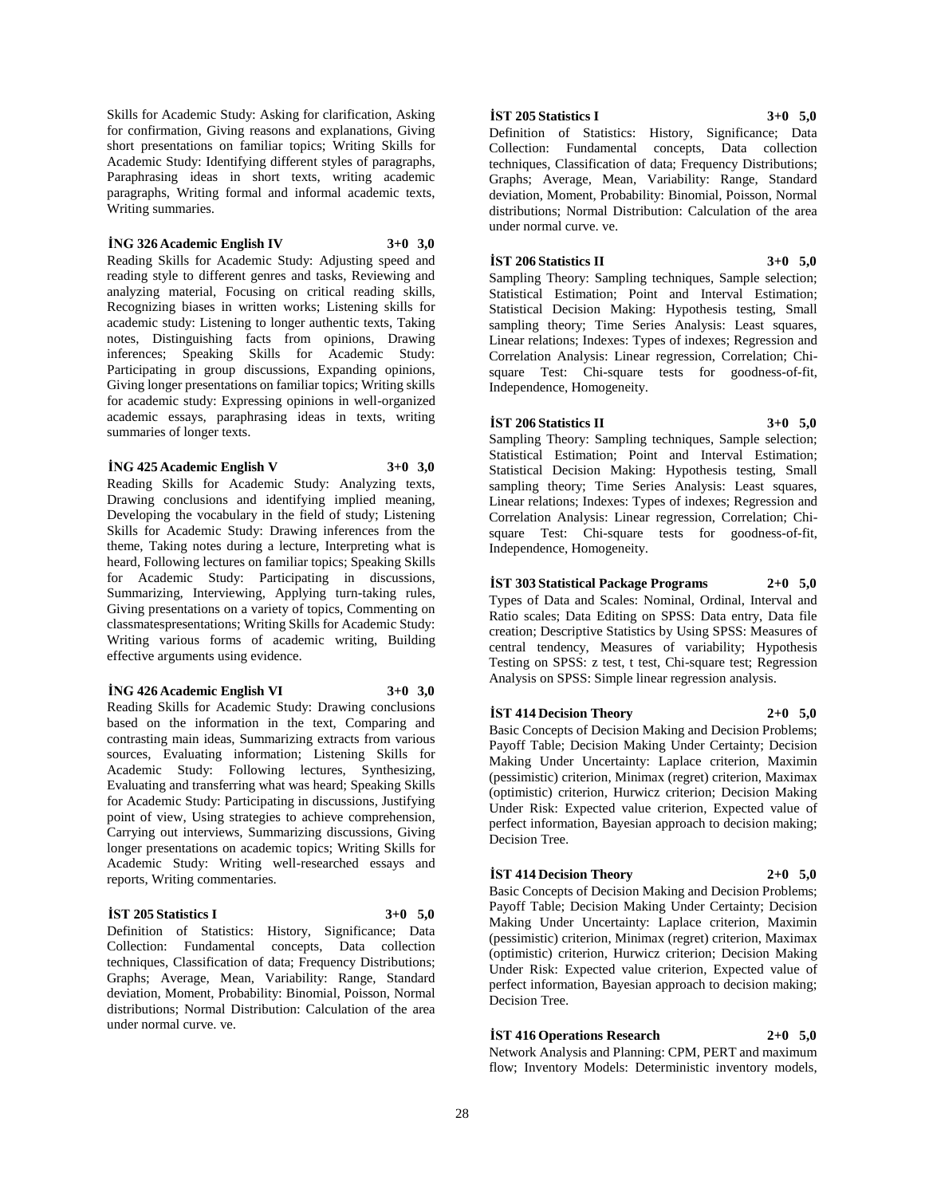Skills for Academic Study: Asking for clarification, Asking for confirmation, Giving reasons and explanations, Giving short presentations on familiar topics; Writing Skills for Academic Study: Identifying different styles of paragraphs, Paraphrasing ideas in short texts, writing academic paragraphs, Writing formal and informal academic texts, Writing summaries.

**İNG 326 Academic English IV 3+0 3,0**

Reading Skills for Academic Study: Adjusting speed and reading style to different genres and tasks, Reviewing and analyzing material, Focusing on critical reading skills, Recognizing biases in written works; Listening skills for academic study: Listening to longer authentic texts, Taking notes, Distinguishing facts from opinions, Drawing inferences; Speaking Skills for Academic Study: Participating in group discussions, Expanding opinions, Giving longer presentations on familiar topics; Writing skills for academic study: Expressing opinions in well-organized academic essays, paraphrasing ideas in texts, writing summaries of longer texts.

**İNG 425 Academic English V 3+0 3,0**

Reading Skills for Academic Study: Analyzing texts, Drawing conclusions and identifying implied meaning, Developing the vocabulary in the field of study; Listening Skills for Academic Study: Drawing inferences from the theme, Taking notes during a lecture, Interpreting what is heard, Following lectures on familiar topics; Speaking Skills for Academic Study: Participating in discussions, Summarizing, Interviewing, Applying turn-taking rules, Giving presentations on a variety of topics, Commenting on classmatespresentations; Writing Skills for Academic Study: Writing various forms of academic writing, Building effective arguments using evidence.

**İNG 426 Academic English VI 3+0 3,0**

Reading Skills for Academic Study: Drawing conclusions based on the information in the text, Comparing and contrasting main ideas, Summarizing extracts from various sources, Evaluating information; Listening Skills for Academic Study: Following lectures, Synthesizing, Evaluating and transferring what was heard; Speaking Skills for Academic Study: Participating in discussions, Justifying point of view, Using strategies to achieve comprehension, Carrying out interviews, Summarizing discussions, Giving longer presentations on academic topics; Writing Skills for Academic Study: Writing well-researched essays and reports, Writing commentaries.

**İST 205 Statistics I 3+0 5,0**

Definition of Statistics: History, Significance; Data Collection: Fundamental concepts, Data collection techniques, Classification of data; Frequency Distributions; Graphs; Average, Mean, Variability: Range, Standard deviation, Moment, Probability: Binomial, Poisson, Normal distributions; Normal Distribution: Calculation of the area under normal curve. ve.

**İST 205 Statistics I 3+0 5,0**

Definition of Statistics: History, Significance; Data Collection: Fundamental concepts, Data collection techniques, Classification of data; Frequency Distributions; Graphs; Average, Mean, Variability: Range, Standard deviation, Moment, Probability: Binomial, Poisson, Normal distributions; Normal Distribution: Calculation of the area under normal curve. ve.

**İST 206 Statistics II 3+0 5,0**

Sampling Theory: Sampling techniques, Sample selection; Statistical Estimation; Point and Interval Estimation; Statistical Decision Making: Hypothesis testing, Small sampling theory; Time Series Analysis: Least squares, Linear relations; Indexes: Types of indexes; Regression and Correlation Analysis: Linear regression, Correlation; Chi-square Test: Chi-square tests for goodness-of-fit, Independence, Homogeneity.

**İST 206 Statistics II 3+0 5,0**

Sampling Theory: Sampling techniques, Sample selection; Statistical Estimation; Point and Interval Estimation; Statistical Decision Making: Hypothesis testing, Small sampling theory; Time Series Analysis: Least squares, Linear relations; Indexes: Types of indexes; Regression and Correlation Analysis: Linear regression, Correlation; Chi-square Test: Chi-square tests for goodness-of-fit, Independence, Homogeneity.

**İST 303 Statistical Package Programs 2+0 5,0**

Types of Data and Scales: Nominal, Ordinal, Interval and Ratio scales; Data Editing on SPSS: Data entry, Data file creation; Descriptive Statistics by Using SPSS: Measures of central tendency, Measures of variability; Hypothesis Testing on SPSS: z test, t test, Chi-square test; Regression Analysis on SPSS: Simple linear regression analysis.

**İST 414 Decision Theory 2+0 5,0**

Basic Concepts of Decision Making and Decision Problems; Payoff Table; Decision Making Under Certainty; Decision Making Under Uncertainty: Laplace criterion, Maximin (pessimistic) criterion, Minimax (regret) criterion, Maximax (optimistic) criterion, Hurwicz criterion; Decision Making Under Risk: Expected value criterion, Expected value of perfect information, Bayesian approach to decision making; Decision Tree.

**İST 414 Decision Theory 2+0 5,0**

Basic Concepts of Decision Making and Decision Problems; Payoff Table; Decision Making Under Certainty; Decision Making Under Uncertainty: Laplace criterion, Maximin (pessimistic) criterion, Minimax (regret) criterion, Maximax (optimistic) criterion, Hurwicz criterion; Decision Making Under Risk: Expected value criterion, Expected value of perfect information, Bayesian approach to decision making; Decision Tree.

**İST 416 Operations Research 2+0 5,0**

Network Analysis and Planning: CPM, PERT and maximum flow; Inventory Models: Deterministic inventory models,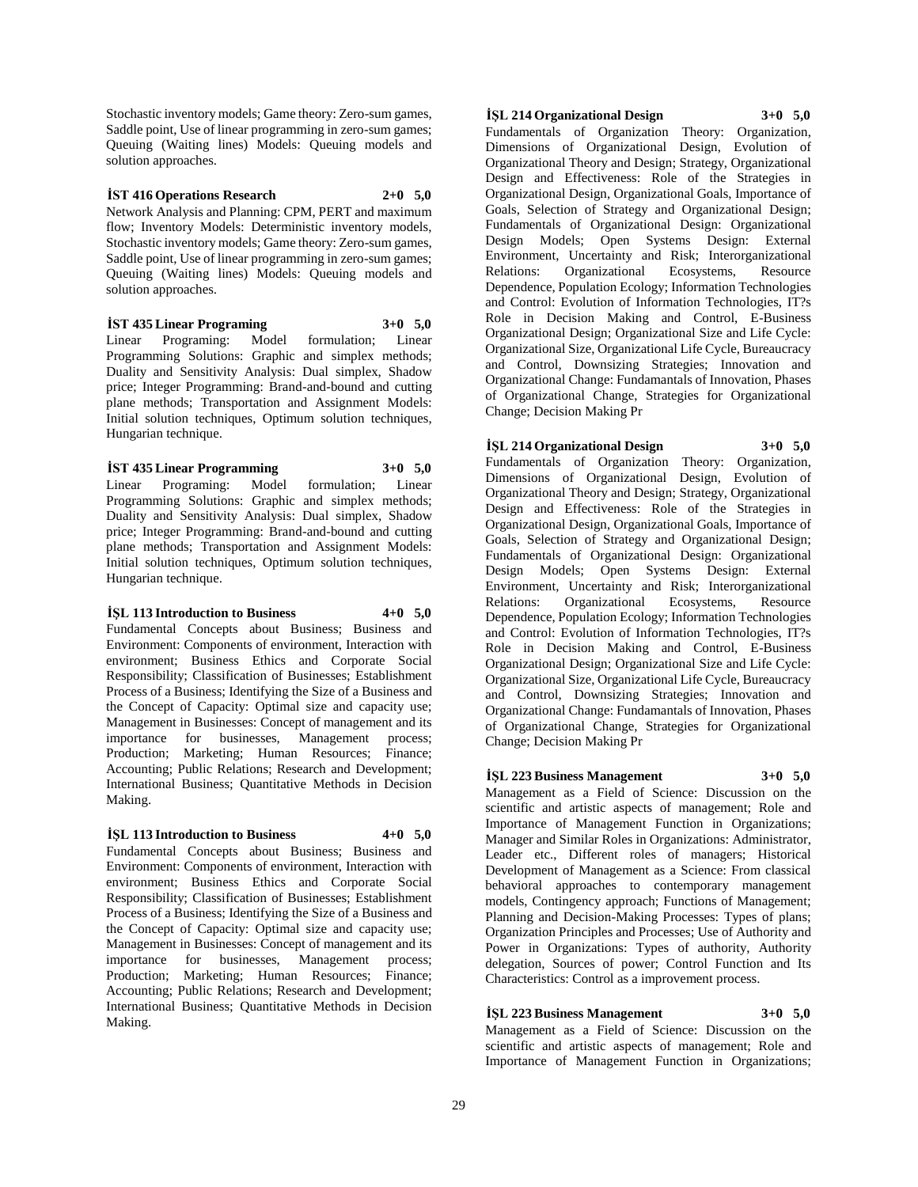Stochastic inventory models; Game theory: Zero-sum games, Saddle point, Use of linear programming in zero-sum games; Queuing (Waiting lines) Models: Queuing models and solution approaches.

**İST 416 Operations Research 2+0 5,0**

Network Analysis and Planning: CPM, PERT and maximum flow; Inventory Models: Deterministic inventory models, Stochastic inventory models; Game theory: Zero-sum games, Saddle point, Use of linear programming in zero-sum games; Queuing (Waiting lines) Models: Queuing models and solution approaches.

**İST 435 Linear Programing 3+0 5,0**

Linear Programing: Model formulation; Linear Programming Solutions: Graphic and simplex methods; Duality and Sensitivity Analysis: Dual simplex, Shadow price; Integer Programming: Brand-and-bound and cutting plane methods; Transportation and Assignment Models: Initial solution techniques, Optimum solution techniques, Hungarian technique.

**İST 435 Linear Programming 3+0 5,0**

Linear Programing: Model formulation; Linear Programming Solutions: Graphic and simplex methods; Duality and Sensitivity Analysis: Dual simplex, Shadow price; Integer Programming: Brand-and-bound and cutting plane methods; Transportation and Assignment Models: Initial solution techniques, Optimum solution techniques, Hungarian technique.

**İŞL 113 Introduction to Business 4+0 5,0**

Fundamental Concepts about Business; Business and Environment: Components of environment, Interaction with environment; Business Ethics and Corporate Social Responsibility; Classification of Businesses; Establishment Process of a Business; Identifying the Size of a Business and the Concept of Capacity: Optimal size and capacity use; Management in Businesses: Concept of management and its importance for businesses, Management process; Production; Marketing; Human Resources; Finance; Accounting; Public Relations; Research and Development; International Business; Quantitative Methods in Decision Making.

**İŞL 113 Introduction to Business 4+0 5,0**

Fundamental Concepts about Business; Business and Environment: Components of environment, Interaction with environment; Business Ethics and Corporate Social Responsibility; Classification of Businesses; Establishment Process of a Business; Identifying the Size of a Business and the Concept of Capacity: Optimal size and capacity use; Management in Businesses: Concept of management and its importance for businesses, Management process; Production; Marketing; Human Resources; Finance; Accounting; Public Relations; Research and Development; International Business; Quantitative Methods in Decision Making.

**İŞL 214 Organizational Design 3+0 5,0**

Fundamentals of Organization Theory: Organization, Dimensions of Organizational Design, Evolution of Organizational Theory and Design; Strategy, Organizational Design and Effectiveness: Role of the Strategies in Organizational Design, Organizational Goals, Importance of Goals, Selection of Strategy and Organizational Design; Fundamentals of Organizational Design: Organizational Design Models; Open Systems Design: External Environment, Uncertainty and Risk; Interorganizational Relations: Organizational Ecosystems, Resource Dependence, Population Ecology; Information Technologies and Control: Evolution of Information Technologies, IT?s Role in Decision Making and Control, E-Business Organizational Design; Organizational Size and Life Cycle: Organizational Size, Organizational Life Cycle, Bureaucracy and Control, Downsizing Strategies; Innovation and Organizational Change: Fundamantals of Innovation, Phases of Organizational Change, Strategies for Organizational Change; Decision Making Pr

**İŞL 214 Organizational Design 3+0 5,0**

Fundamentals of Organization Theory: Organization, Dimensions of Organizational Design, Evolution of Organizational Theory and Design; Strategy, Organizational Design and Effectiveness: Role of the Strategies in Organizational Design, Organizational Goals, Importance of Goals, Selection of Strategy and Organizational Design; Fundamentals of Organizational Design: Organizational Design Models; Open Systems Design: External Environment, Uncertainty and Risk; Interorganizational Relations: Organizational Ecosystems, Resource Dependence, Population Ecology; Information Technologies and Control: Evolution of Information Technologies, IT?s Role in Decision Making and Control, E-Business Organizational Design; Organizational Size and Life Cycle: Organizational Size, Organizational Life Cycle, Bureaucracy and Control, Downsizing Strategies; Innovation and Organizational Change: Fundamantals of Innovation, Phases of Organizational Change, Strategies for Organizational Change; Decision Making Pr

**İŞL 223 Business Management 3+0 5,0**

Management as a Field of Science: Discussion on the scientific and artistic aspects of management; Role and Importance of Management Function in Organizations; Manager and Similar Roles in Organizations: Administrator, Leader etc., Different roles of managers; Historical Development of Management as a Science: From classical behavioral approaches to contemporary management models, Contingency approach; Functions of Management; Planning and Decision-Making Processes: Types of plans; Organization Principles and Processes; Use of Authority and Power in Organizations: Types of authority, Authority delegation, Sources of power; Control Function and Its Characteristics: Control as a improvement process.

**İŞL 223 Business Management 3+0 5,0**

Management as a Field of Science: Discussion on the scientific and artistic aspects of management; Role and Importance of Management Function in Organizations;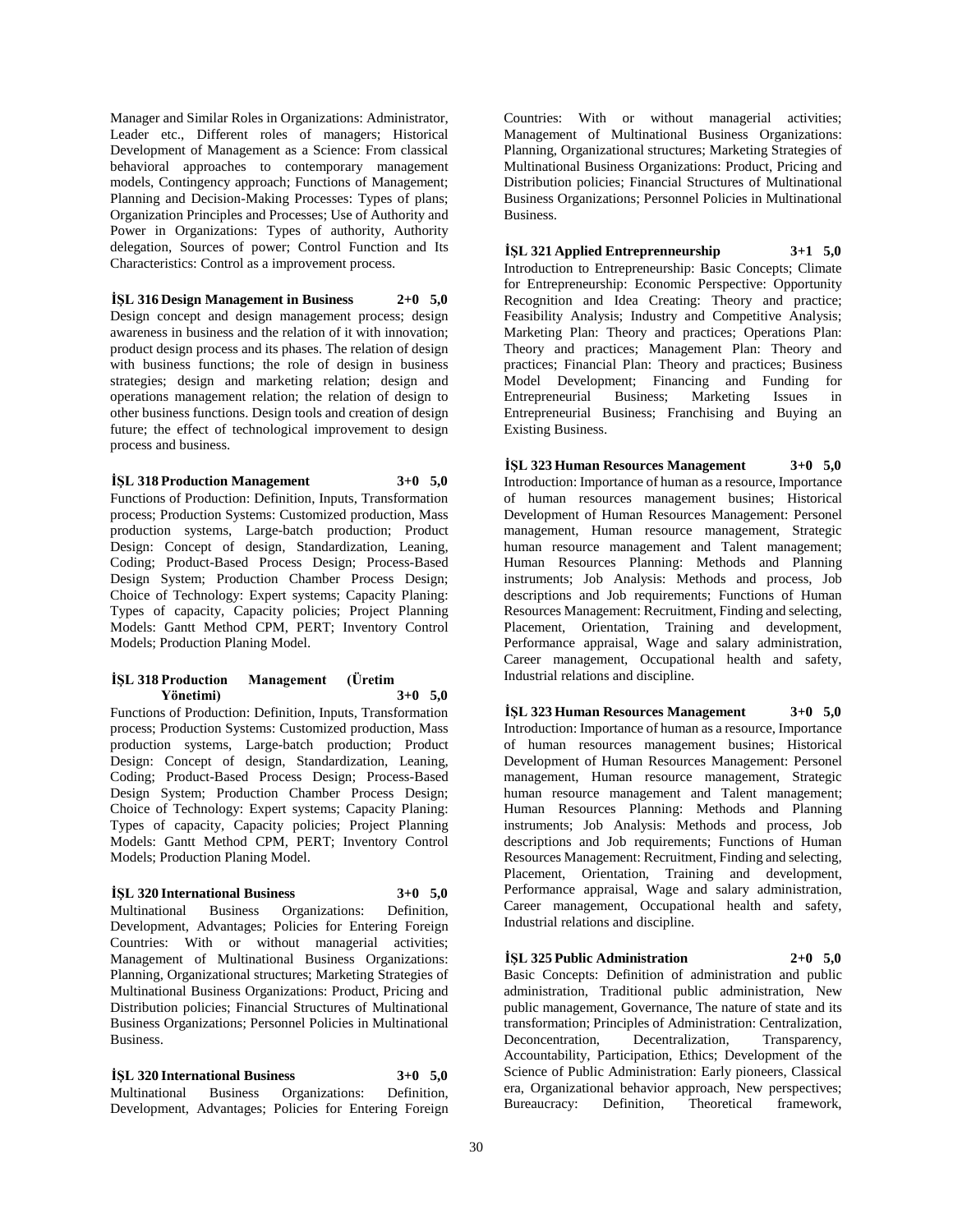Manager and Similar Roles in Organizations: Administrator, Leader etc., Different roles of managers; Historical Development of Management as a Science: From classical behavioral approaches to contemporary management models, Contingency approach; Functions of Management; Planning and Decision-Making Processes: Types of plans; Organization Principles and Processes; Use of Authority and Power in Organizations: Types of authority, Authority delegation, Sources of power; Control Function and Its Characteristics: Control as a improvement process.

**İŞL 316 Design Management in Business 2+0 5,0**

Design concept and design management process; design awareness in business and the relation of it with innovation; product design process and its phases. The relation of design with business functions; the role of design in business strategies; design and marketing relation; design and operations management relation; the relation of design to other business functions. Design tools and creation of design future; the effect of technological improvement to design process and business.

**İŞL 318 Production Management 3+0 5,0**

Functions of Production: Definition, Inputs, Transformation process; Production Systems: Customized production, Mass production systems, Large-batch production; Product Design: Concept of design, Standardization, Leaning, Coding; Product-Based Process Design; Process-Based Design System; Production Chamber Process Design; Choice of Technology: Expert systems; Capacity Planing: Types of capacity, Capacity policies; Project Planning Models: Gantt Method CPM, PERT; Inventory Control Models; Production Planing Model.

**İŞL 318 Production Management (Üretim Yönetimi) 3+0 5,0**

Functions of Production: Definition, Inputs, Transformation process; Production Systems: Customized production, Mass production systems, Large-batch production; Product Design: Concept of design, Standardization, Leaning, Coding; Product-Based Process Design; Process-Based Design System; Production Chamber Process Design; Choice of Technology: Expert systems; Capacity Planing: Types of capacity, Capacity policies; Project Planning Models: Gantt Method CPM, PERT; Inventory Control Models; Production Planing Model.

**İŞL 320 International Business 3+0 5,0**

Multinational Business Organizations: Definition, Development, Advantages; Policies for Entering Foreign Countries: With or without managerial activities; Management of Multinational Business Organizations: Planning, Organizational structures; Marketing Strategies of Multinational Business Organizations: Product, Pricing and Distribution policies; Financial Structures of Multinational Business Organizations; Personnel Policies in Multinational Business.

**İŞL 320 International Business 3+0 5,0**

Multinational Business Organizations: Definition, Development, Advantages; Policies for Entering Foreign Countries: With or without managerial activities; Management of Multinational Business Organizations: Planning, Organizational structures; Marketing Strategies of Multinational Business Organizations: Product, Pricing and Distribution policies; Financial Structures of Multinational Business Organizations; Personnel Policies in Multinational Business.

**İŞL 321 Applied Entreprenneurship 3+1 5,0**

Introduction to Entrepreneurship: Basic Concepts; Climate for Entrepreneurship: Economic Perspective: Opportunity Recognition and Idea Creating: Theory and practice; Feasibility Analysis; Industry and Competitive Analysis; Marketing Plan: Theory and practices; Operations Plan: Theory and practices; Management Plan: Theory and practices; Financial Plan: Theory and practices; Business Model Development; Financing and Funding for Entrepreneurial Business; Marketing Issues in Entrepreneurial Business; Franchising and Buying an Existing Business.

**İŞL 323 Human Resources Management 3+0 5,0**

Introduction: Importance of human as a resource, Importance of human resources management busines; Historical Development of Human Resources Management: Personel management, Human resource management, Strategic human resource management and Talent management; Human Resources Planning: Methods and Planning instruments; Job Analysis: Methods and process, Job descriptions and Job requirements; Functions of Human Resources Management: Recruitment, Finding and selecting, Placement, Orientation, Training and development, Performance appraisal, Wage and salary administration, Career management, Occupational health and safety, Industrial relations and discipline.

**İŞL 323 Human Resources Management 3+0 5,0**

Introduction: Importance of human as a resource, Importance of human resources management busines; Historical Development of Human Resources Management: Personel management, Human resource management, Strategic human resource management and Talent management; Human Resources Planning: Methods and Planning instruments; Job Analysis: Methods and process, Job descriptions and Job requirements; Functions of Human Resources Management: Recruitment, Finding and selecting, Placement, Orientation, Training and development, Performance appraisal, Wage and salary administration, Career management, Occupational health and safety, Industrial relations and discipline.

**İŞL 325 Public Administration 2+0 5,0**

Basic Concepts: Definition of administration and public administration, Traditional public administration, New public management, Governance, The nature of state and its transformation; Principles of Administration: Centralization, Deconcentration, Decentralization, Transparency, Accountability, Participation, Ethics; Development of the Science of Public Administration: Early pioneers, Classical era, Organizational behavior approach, New perspectives; Bureaucracy: Definition, Theoretical framework,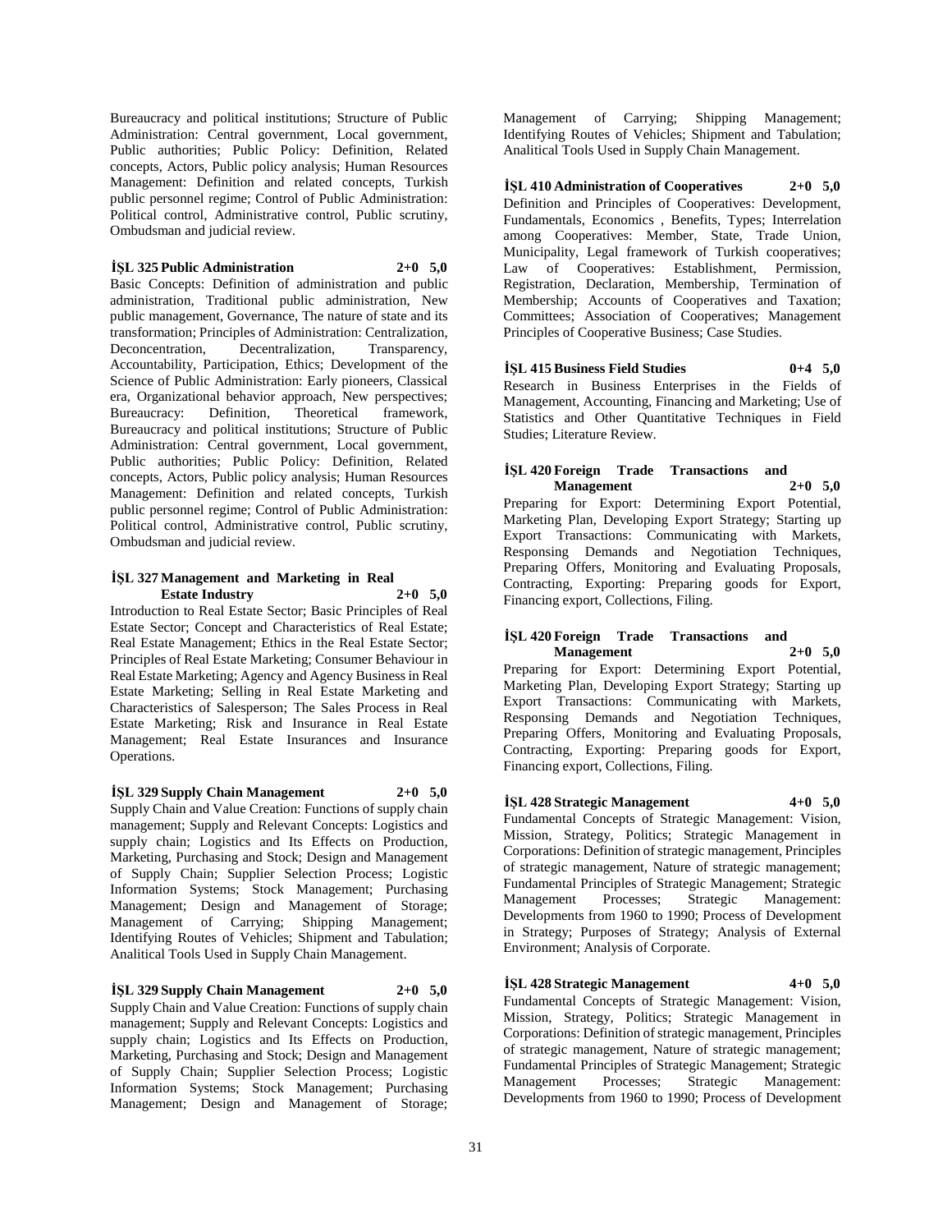Bureaucracy and political institutions; Structure of Public Administration: Central government, Local government, Public authorities; Public Policy: Definition, Related concepts, Actors, Public policy analysis; Human Resources Management: Definition and related concepts, Turkish public personnel regime; Control of Public Administration: Political control, Administrative control, Public scrutiny, Ombudsman and judicial review.

**İŞL 325 Public Administration 2+0 5,0**

Basic Concepts: Definition of administration and public administration, Traditional public administration, New public management, Governance, The nature of state and its transformation; Principles of Administration: Centralization, Deconcentration, Decentralization, Transparency, Accountability, Participation, Ethics; Development of the Science of Public Administration: Early pioneers, Classical era, Organizational behavior approach, New perspectives; Bureaucracy: Definition, Theoretical framework, Bureaucracy and political institutions; Structure of Public Administration: Central government, Local government, Public authorities; Public Policy: Definition, Related concepts, Actors, Public policy analysis; Human Resources Management: Definition and related concepts, Turkish public personnel regime; Control of Public Administration: Political control, Administrative control, Public scrutiny, Ombudsman and judicial review.

**İŞL 327 Management and Marketing in Real Estate Industry 2+0 5,0**

Introduction to Real Estate Sector; Basic Principles of Real Estate Sector; Concept and Characteristics of Real Estate; Real Estate Management; Ethics in the Real Estate Sector; Principles of Real Estate Marketing; Consumer Behaviour in Real Estate Marketing; Agency and Agency Business in Real Estate Marketing; Selling in Real Estate Marketing and Characteristics of Salesperson; The Sales Process in Real Estate Marketing; Risk and Insurance in Real Estate Management; Real Estate Insurances and Insurance Operations.

**İŞL 329 Supply Chain Management 2+0 5,0**

Supply Chain and Value Creation: Functions of supply chain management; Supply and Relevant Concepts: Logistics and supply chain; Logistics and Its Effects on Production, Marketing, Purchasing and Stock; Design and Management of Supply Chain; Supplier Selection Process; Logistic Information Systems; Stock Management; Purchasing Management; Design and Management of Storage; Management of Carrying; Shipping Management; Identifying Routes of Vehicles; Shipment and Tabulation; Analitical Tools Used in Supply Chain Management.

**İŞL 329 Supply Chain Management 2+0 5,0**

Supply Chain and Value Creation: Functions of supply chain management; Supply and Relevant Concepts: Logistics and supply chain; Logistics and Its Effects on Production, Marketing, Purchasing and Stock; Design and Management of Supply Chain; Supplier Selection Process; Logistic Information Systems; Stock Management; Purchasing Management; Design and Management of Storage; Management of Carrying; Shipping Management; Identifying Routes of Vehicles; Shipment and Tabulation; Analitical Tools Used in Supply Chain Management.

**İŞL 410 Administration of Cooperatives 2+0 5,0**

Definition and Principles of Cooperatives: Development, Fundamentals, Economics , Benefits, Types; Interrelation among Cooperatives: Member, State, Trade Union, Municipality, Legal framework of Turkish cooperatives; Law of Cooperatives: Establishment, Permission, Registration, Declaration, Membership, Termination of Membership; Accounts of Cooperatives and Taxation; Committees; Association of Cooperatives; Management Principles of Cooperative Business; Case Studies.

**İŞL 415 Business Field Studies 0+4 5,0**

Research in Business Enterprises in the Fields of Management, Accounting, Financing and Marketing; Use of Statistics and Other Quantitative Techniques in Field Studies; Literature Review.

**İŞL 420 Foreign Trade Transactions and Management 2+0 5,0**

Preparing for Export: Determining Export Potential, Marketing Plan, Developing Export Strategy; Starting up Export Transactions: Communicating with Markets, Responsing Demands and Negotiation Techniques, Preparing Offers, Monitoring and Evaluating Proposals, Contracting, Exporting: Preparing goods for Export, Financing export, Collections, Filing.

**İŞL 420 Foreign Trade Transactions and Management 2+0 5,0**

Preparing for Export: Determining Export Potential, Marketing Plan, Developing Export Strategy; Starting up Export Transactions: Communicating with Markets, Responsing Demands and Negotiation Techniques, Preparing Offers, Monitoring and Evaluating Proposals, Contracting, Exporting: Preparing goods for Export, Financing export, Collections, Filing.

**İŞL 428 Strategic Management 4+0 5,0**

Fundamental Concepts of Strategic Management: Vision, Mission, Strategy, Politics; Strategic Management in Corporations: Definition of strategic management, Principles of strategic management, Nature of strategic management; Fundamental Principles of Strategic Management; Strategic Management Processes; Strategic Management: Developments from 1960 to 1990; Process of Development in Strategy; Purposes of Strategy; Analysis of External Environment; Analysis of Corporate.

**İŞL 428 Strategic Management 4+0 5,0**

Fundamental Concepts of Strategic Management: Vision, Mission, Strategy, Politics; Strategic Management in Corporations: Definition of strategic management, Principles of strategic management, Nature of strategic management; Fundamental Principles of Strategic Management; Strategic Management Processes; Strategic Management: Developments from 1960 to 1990; Process of Development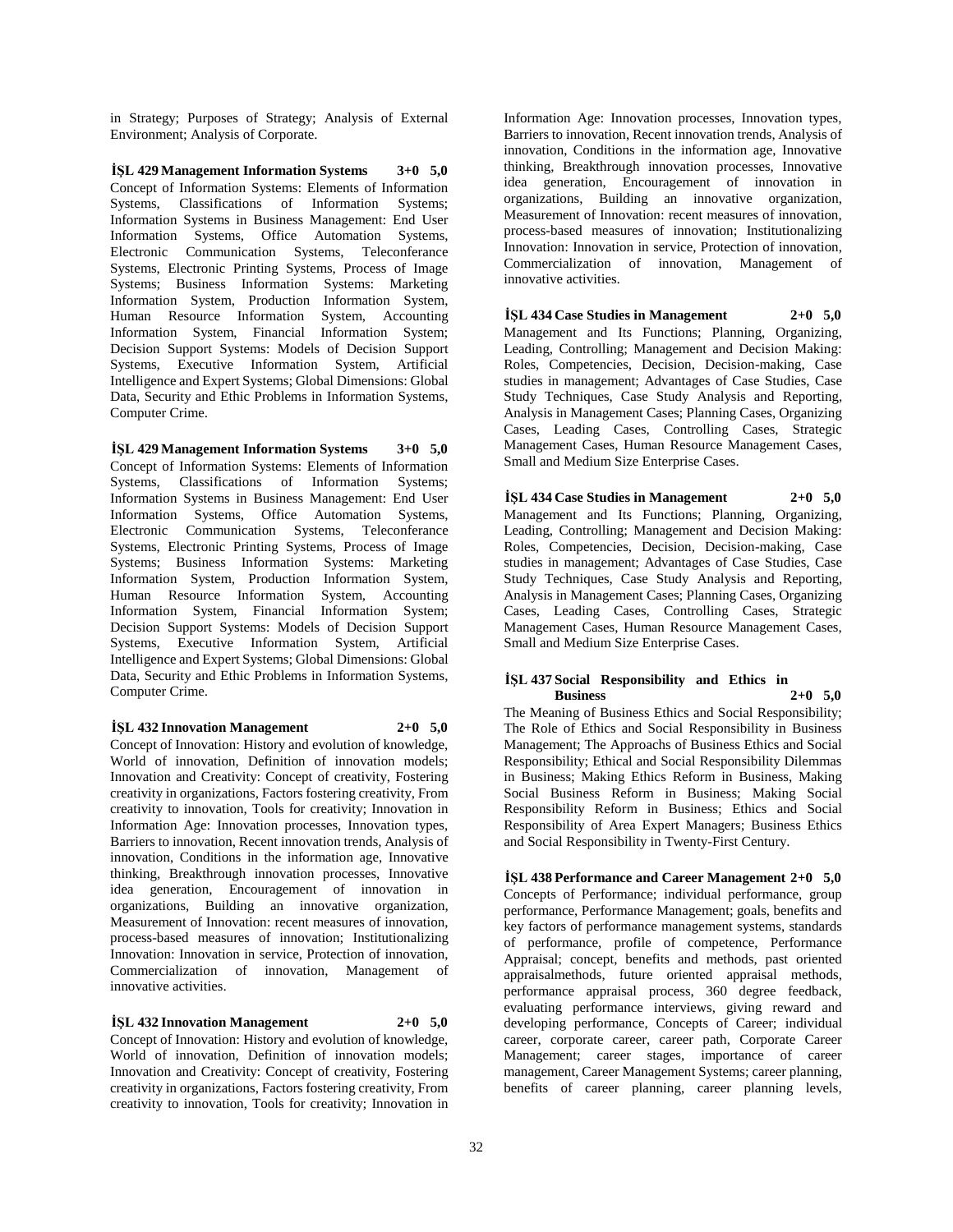in Strategy; Purposes of Strategy; Analysis of External Environment; Analysis of Corporate.

**İŞL 429 Management Information Systems 3+0 5,0**
Concept of Information Systems: Elements of Information Systems, Classifications of Information Systems; Information Systems in Business Management: End User Information Systems, Office Automation Systems, Electronic Communication Systems, Teleconferance Systems, Electronic Printing Systems, Process of Image Systems; Business Information Systems: Marketing Information System, Production Information System, Human Resource Information System, Accounting Information System, Financial Information System; Decision Support Systems: Models of Decision Support Systems, Executive Information System, Artificial Intelligence and Expert Systems; Global Dimensions: Global Data, Security and Ethic Problems in Information Systems, Computer Crime.

**İŞL 429 Management Information Systems 3+0 5,0**
Concept of Information Systems: Elements of Information Systems, Classifications of Information Systems; Information Systems in Business Management: End User Information Systems, Office Automation Systems, Electronic Communication Systems, Teleconferance Systems, Electronic Printing Systems, Process of Image Systems; Business Information Systems: Marketing Information System, Production Information System, Human Resource Information System, Accounting Information System, Financial Information System; Decision Support Systems: Models of Decision Support Systems, Executive Information System, Artificial Intelligence and Expert Systems; Global Dimensions: Global Data, Security and Ethic Problems in Information Systems, Computer Crime.

**İŞL 432 Innovation Management 2+0 5,0**
Concept of Innovation: History and evolution of knowledge, World of innovation, Definition of innovation models; Innovation and Creativity: Concept of creativity, Fostering creativity in organizations, Factors fostering creativity, From creativity to innovation, Tools for creativity; Innovation in Information Age: Innovation processes, Innovation types, Barriers to innovation, Recent innovation trends, Analysis of innovation, Conditions in the information age, Innovative thinking, Breakthrough innovation processes, Innovative idea generation, Encouragement of innovation in organizations, Building an innovative organization, Measurement of Innovation: recent measures of innovation, process-based measures of innovation; Institutionalizing Innovation: Innovation in service, Protection of innovation, Commercialization of innovation, Management of innovative activities.

**İŞL 432 Innovation Management 2+0 5,0**
Concept of Innovation: History and evolution of knowledge, World of innovation, Definition of innovation models; Innovation and Creativity: Concept of creativity, Fostering creativity in organizations, Factors fostering creativity, From creativity to innovation, Tools for creativity; Innovation in Information Age: Innovation processes, Innovation types, Barriers to innovation, Recent innovation trends, Analysis of innovation, Conditions in the information age, Innovative thinking, Breakthrough innovation processes, Innovative idea generation, Encouragement of innovation in organizations, Building an innovative organization, Measurement of Innovation: recent measures of innovation, process-based measures of innovation; Institutionalizing Innovation: Innovation in service, Protection of innovation, Commercialization of innovation, Management of innovative activities.

**İŞL 434 Case Studies in Management 2+0 5,0**
Management and Its Functions; Planning, Organizing, Leading, Controlling; Management and Decision Making: Roles, Competencies, Decision, Decision-making, Case studies in management; Advantages of Case Studies, Case Study Techniques, Case Study Analysis and Reporting, Analysis in Management Cases; Planning Cases, Organizing Cases, Leading Cases, Controlling Cases, Strategic Management Cases, Human Resource Management Cases, Small and Medium Size Enterprise Cases.

**İŞL 434 Case Studies in Management 2+0 5,0**
Management and Its Functions; Planning, Organizing, Leading, Controlling; Management and Decision Making: Roles, Competencies, Decision, Decision-making, Case studies in management; Advantages of Case Studies, Case Study Techniques, Case Study Analysis and Reporting, Analysis in Management Cases; Planning Cases, Organizing Cases, Leading Cases, Controlling Cases, Strategic Management Cases, Human Resource Management Cases, Small and Medium Size Enterprise Cases.

**İŞL 437 Social Responsibility and Ethics in Business 2+0 5,0**
The Meaning of Business Ethics and Social Responsibility; The Role of Ethics and Social Responsibility in Business Management; The Approachs of Business Ethics and Social Responsibility; Ethical and Social Responsibility Dilemmas in Business; Making Ethics Reform in Business, Making Social Business Reform in Business; Making Social Responsibility Reform in Business; Ethics and Social Responsibility of Area Expert Managers; Business Ethics and Social Responsibility in Twenty-First Century.

**İŞL 438 Performance and Career Management 2+0 5,0**
Concepts of Performance; individual performance, group performance, Performance Management; goals, benefits and key factors of performance management systems, standards of performance, profile of competence, Performance Appraisal; concept, benefits and methods, past oriented appraisalmethods, future oriented appraisal methods, performance appraisal process, 360 degree feedback, evaluating performance interviews, giving reward and developing performance, Concepts of Career; individual career, corporate career, career path, Corporate Career Management; career stages, importance of career management, Career Management Systems; career planning, benefits of career planning, career planning levels,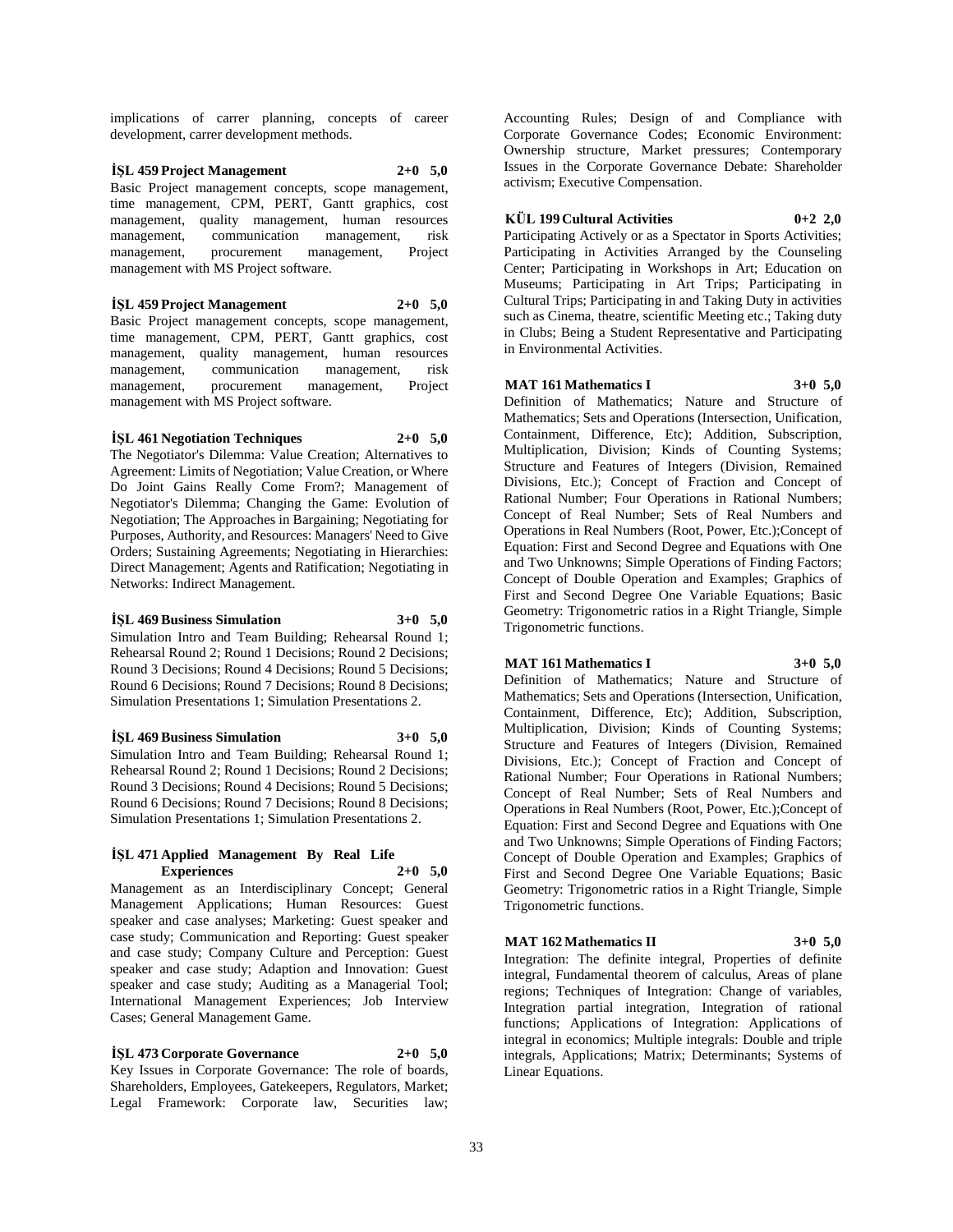implications of carrer planning, concepts of career development, carrer development methods.

**İŞL 459 Project Management 2+0 5,0**

Basic Project management concepts, scope management, time management, CPM, PERT, Gantt graphics, cost management, quality management, human resources management, communication management, risk management, procurement management, Project management with MS Project software.

**İŞL 459 Project Management 2+0 5,0**

Basic Project management concepts, scope management, time management, CPM, PERT, Gantt graphics, cost management, quality management, human resources management, communication management, risk management, procurement management, Project management with MS Project software.

**İŞL 461 Negotiation Techniques 2+0 5,0**

The Negotiator's Dilemma: Value Creation; Alternatives to Agreement: Limits of Negotiation; Value Creation, or Where Do Joint Gains Really Come From?; Management of Negotiator's Dilemma; Changing the Game: Evolution of Negotiation; The Approaches in Bargaining; Negotiating for Purposes, Authority, and Resources: Managers' Need to Give Orders; Sustaining Agreements; Negotiating in Hierarchies: Direct Management; Agents and Ratification; Negotiating in Networks: Indirect Management.

**İŞL 469 Business Simulation 3+0 5,0**

Simulation Intro and Team Building; Rehearsal Round 1; Rehearsal Round 2; Round 1 Decisions; Round 2 Decisions; Round 3 Decisions; Round 4 Decisions; Round 5 Decisions; Round 6 Decisions; Round 7 Decisions; Round 8 Decisions; Simulation Presentations 1; Simulation Presentations 2.

**İŞL 469 Business Simulation 3+0 5,0**

Simulation Intro and Team Building; Rehearsal Round 1; Rehearsal Round 2; Round 1 Decisions; Round 2 Decisions; Round 3 Decisions; Round 4 Decisions; Round 5 Decisions; Round 6 Decisions; Round 7 Decisions; Round 8 Decisions; Simulation Presentations 1; Simulation Presentations 2.

**İŞL 471 Applied Management By Real Life Experiences 2+0 5,0**

Management as an Interdisciplinary Concept; General Management Applications; Human Resources: Guest speaker and case analyses; Marketing: Guest speaker and case study; Communication and Reporting: Guest speaker and case study; Company Culture and Perception: Guest speaker and case study; Adaption and Innovation: Guest speaker and case study; Auditing as a Managerial Tool; International Management Experiences; Job Interview Cases; General Management Game.

**İŞL 473 Corporate Governance 2+0 5,0**

Key Issues in Corporate Governance: The role of boards, Shareholders, Employees, Gatekeepers, Regulators, Market; Legal Framework: Corporate law, Securities law; Accounting Rules; Design of and Compliance with Corporate Governance Codes; Economic Environment: Ownership structure, Market pressures; Contemporary Issues in the Corporate Governance Debate: Shareholder activism; Executive Compensation.

**KÜL 199 Cultural Activities 0+2 2,0**

Participating Actively or as a Spectator in Sports Activities; Participating in Activities Arranged by the Counseling Center; Participating in Workshops in Art; Education on Museums; Participating in Art Trips; Participating in Cultural Trips; Participating in and Taking Duty in activities such as Cinema, theatre, scientific Meeting etc.; Taking duty in Clubs; Being a Student Representative and Participating in Environmental Activities.

**MAT 161 Mathematics I 3+0 5,0**

Definition of Mathematics; Nature and Structure of Mathematics; Sets and Operations (Intersection, Unification, Containment, Difference, Etc); Addition, Subscription, Multiplication, Division; Kinds of Counting Systems; Structure and Features of Integers (Division, Remained Divisions, Etc.); Concept of Fraction and Concept of Rational Number; Four Operations in Rational Numbers; Concept of Real Number; Sets of Real Numbers and Operations in Real Numbers (Root, Power, Etc.);Concept of Equation: First and Second Degree and Equations with One and Two Unknowns; Simple Operations of Finding Factors; Concept of Double Operation and Examples; Graphics of First and Second Degree One Variable Equations; Basic Geometry: Trigonometric ratios in a Right Triangle, Simple Trigonometric functions.

**MAT 161 Mathematics I 3+0 5,0**

Definition of Mathematics; Nature and Structure of Mathematics; Sets and Operations (Intersection, Unification, Containment, Difference, Etc); Addition, Subscription, Multiplication, Division; Kinds of Counting Systems; Structure and Features of Integers (Division, Remained Divisions, Etc.); Concept of Fraction and Concept of Rational Number; Four Operations in Rational Numbers; Concept of Real Number; Sets of Real Numbers and Operations in Real Numbers (Root, Power, Etc.);Concept of Equation: First and Second Degree and Equations with One and Two Unknowns; Simple Operations of Finding Factors; Concept of Double Operation and Examples; Graphics of First and Second Degree One Variable Equations; Basic Geometry: Trigonometric ratios in a Right Triangle, Simple Trigonometric functions.

**MAT 162 Mathematics II 3+0 5,0**

Integration: The definite integral, Properties of definite integral, Fundamental theorem of calculus, Areas of plane regions; Techniques of Integration: Change of variables, Integration partial integration, Integration of rational functions; Applications of Integration: Applications of integral in economics; Multiple integrals: Double and triple integrals, Applications; Matrix; Determinants; Systems of Linear Equations.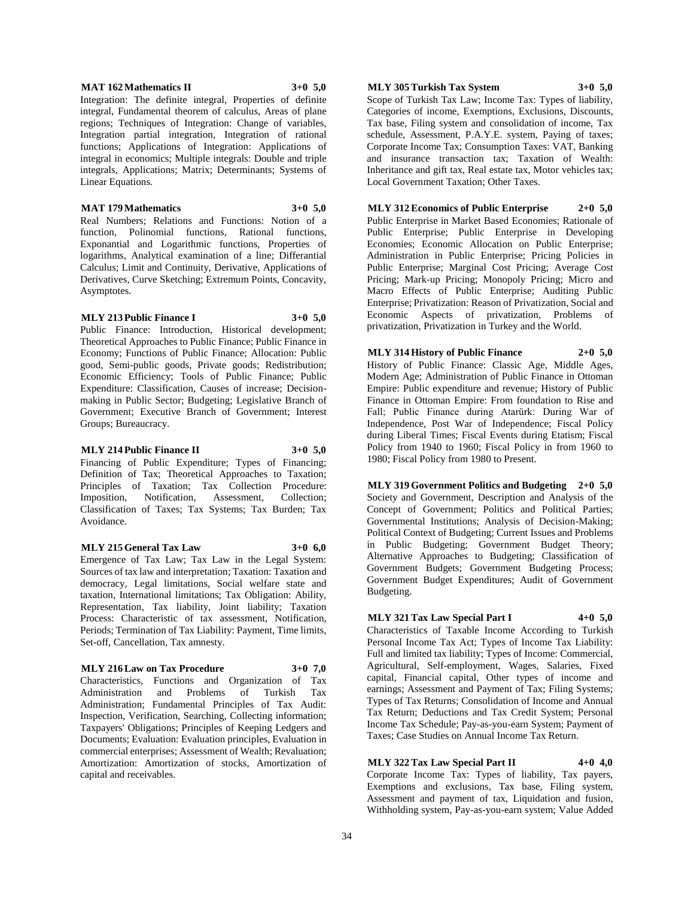**MAT 162 Mathematics II 3+0 5,0**

Integration: The definite integral, Properties of definite integral, Fundamental theorem of calculus, Areas of plane regions; Techniques of Integration: Change of variables, Integration partial integration, Integration of rational functions; Applications of Integration: Applications of integral in economics; Multiple integrals: Double and triple integrals, Applications; Matrix; Determinants; Systems of Linear Equations.

**MAT 179 Mathematics 3+0 5,0**

Real Numbers; Relations and Functions: Notion of a function, Polinomial functions, Rational functions, Exponantial and Logarithmic functions, Properties of logarithms, Analytical examination of a line; Differantial Calculus; Limit and Continuity, Derivative, Applications of Derivatives, Curve Sketching; Extremum Points, Concavity, Asymptotes.

**MLY 213 Public Finance I 3+0 5,0**

Public Finance: Introduction, Historical development; Theoretical Approaches to Public Finance; Public Finance in Economy; Functions of Public Finance; Allocation: Public good, Semi-public goods, Private goods; Redistribution; Economic Efficiency; Tools of Public Finance; Public Expenditure: Classification, Causes of increase; Decision-making in Public Sector; Budgeting; Legislative Branch of Government; Executive Branch of Government; Interest Groups; Bureaucracy.

**MLY 214 Public Finance II 3+0 5,0**

Financing of Public Expenditure; Types of Financing; Definition of Tax; Theoretical Approaches to Taxation; Principles of Taxation; Tax Collection Procedure: Imposition, Notification, Assessment, Collection; Classification of Taxes; Tax Systems; Tax Burden; Tax Avoidance.

**MLY 215 General Tax Law 3+0 6,0**

Emergence of Tax Law; Tax Law in the Legal System: Sources of tax law and interpretation; Taxation: Taxation and democracy, Legal limitations, Social welfare state and taxation, International limitations; Tax Obligation: Ability, Representation, Tax liability, Joint liability; Taxation Process: Characteristic of tax assessment, Notification, Periods; Termination of Tax Liability: Payment, Time limits, Set-off, Cancellation, Tax amnesty.

**MLY 216 Law on Tax Procedure 3+0 7,0**

Characteristics, Functions and Organization of Tax Administration and Problems of Turkish Tax Administration; Fundamental Principles of Tax Audit: Inspection, Verification, Searching, Collecting information; Taxpayers' Obligations; Principles of Keeping Ledgers and Documents; Evaluation: Evaluation principles, Evaluation in commercial enterprises; Assessment of Wealth; Revaluation; Amortization: Amortization of stocks, Amortization of capital and receivables.

**MLY 305 Turkish Tax System 3+0 5,0**

Scope of Turkish Tax Law; Income Tax: Types of liability, Categories of income, Exemptions, Exclusions, Discounts, Tax base, Filing system and consolidation of income, Tax schedule, Assessment, P.A.Y.E. system, Paying of taxes; Corporate Income Tax; Consumption Taxes: VAT, Banking and insurance transaction tax; Taxation of Wealth: Inheritance and gift tax, Real estate tax, Motor vehicles tax; Local Government Taxation; Other Taxes.

**MLY 312 Economics of Public Enterprise 2+0 5,0**

Public Enterprise in Market Based Economies; Rationale of Public Enterprise; Public Enterprise in Developing Economies; Economic Allocation on Public Enterprise; Administration in Public Enterprise; Pricing Policies in Public Enterprise; Marginal Cost Pricing; Average Cost Pricing; Mark-up Pricing; Monopoly Pricing; Micro and Macro Effects of Public Enterprise; Auditing Public Enterprise; Privatization: Reason of Privatization, Social and Economic Aspects of privatization, Problems of privatization, Privatization in Turkey and the World.

**MLY 314 History of Public Finance 2+0 5,0**

History of Public Finance: Classic Age, Middle Ages, Modern Age; Administration of Public Finance in Ottoman Empire: Public expenditure and revenue; History of Public Finance in Ottoman Empire: From foundation to Rise and Fall; Public Finance during Atarürk: During War of Independence, Post War of Independence; Fiscal Policy during Liberal Times; Fiscal Events during Etatism; Fiscal Policy from 1940 to 1960; Fiscal Policy in from 1960 to 1980; Fiscal Policy from 1980 to Present.

**MLY 319 Government Politics and Budgeting 2+0 5,0**

Society and Government, Description and Analysis of the Concept of Government; Politics and Political Parties; Governmental Institutions; Analysis of Decision-Making; Political Context of Budgeting; Current Issues and Problems in Public Budgeting; Government Budget Theory; Alternative Approaches to Budgeting; Classification of Government Budgets; Government Budgeting Process; Government Budget Expenditures; Audit of Government Budgeting.

**MLY 321 Tax Law Special Part I 4+0 5,0**

Characteristics of Taxable Income According to Turkish Personal Income Tax Act; Types of Income Tax Liability: Full and limited tax liability; Types of Income: Commercial, Agricultural, Self-employment, Wages, Salaries, Fixed capital, Financial capital, Other types of income and earnings; Assessment and Payment of Tax; Filing Systems; Types of Tax Returns; Consolidation of Income and Annual Tax Return; Deductions and Tax Credit System; Personal Income Tax Schedule; Pay-as-you-earn System; Payment of Taxes; Case Studies on Annual Income Tax Return.

**MLY 322 Tax Law Special Part II 4+0 4,0**

Corporate Income Tax: Types of liability, Tax payers, Exemptions and exclusions, Tax base, Filing system, Assessment and payment of tax, Liquidation and fusion, Withholding system, Pay-as-you-earn system; Value Added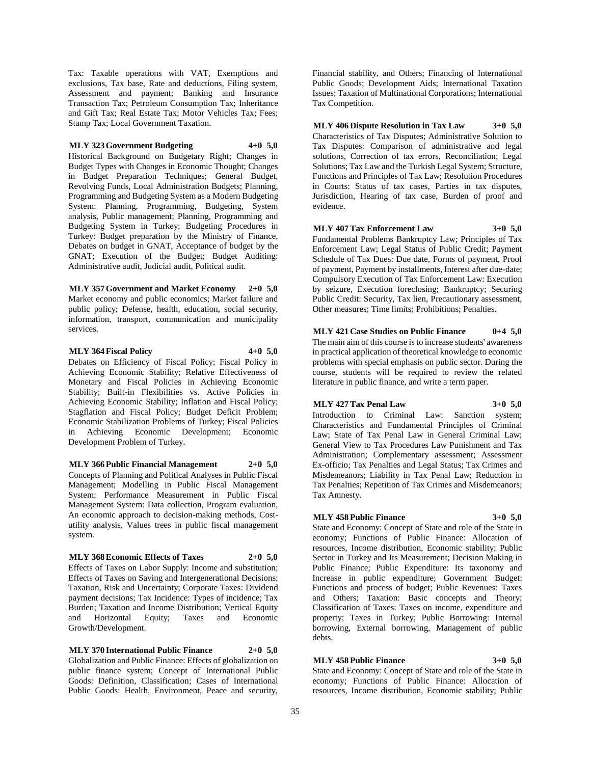Tax: Taxable operations with VAT, Exemptions and exclusions, Tax base, Rate and deductions, Filing system, Assessment and payment; Banking and Insurance Transaction Tax; Petroleum Consumption Tax; Inheritance and Gift Tax; Real Estate Tax; Motor Vehicles Tax; Fees; Stamp Tax; Local Government Taxation.

**MLY 323 Government Budgeting 4+0 5,0**
Historical Background on Budgetary Right; Changes in Budget Types with Changes in Economic Thought; Changes in Budget Preparation Techniques; General Budget, Revolving Funds, Local Administration Budgets; Planning, Programming and Budgeting System as a Modern Budgeting System: Planning, Programming, Budgeting, System analysis, Public management; Planning, Programming and Budgeting System in Turkey; Budgeting Procedures in Turkey: Budget preparation by the Ministry of Finance, Debates on budget in GNAT, Acceptance of budget by the GNAT; Execution of the Budget; Budget Auditing: Administrative audit, Judicial audit, Political audit.

**MLY 357 Government and Market Economy 2+0 5,0**
Market economy and public economics; Market failure and public policy; Defense, health, education, social security, information, transport, communication and municipality services.

**MLY 364 Fiscal Policy 4+0 5,0**
Debates on Efficiency of Fiscal Policy; Fiscal Policy in Achieving Economic Stability; Relative Effectiveness of Monetary and Fiscal Policies in Achieving Economic Stability; Built-in Flexibilities vs. Active Policies in Achieving Economic Stability; Inflation and Fiscal Policy; Stagflation and Fiscal Policy; Budget Deficit Problem; Economic Stabilization Problems of Turkey; Fiscal Policies in Achieving Economic Development; Economic Development Problem of Turkey.

**MLY 366 Public Financial Management 2+0 5,0**
Concepts of Planning and Political Analyses in Public Fiscal Management; Modelling in Public Fiscal Management System; Performance Measurement in Public Fiscal Management System: Data collection, Program evaluation, An economic approach to decision-making methods, Cost-utility analysis, Values trees in public fiscal management system.

**MLY 368 Economic Effects of Taxes 2+0 5,0**
Effects of Taxes on Labor Supply: Income and substitution; Effects of Taxes on Saving and Intergenerational Decisions; Taxation, Risk and Uncertainty; Corporate Taxes: Dividend payment decisions; Tax Incidence: Types of incidence; Tax Burden; Taxation and Income Distribution; Vertical Equity and Horizontal Equity; Taxes and Economic Growth/Development.

**MLY 370 International Public Finance 2+0 5,0**
Globalization and Public Finance: Effects of globalization on public finance system; Concept of International Public Goods: Definition, Classification; Cases of International Public Goods: Health, Environment, Peace and security, Financial stability, and Others; Financing of International Public Goods; Development Aids; International Taxation Issues; Taxation of Multinational Corporations; International Tax Competition.

**MLY 406 Dispute Resolution in Tax Law 3+0 5,0**
Characteristics of Tax Disputes; Administrative Solution to Tax Disputes: Comparison of administrative and legal solutions, Correction of tax errors, Reconciliation; Legal Solutions; Tax Law and the Turkish Legal System; Structure, Functions and Principles of Tax Law; Resolution Procedures in Courts: Status of tax cases, Parties in tax disputes, Jurisdiction, Hearing of tax case, Burden of proof and evidence.

**MLY 407 Tax Enforcement Law 3+0 5,0**
Fundamental Problems Bankruptcy Law; Principles of Tax Enforcement Law; Legal Status of Public Credit; Payment Schedule of Tax Dues: Due date, Forms of payment, Proof of payment, Payment by installments, Interest after due-date; Compulsory Execution of Tax Enforcement Law: Execution by seizure, Execution foreclosing; Bankruptcy; Securing Public Credit: Security, Tax lien, Precautionary assessment, Other measures; Time limits; Prohibitions; Penalties.

**MLY 421 Case Studies on Public Finance 0+4 5,0**
The main aim of this course is to increase students' awareness in practical application of theoretical knowledge to economic problems with special emphasis on public sector. During the course, students will be required to review the related literature in public finance, and write a term paper.

**MLY 427 Tax Penal Law 3+0 5,0**
Introduction to Criminal Law: Sanction system; Characteristics and Fundamental Principles of Criminal Law; State of Tax Penal Law in General Criminal Law; General View to Tax Procedures Law Punishment and Tax Administration; Complementary assessment; Assessment Ex-officio; Tax Penalties and Legal Status; Tax Crimes and Misdemeanors; Liability in Tax Penal Law; Reduction in Tax Penalties; Repetition of Tax Crimes and Misdemeanors; Tax Amnesty.

**MLY 458 Public Finance 3+0 5,0**
State and Economy: Concept of State and role of the State in economy; Functions of Public Finance: Allocation of resources, Income distribution, Economic stability; Public Sector in Turkey and Its Measurement; Decision Making in Public Finance; Public Expenditure: Its taxonomy and Increase in public expenditure; Government Budget: Functions and process of budget; Public Revenues: Taxes and Others; Taxation: Basic concepts and Theory; Classification of Taxes: Taxes on income, expenditure and property; Taxes in Turkey; Public Borrowing: Internal borrowing, External borrowing, Management of public debts.

**MLY 458 Public Finance 3+0 5,0**
State and Economy: Concept of State and role of the State in economy; Functions of Public Finance: Allocation of resources, Income distribution, Economic stability; Public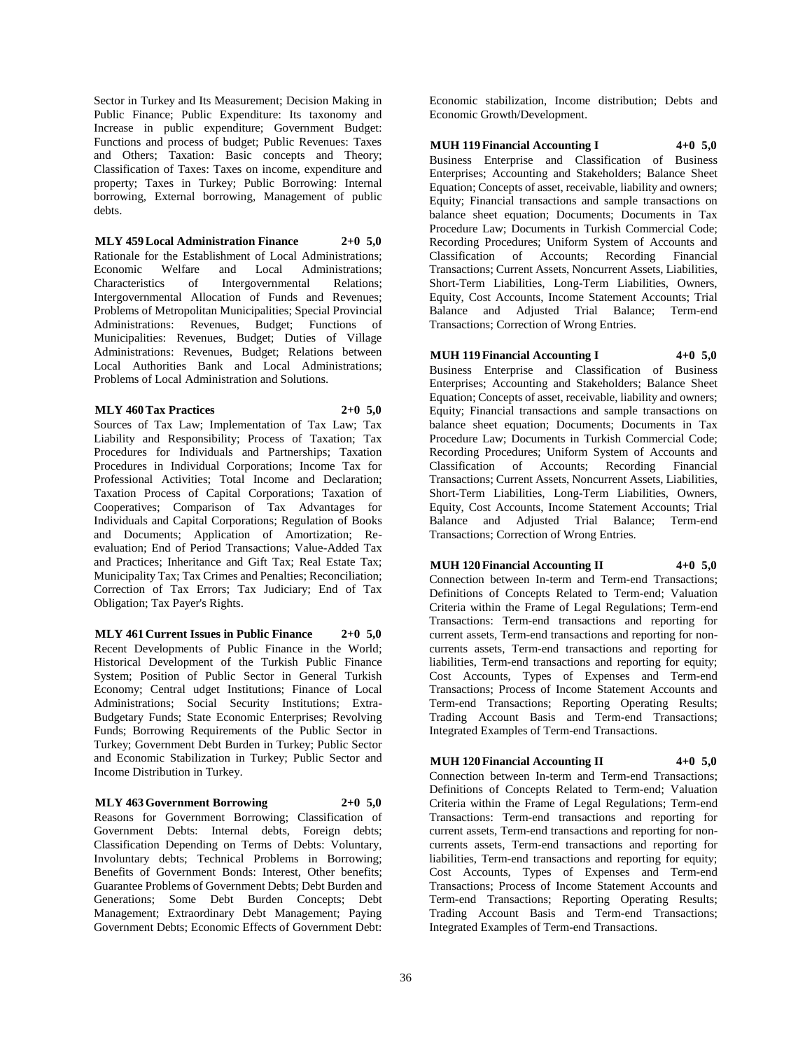Sector in Turkey and Its Measurement; Decision Making in Public Finance; Public Expenditure: Its taxonomy and Increase in public expenditure; Government Budget: Functions and process of budget; Public Revenues: Taxes and Others; Taxation: Basic concepts and Theory; Classification of Taxes: Taxes on income, expenditure and property; Taxes in Turkey; Public Borrowing: Internal borrowing, External borrowing, Management of public debts.

**MLY 459 Local Administration Finance 2+0 5,0**
Rationale for the Establishment of Local Administrations; Economic Welfare and Local Administrations; Characteristics of Intergovernmental Relations; Intergovernmental Allocation of Funds and Revenues; Problems of Metropolitan Municipalities; Special Provincial Administrations: Revenues, Budget; Functions of Municipalities: Revenues, Budget; Duties of Village Administrations: Revenues, Budget; Relations between Local Authorities Bank and Local Administrations; Problems of Local Administration and Solutions.

**MLY 460 Tax Practices 2+0 5,0**
Sources of Tax Law; Implementation of Tax Law; Tax Liability and Responsibility; Process of Taxation; Tax Procedures for Individuals and Partnerships; Taxation Procedures in Individual Corporations; Income Tax for Professional Activities; Total Income and Declaration; Taxation Process of Capital Corporations; Taxation of Cooperatives; Comparison of Tax Advantages for Individuals and Capital Corporations; Regulation of Books and Documents; Application of Amortization; Re-evaluation; End of Period Transactions; Value-Added Tax and Practices; Inheritance and Gift Tax; Real Estate Tax; Municipality Tax; Tax Crimes and Penalties; Reconciliation; Correction of Tax Errors; Tax Judiciary; End of Tax Obligation; Tax Payer's Rights.

**MLY 461 Current Issues in Public Finance 2+0 5,0**
Recent Developments of Public Finance in the World; Historical Development of the Turkish Public Finance System; Position of Public Sector in General Turkish Economy; Central udget Institutions; Finance of Local Administrations; Social Security Institutions; Extra-Budgetary Funds; State Economic Enterprises; Revolving Funds; Borrowing Requirements of the Public Sector in Turkey; Government Debt Burden in Turkey; Public Sector and Economic Stabilization in Turkey; Public Sector and Income Distribution in Turkey.

**MLY 463 Government Borrowing 2+0 5,0**
Reasons for Government Borrowing; Classification of Government Debts: Internal debts, Foreign debts; Classification Depending on Terms of Debts: Voluntary, Involuntary debts; Technical Problems in Borrowing; Benefits of Government Bonds: Interest, Other benefits; Guarantee Problems of Government Debts; Debt Burden and Generations; Some Debt Burden Concepts; Debt Management; Extraordinary Debt Management; Paying Government Debts; Economic Effects of Government Debt: Economic stabilization, Income distribution; Debts and Economic Growth/Development.

**MUH 119 Financial Accounting I 4+0 5,0**
Business Enterprises and Classification of Business Enterprises; Accounting and Stakeholders; Balance Sheet Equation; Concepts of asset, receivable, liability and owners; Equity; Financial transactions and sample transactions on balance sheet equation; Documents; Documents in Tax Procedure Law; Documents in Turkish Commercial Code; Recording Procedures; Uniform System of Accounts and Classification of Accounts; Recording Financial Transactions; Current Assets, Noncurrent Assets, Liabilities, Short-Term Liabilities, Long-Term Liabilities, Owners, Equity, Cost Accounts, Income Statement Accounts; Trial Balance and Adjusted Trial Balance; Term-end Transactions; Correction of Wrong Entries.

**MUH 119 Financial Accounting I 4+0 5,0**
Business Enterprise and Classification of Business Enterprises; Accounting and Stakeholders; Balance Sheet Equation; Concepts of asset, receivable, liability and owners; Equity; Financial transactions and sample transactions on balance sheet equation; Documents; Documents in Tax Procedure Law; Documents in Turkish Commercial Code; Recording Procedures; Uniform System of Accounts and Classification of Accounts; Recording Financial Transactions; Current Assets, Noncurrent Assets, Liabilities, Short-Term Liabilities, Long-Term Liabilities, Owners, Equity, Cost Accounts, Income Statement Accounts; Trial Balance and Adjusted Trial Balance; Term-end Transactions; Correction of Wrong Entries.

**MUH 120 Financial Accounting II 4+0 5,0**
Connection between In-term and Term-end Transactions; Definitions of Concepts Related to Term-end; Valuation Criteria within the Frame of Legal Regulations; Term-end Transactions: Term-end transactions and reporting for current assets, Term-end transactions and reporting for non-currents assets, Term-end transactions and reporting for liabilities, Term-end transactions and reporting for equity; Cost Accounts, Types of Expenses and Term-end Transactions; Process of Income Statement Accounts and Term-end Transactions; Reporting Operating Results; Trading Account Basis and Term-end Transactions; Integrated Examples of Term-end Transactions.

**MUH 120 Financial Accounting II 4+0 5,0**
Connection between In-term and Term-end Transactions; Definitions of Concepts Related to Term-end; Valuation Criteria within the Frame of Legal Regulations; Term-end Transactions: Term-end transactions and reporting for current assets, Term-end transactions and reporting for non-currents assets, Term-end transactions and reporting for liabilities, Term-end transactions and reporting for equity; Cost Accounts, Types of Expenses and Term-end Transactions; Process of Income Statement Accounts and Term-end Transactions; Reporting Operating Results; Trading Account Basis and Term-end Transactions; Integrated Examples of Term-end Transactions.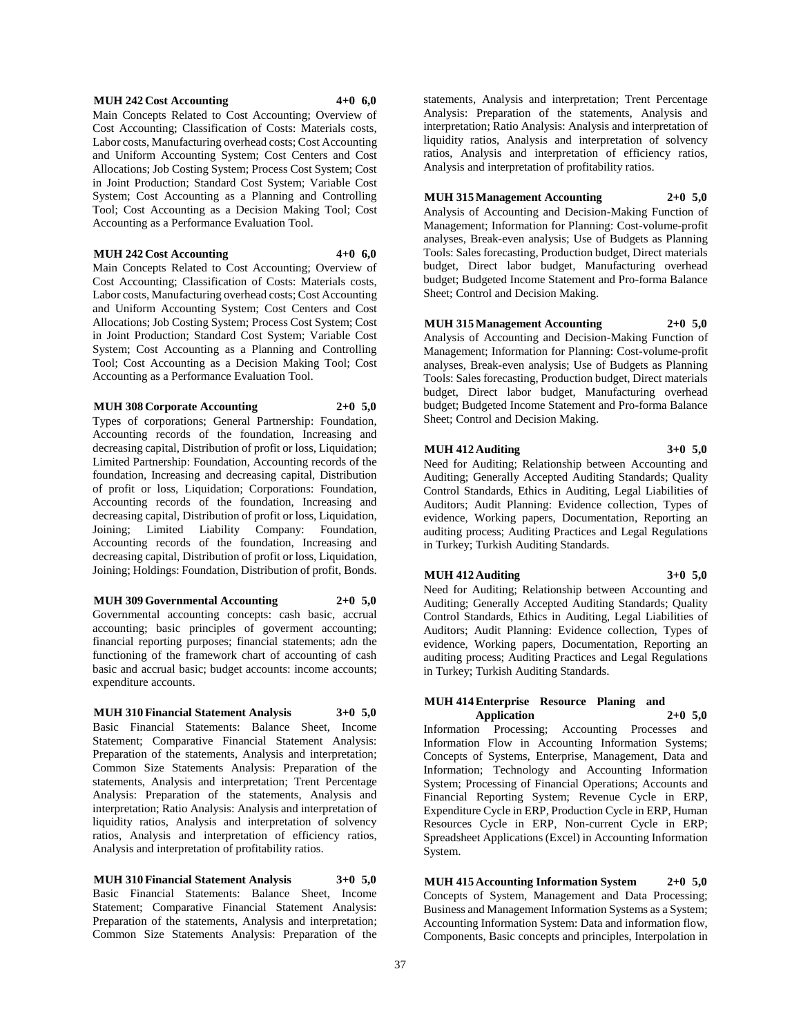**MUH 242 Cost Accounting 4+0 6,0**

Main Concepts Related to Cost Accounting; Overview of Cost Accounting; Classification of Costs: Materials costs, Labor costs, Manufacturing overhead costs; Cost Accounting and Uniform Accounting System; Cost Centers and Cost Allocations; Job Costing System; Process Cost System; Cost in Joint Production; Standard Cost System; Variable Cost System; Cost Accounting as a Planning and Controlling Tool; Cost Accounting as a Decision Making Tool; Cost Accounting as a Performance Evaluation Tool.

**MUH 242 Cost Accounting 4+0 6,0**

Main Concepts Related to Cost Accounting; Overview of Cost Accounting; Classification of Costs: Materials costs, Labor costs, Manufacturing overhead costs; Cost Accounting and Uniform Accounting System; Cost Centers and Cost Allocations; Job Costing System; Process Cost System; Cost in Joint Production; Standard Cost System; Variable Cost System; Cost Accounting as a Planning and Controlling Tool; Cost Accounting as a Decision Making Tool; Cost Accounting as a Performance Evaluation Tool.

**MUH 308 Corporate Accounting 2+0 5,0**

Types of corporations; General Partnership: Foundation, Accounting records of the foundation, Increasing and decreasing capital, Distribution of profit or loss, Liquidation; Limited Partnership: Foundation, Accounting records of the foundation, Increasing and decreasing capital, Distribution of profit or loss, Liquidation; Corporations: Foundation, Accounting records of the foundation, Increasing and decreasing capital, Distribution of profit or loss, Liquidation, Joining; Limited Liability Company: Foundation, Accounting records of the foundation, Increasing and decreasing capital, Distribution of profit or loss, Liquidation, Joining; Holdings: Foundation, Distribution of profit, Bonds.

**MUH 309 Governmental Accounting 2+0 5,0**

Governmental accounting concepts: cash basic, accrual accounting; basic principles of goverment accounting; financial reporting purposes; financial statements; adn the functioning of the framework chart of accounting of cash basic and accrual basic; budget accounts: income accounts; expenditure accounts.

**MUH 310 Financial Statement Analysis 3+0 5,0**

Basic Financial Statements: Balance Sheet, Income Statement; Comparative Financial Statement Analysis: Preparation of the statements, Analysis and interpretation; Common Size Statements Analysis: Preparation of the statements, Analysis and interpretation; Trent Percentage Analysis: Preparation of the statements, Analysis and interpretation; Ratio Analysis: Analysis and interpretation of liquidity ratios, Analysis and interpretation of solvency ratios, Analysis and interpretation of efficiency ratios, Analysis and interpretation of profitability ratios.

**MUH 310 Financial Statement Analysis 3+0 5,0**

Basic Financial Statements: Balance Sheet, Income Statement; Comparative Financial Statement Analysis: Preparation of the statements, Analysis and interpretation; Common Size Statements Analysis: Preparation of the statements, Analysis and interpretation; Trent Percentage Analysis: Preparation of the statements, Analysis and interpretation; Ratio Analysis: Analysis and interpretation of liquidity ratios, Analysis and interpretation of solvency ratios, Analysis and interpretation of efficiency ratios, Analysis and interpretation of profitability ratios.

**MUH 315 Management Accounting 2+0 5,0**

Analysis of Accounting and Decision-Making Function of Management; Information for Planning: Cost-volume-profit analyses, Break-even analysis; Use of Budgets as Planning Tools: Sales forecasting, Production budget, Direct materials budget, Direct labor budget, Manufacturing overhead budget; Budgeted Income Statement and Pro-forma Balance Sheet; Control and Decision Making.

**MUH 315 Management Accounting 2+0 5,0**

Analysis of Accounting and Decision-Making Function of Management; Information for Planning: Cost-volume-profit analyses, Break-even analysis; Use of Budgets as Planning Tools: Sales forecasting, Production budget, Direct materials budget, Direct labor budget, Manufacturing overhead budget; Budgeted Income Statement and Pro-forma Balance Sheet; Control and Decision Making.

**MUH 412 Auditing 3+0 5,0**

Need for Auditing; Relationship between Accounting and Auditing; Generally Accepted Auditing Standards; Quality Control Standards, Ethics in Auditing, Legal Liabilities of Auditors; Audit Planning: Evidence collection, Types of evidence, Working papers, Documentation, Reporting an auditing process; Auditing Practices and Legal Regulations in Turkey; Turkish Auditing Standards.

**MUH 412 Auditing 3+0 5,0**

Need for Auditing; Relationship between Accounting and Auditing; Generally Accepted Auditing Standards; Quality Control Standards, Ethics in Auditing, Legal Liabilities of Auditors; Audit Planning: Evidence collection, Types of evidence, Working papers, Documentation, Reporting an auditing process; Auditing Practices and Legal Regulations in Turkey; Turkish Auditing Standards.

**MUH 414 Enterprise Resource Planing and Application 2+0 5,0**

Information Processing; Accounting Processes and Information Flow in Accounting Information Systems; Concepts of Systems, Enterprise, Management, Data and Information; Technology and Accounting Information System; Processing of Financial Operations; Accounts and Financial Reporting System; Revenue Cycle in ERP, Expenditure Cycle in ERP, Production Cycle in ERP, Human Resources Cycle in ERP, Non-current Cycle in ERP; Spreadsheet Applications (Excel) in Accounting Information System.

**MUH 415 Accounting Information System 2+0 5,0**

Concepts of System, Management and Data Processing; Business and Management Information Systems as a System; Accounting Information System: Data and information flow, Components, Basic concepts and principles, Interpolation in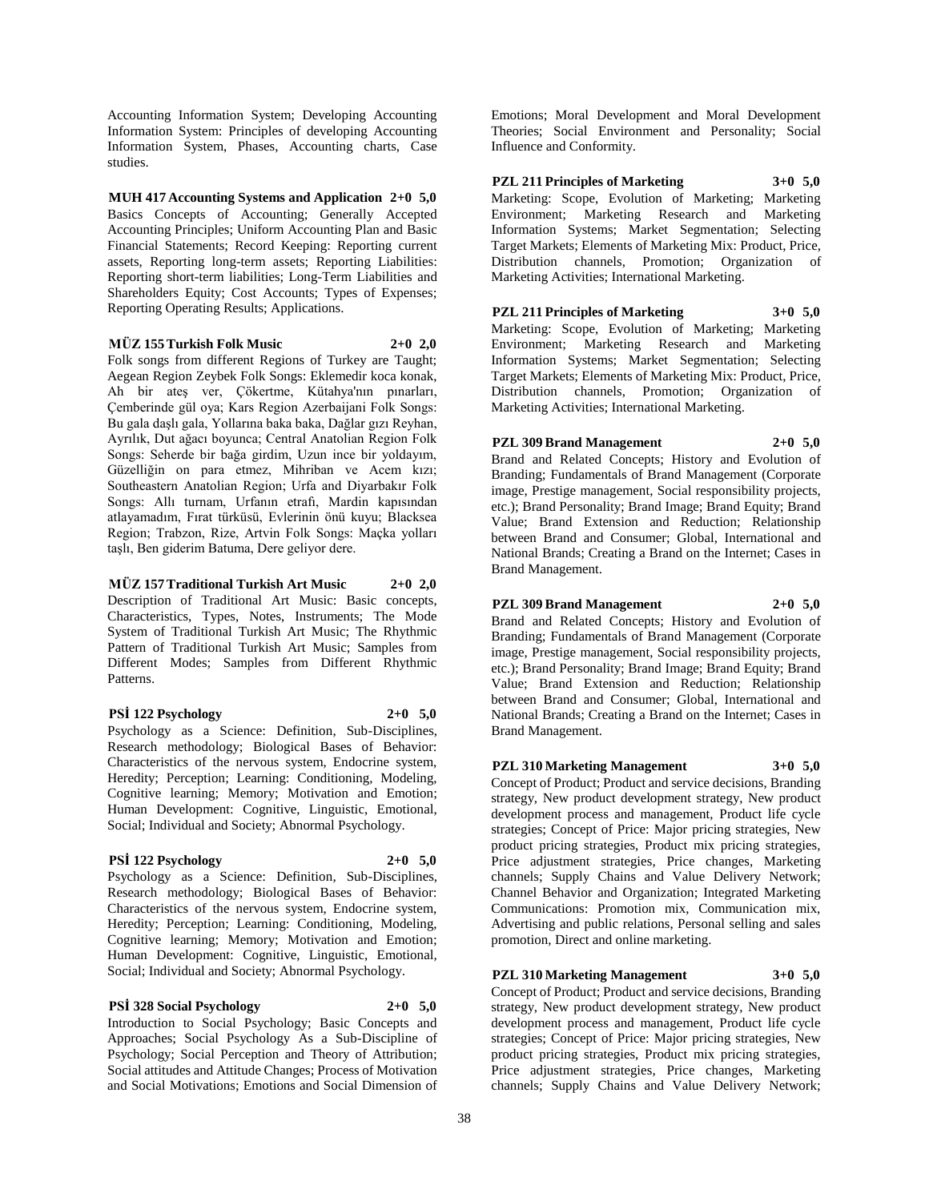Accounting Information System; Developing Accounting Information System: Principles of developing Accounting Information System, Phases, Accounting charts, Case studies.

**MUH 417 Accounting Systems and Application 2+0 5,0**
Basics Concepts of Accounting; Generally Accepted Accounting Principles; Uniform Accounting Plan and Basic Financial Statements; Record Keeping: Reporting current assets, Reporting long-term assets; Reporting Liabilities: Reporting short-term liabilities; Long-Term Liabilities and Shareholders Equity; Cost Accounts; Types of Expenses; Reporting Operating Results; Applications.

**MÜZ 155 Turkish Folk Music 2+0 2,0**
Folk songs from different Regions of Turkey are Taught; Aegean Region Zeybek Folk Songs: Eklemedir koca konak, Ah bir ateş ver, Çökertme, Kütahya'nın pınarları, Çemberinde gül oya; Kars Region Azerbaijani Folk Songs: Bu gala daşlı gala, Yollarına baka baka, Dağlar gızı Reyhan, Ayrılık, Dut ağacı boyunca; Central Anatolian Region Folk Songs: Seherde bir bağa girdim, Uzun ince bir yoldayım, Güzelliğin on para etmez, Mihriban ve Acem kızı; Southeastern Anatolian Region; Urfa and Diyarbakır Folk Songs: Allı turnam, Urfanın etrafı, Mardin kapısından atlayamadım, Fırat türküsü, Evlerinin önü kuyu; Blacksea Region; Trabzon, Rize, Artvin Folk Songs: Maçka yolları taşlı, Ben giderim Batuma, Dere geliyor dere.

**MÜZ 157 Traditional Turkish Art Music 2+0 2,0**
Description of Traditional Art Music: Basic concepts, Characteristics, Types, Notes, Instruments; The Mode System of Traditional Turkish Art Music; The Rhythmic Pattern of Traditional Turkish Art Music; Samples from Different Modes; Samples from Different Rhythmic Patterns.

**PSİ 122 Psychology 2+0 5,0**
Psychology as a Science: Definition, Sub-Disciplines, Research methodology; Biological Bases of Behavior: Characteristics of the nervous system, Endocrine system, Heredity; Perception; Learning: Conditioning, Modeling, Cognitive learning; Memory; Motivation and Emotion; Human Development: Cognitive, Linguistic, Emotional, Social; Individual and Society; Abnormal Psychology.

**PSİ 122 Psychology 2+0 5,0**
Psychology as a Science: Definition, Sub-Disciplines, Research methodology; Biological Bases of Behavior: Characteristics of the nervous system, Endocrine system, Heredity; Perception; Learning: Conditioning, Modeling, Cognitive learning; Memory; Motivation and Emotion; Human Development: Cognitive, Linguistic, Emotional, Social; Individual and Society; Abnormal Psychology.

**PSİ 328 Social Psychology 2+0 5,0**
Introduction to Social Psychology; Basic Concepts and Approaches; Social Psychology As a Sub-Discipline of Psychology; Social Perception and Theory of Attribution; Social attitudes and Attitude Changes; Process of Motivation and Social Motivations; Emotions and Social Dimension of Emotions; Moral Development and Moral Development Theories; Social Environment and Personality; Social Influence and Conformity.

**PZL 211 Principles of Marketing 3+0 5,0**
Marketing: Scope, Evolution of Marketing; Marketing Environment; Marketing Research and Marketing Information Systems; Market Segmentation; Selecting Target Markets; Elements of Marketing Mix: Product, Price, Distribution channels, Promotion; Organization of Marketing Activities; International Marketing.

**PZL 211 Principles of Marketing 3+0 5,0**
Marketing: Scope, Evolution of Marketing; Marketing Environment; Marketing Research and Marketing Information Systems; Market Segmentation; Selecting Target Markets; Elements of Marketing Mix: Product, Price, Distribution channels, Promotion; Organization of Marketing Activities; International Marketing.

**PZL 309 Brand Management 2+0 5,0**
Brand and Related Concepts; History and Evolution of Branding; Fundamentals of Brand Management (Corporate image, Prestige management, Social responsibility projects, etc.); Brand Personality; Brand Image; Brand Equity; Brand Value; Brand Extension and Reduction; Relationship between Brand and Consumer; Global, International and National Brands; Creating a Brand on the Internet; Cases in Brand Management.

**PZL 309 Brand Management 2+0 5,0**
Brand and Related Concepts; History and Evolution of Branding; Fundamentals of Brand Management (Corporate image, Prestige management, Social responsibility projects, etc.); Brand Personality; Brand Image; Brand Equity; Brand Value; Brand Extension and Reduction; Relationship between Brand and Consumer; Global, International and National Brands; Creating a Brand on the Internet; Cases in Brand Management.

**PZL 310 Marketing Management 3+0 5,0**
Concept of Product; Product and service decisions, Branding strategy, New product development strategy, New product development process and management, Product life cycle strategies; Concept of Price: Major pricing strategies, New product pricing strategies, Product mix pricing strategies, Price adjustment strategies, Price changes, Marketing channels; Supply Chains and Value Delivery Network; Channel Behavior and Organization; Integrated Marketing Communications: Promotion mix, Communication mix, Advertising and public relations, Personal selling and sales promotion, Direct and online marketing.

**PZL 310 Marketing Management 3+0 5,0**
Concept of Product; Product and service decisions, Branding strategy, New product development strategy, New product development process and management, Product life cycle strategies; Concept of Price: Major pricing strategies, New product pricing strategies, Product mix pricing strategies, Price adjustment strategies, Price changes, Marketing channels; Supply Chains and Value Delivery Network;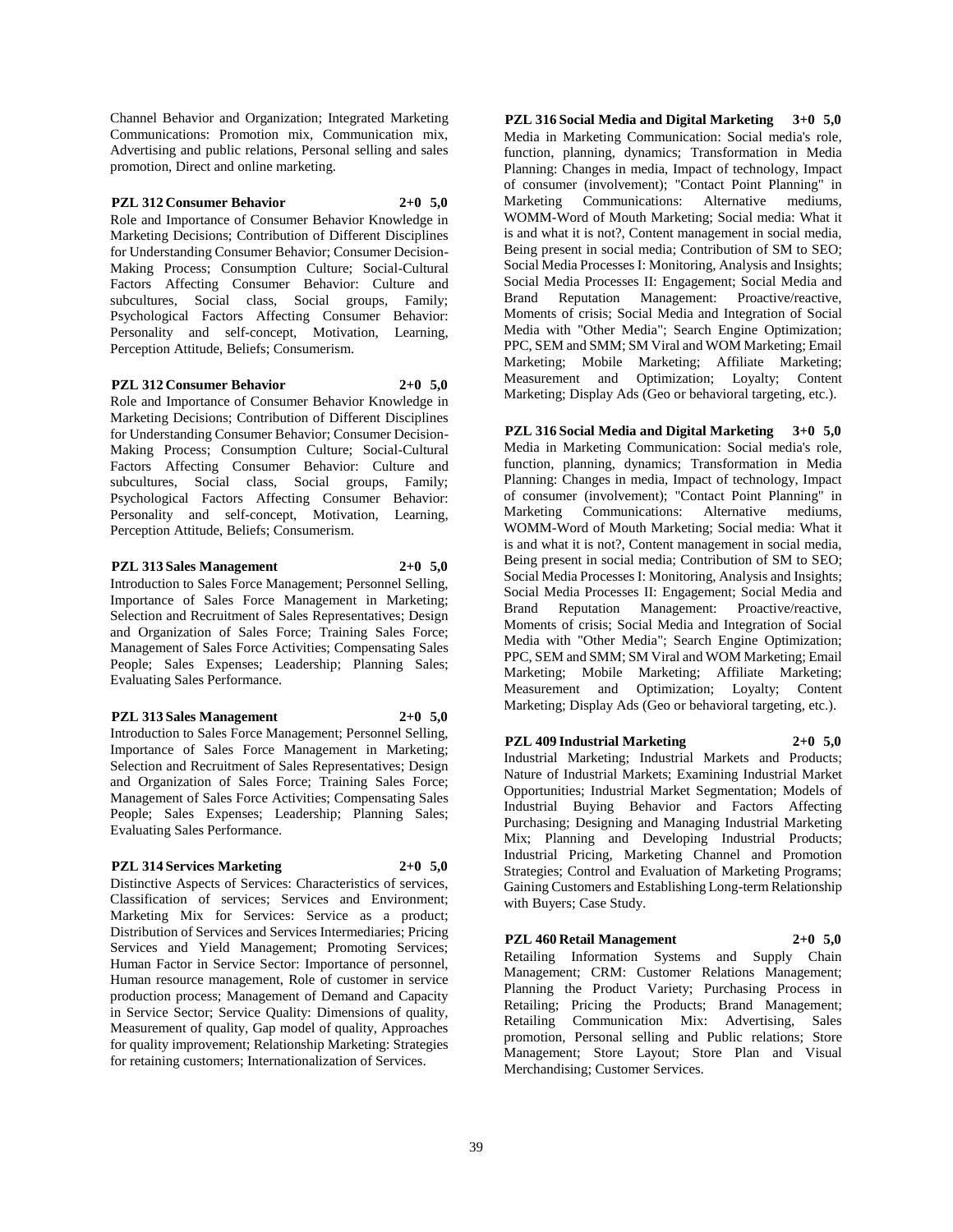Channel Behavior and Organization; Integrated Marketing Communications: Promotion mix, Communication mix, Advertising and public relations, Personal selling and sales promotion, Direct and online marketing.

**PZL 312 Consumer Behavior 2+0 5,0**

Role and Importance of Consumer Behavior Knowledge in Marketing Decisions; Contribution of Different Disciplines for Understanding Consumer Behavior; Consumer Decision-Making Process; Consumption Culture; Social-Cultural Factors Affecting Consumer Behavior: Culture and subcultures, Social class, Social groups, Family; Psychological Factors Affecting Consumer Behavior: Personality and self-concept, Motivation, Learning, Perception Attitude, Beliefs; Consumerism.

**PZL 312 Consumer Behavior 2+0 5,0**

Role and Importance of Consumer Behavior Knowledge in Marketing Decisions; Contribution of Different Disciplines for Understanding Consumer Behavior; Consumer Decision-Making Process; Consumption Culture; Social-Cultural Factors Affecting Consumer Behavior: Culture and subcultures, Social class, Social groups, Family; Psychological Factors Affecting Consumer Behavior: Personality and self-concept, Motivation, Learning, Perception Attitude, Beliefs; Consumerism.

**PZL 313 Sales Management 2+0 5,0**

Introduction to Sales Force Management; Personnel Selling, Importance of Sales Force Management in Marketing; Selection and Recruitment of Sales Representatives; Design and Organization of Sales Force; Training Sales Force; Management of Sales Force Activities; Compensating Sales People; Sales Expenses; Leadership; Planning Sales; Evaluating Sales Performance.

**PZL 313 Sales Management 2+0 5,0**

Introduction to Sales Force Management; Personnel Selling, Importance of Sales Force Management in Marketing; Selection and Recruitment of Sales Representatives; Design and Organization of Sales Force; Training Sales Force; Management of Sales Force Activities; Compensating Sales People; Sales Expenses; Leadership; Planning Sales; Evaluating Sales Performance.

**PZL 314 Services Marketing 2+0 5,0**

Distinctive Aspects of Services: Characteristics of services, Classification of services; Services and Environment; Marketing Mix for Services: Service as a product; Distribution of Services and Services Intermediaries; Pricing Services and Yield Management; Promoting Services; Human Factor in Service Sector: Importance of personnel, Human resource management, Role of customer in service production process; Management of Demand and Capacity in Service Sector; Service Quality: Dimensions of quality, Measurement of quality, Gap model of quality, Approaches for quality improvement; Relationship Marketing: Strategies for retaining customers; Internationalization of Services.

**PZL 316 Social Media and Digital Marketing 3+0 5,0**

Media in Marketing Communication: Social media's role, function, planning, dynamics; Transformation in Media Planning: Changes in media, Impact of technology, Impact of consumer (involvement); "Contact Point Planning" in Marketing Communications: Alternative mediums, WOMM-Word of Mouth Marketing; Social media: What it is and what it is not?, Content management in social media, Being present in social media; Contribution of SM to SEO; Social Media Processes I: Monitoring, Analysis and Insights; Social Media Processes II: Engagement; Social Media and Brand Reputation Management: Proactive/reactive, Moments of crisis; Social Media and Integration of Social Media with "Other Media"; Search Engine Optimization; PPC, SEM and SMM; SM Viral and WOM Marketing; Email Marketing; Mobile Marketing; Affiliate Marketing; Measurement and Optimization; Loyalty; Content Marketing; Display Ads (Geo or behavioral targeting, etc.).

**PZL 316 Social Media and Digital Marketing 3+0 5,0**

Media in Marketing Communication: Social media's role, function, planning, dynamics; Transformation in Media Planning: Changes in media, Impact of technology, Impact of consumer (involvement); "Contact Point Planning" in Marketing Communications: Alternative mediums, WOMM-Word of Mouth Marketing; Social media: What it is and what it is not?, Content management in social media, Being present in social media; Contribution of SM to SEO; Social Media Processes I: Monitoring, Analysis and Insights; Social Media Processes II: Engagement; Social Media and Brand Reputation Management: Proactive/reactive, Moments of crisis; Social Media and Integration of Social Media with "Other Media"; Search Engine Optimization; PPC, SEM and SMM; SM Viral and WOM Marketing; Email Marketing; Mobile Marketing; Affiliate Marketing; Measurement and Optimization; Loyalty; Content Marketing; Display Ads (Geo or behavioral targeting, etc.).

**PZL 409 Industrial Marketing 2+0 5,0**

Industrial Marketing; Industrial Markets and Products; Nature of Industrial Markets; Examining Industrial Market Opportunities; Industrial Market Segmentation; Models of Industrial Buying Behavior and Factors Affecting Purchasing; Designing and Managing Industrial Marketing Mix; Planning and Developing Industrial Products; Industrial Pricing, Marketing Channel and Promotion Strategies; Control and Evaluation of Marketing Programs; Gaining Customers and Establishing Long-term Relationship with Buyers; Case Study.

**PZL 460 Retail Management 2+0 5,0**

Retailing Information Systems and Supply Chain Management; CRM: Customer Relations Management; Planning the Product Variety; Purchasing Process in Retailing; Pricing the Products; Brand Management; Retailing Communication Mix: Advertising, Sales promotion, Personal selling and Public relations; Store Management; Store Layout; Store Plan and Visual Merchandising; Customer Services.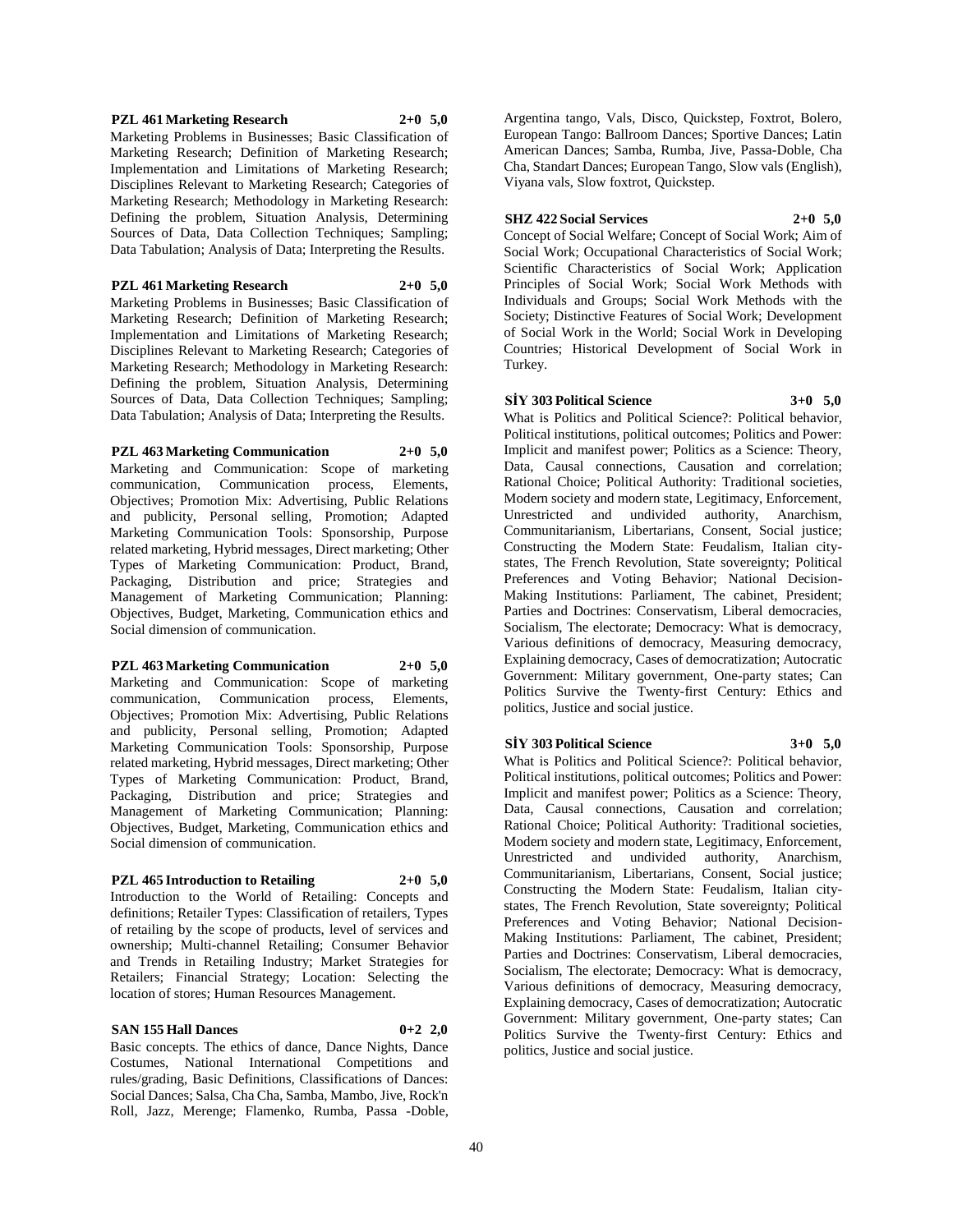**PZL 461 Marketing Research 2+0 5,0**

Marketing Problems in Businesses; Basic Classification of Marketing Research; Definition of Marketing Research; Implementation and Limitations of Marketing Research; Disciplines Relevant to Marketing Research; Categories of Marketing Research; Methodology in Marketing Research: Defining the problem, Situation Analysis, Determining Sources of Data, Data Collection Techniques; Sampling; Data Tabulation; Analysis of Data; Interpreting the Results.

**PZL 461 Marketing Research 2+0 5,0**

Marketing Problems in Businesses; Basic Classification of Marketing Research; Definition of Marketing Research; Implementation and Limitations of Marketing Research; Disciplines Relevant to Marketing Research; Categories of Marketing Research; Methodology in Marketing Research: Defining the problem, Situation Analysis, Determining Sources of Data, Data Collection Techniques; Sampling; Data Tabulation; Analysis of Data; Interpreting the Results.

**PZL 463 Marketing Communication 2+0 5,0**

Marketing and Communication: Scope of marketing communication, Communication process, Elements, Objectives; Promotion Mix: Advertising, Public Relations and publicity, Personal selling, Promotion; Adapted Marketing Communication Tools: Sponsorship, Purpose related marketing, Hybrid messages, Direct marketing; Other Types of Marketing Communication: Product, Brand, Packaging, Distribution and price; Strategies and Management of Marketing Communication; Planning: Objectives, Budget, Marketing, Communication ethics and Social dimension of communication.

**PZL 463 Marketing Communication 2+0 5,0**

Marketing and Communication: Scope of marketing communication, Communication process, Elements, Objectives; Promotion Mix: Advertising, Public Relations and publicity, Personal selling, Promotion; Adapted Marketing Communication Tools: Sponsorship, Purpose related marketing, Hybrid messages, Direct marketing; Other Types of Marketing Communication: Product, Brand, Packaging, Distribution and price; Strategies and Management of Marketing Communication; Planning: Objectives, Budget, Marketing, Communication ethics and Social dimension of communication.

**PZL 465 Introduction to Retailing 2+0 5,0**

Introduction to the World of Retailing: Concepts and definitions; Retailer Types: Classification of retailers, Types of retailing by the scope of products, level of services and ownership; Multi-channel Retailing; Consumer Behavior and Trends in Retailing Industry; Market Strategies for Retailers; Financial Strategy; Location: Selecting the location of stores; Human Resources Management.

**SAN 155 Hall Dances 0+2 2,0**

Basic concepts. The ethics of dance, Dance Nights, Dance Costumes, National International Competitions and rules/grading, Basic Definitions, Classifications of Dances: Social Dances; Salsa, Cha Cha, Samba, Mambo, Jive, Rock'n Roll, Jazz, Merenge; Flamenko, Rumba, Passa -Doble, Argentina tango, Vals, Disco, Quickstep, Foxtrot, Bolero, European Tango: Ballroom Dances; Sportive Dances; Latin American Dances; Samba, Rumba, Jive, Passa-Doble, Cha Cha, Standart Dances; European Tango, Slow vals (English), Viyana vals, Slow foxtrot, Quickstep.

**SHZ 422 Social Services 2+0 5,0**

Concept of Social Welfare; Concept of Social Work; Aim of Social Work; Occupational Characteristics of Social Work; Scientific Characteristics of Social Work; Application Principles of Social Work; Social Work Methods with Individuals and Groups; Social Work Methods with the Society; Distinctive Features of Social Work; Development of Social Work in the World; Social Work in Developing Countries; Historical Development of Social Work in Turkey.

**SİY 303 Political Science 3+0 5,0**

What is Politics and Political Science?: Political behavior, Political institutions, political outcomes; Politics and Power: Implicit and manifest power; Politics as a Science: Theory, Data, Causal connections, Causation and correlation; Rational Choice; Political Authority: Traditional societies, Modern society and modern state, Legitimacy, Enforcement, Unrestricted and undivided authority, Anarchism, Communitarianism, Libertarians, Consent, Social justice; Constructing the Modern State: Feudalism, Italian city-states, The French Revolution, State sovereignty; Political Preferences and Voting Behavior; National Decision-Making Institutions: Parliament, The cabinet, President; Parties and Doctrines: Conservatism, Liberal democracies, Socialism, The electorate; Democracy: What is democracy, Various definitions of democracy, Measuring democracy, Explaining democracy, Cases of democratization; Autocratic Government: Military government, One-party states; Can Politics Survive the Twenty-first Century: Ethics and politics, Justice and social justice.

**SİY 303 Political Science 3+0 5,0**

What is Politics and Political Science?: Political behavior, Political institutions, political outcomes; Politics and Power: Implicit and manifest power; Politics as a Science: Theory, Data, Causal connections, Causation and correlation; Rational Choice; Political Authority: Traditional societies, Modern society and modern state, Legitimacy, Enforcement, Unrestricted and undivided authority, Anarchism, Communitarianism, Libertarians, Consent, Social justice; Constructing the Modern State: Feudalism, Italian city-states, The French Revolution, State sovereignty; Political Preferences and Voting Behavior; National Decision-Making Institutions: Parliament, The cabinet, President; Parties and Doctrines: Conservatism, Liberal democracies, Socialism, The electorate; Democracy: What is democracy, Various definitions of democracy, Measuring democracy, Explaining democracy, Cases of democratization; Autocratic Government: Military government, One-party states; Can Politics Survive the Twenty-first Century: Ethics and politics, Justice and social justice.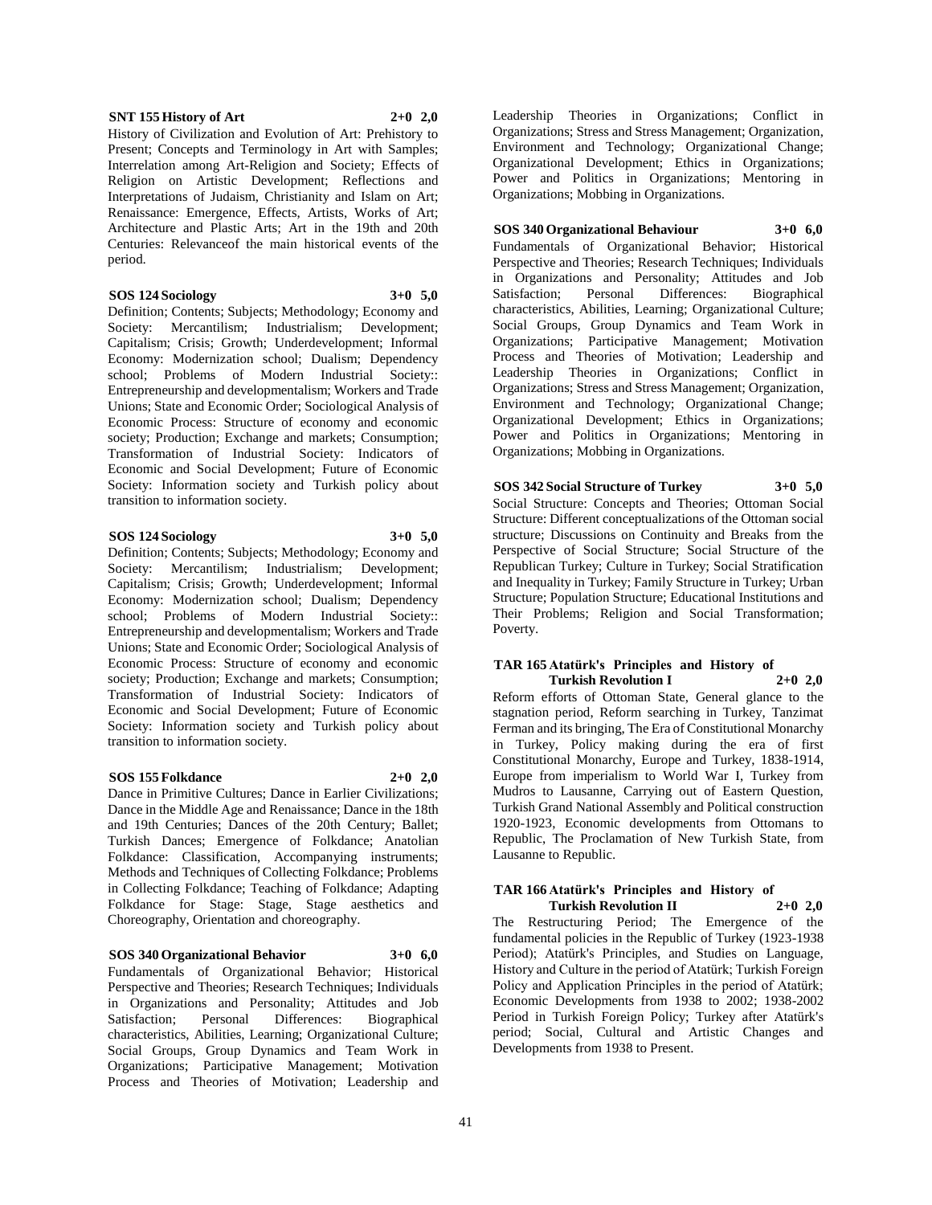**SNT 155 History of Art 2+0 2,0**

History of Civilization and Evolution of Art: Prehistory to Present; Concepts and Terminology in Art with Samples; Interrelation among Art-Religion and Society; Effects of Religion on Artistic Development; Reflections and Interpretations of Judaism, Christianity and Islam on Art; Renaissance: Emergence, Effects, Artists, Works of Art; Architecture and Plastic Arts; Art in the 19th and 20th Centuries: Relevanceof the main historical events of the period.

**SOS 124 Sociology 3+0 5,0**

Definition; Contents; Subjects; Methodology; Economy and Society: Mercantilism; Industrialism; Development; Capitalism; Crisis; Growth; Underdevelopment; Informal Economy: Modernization school; Dualism; Dependency school; Problems of Modern Industrial Society:: Entrepreneurship and developmentalism; Workers and Trade Unions; State and Economic Order; Sociological Analysis of Economic Process: Structure of economy and economic society; Production; Exchange and markets; Consumption; Transformation of Industrial Society: Indicators of Economic and Social Development; Future of Economic Society: Information society and Turkish policy about transition to information society.

**SOS 124 Sociology 3+0 5,0**

Definition; Contents; Subjects; Methodology; Economy and Society: Mercantilism; Industrialism; Development; Capitalism; Crisis; Growth; Underdevelopment; Informal Economy: Modernization school; Dualism; Dependency school; Problems of Modern Industrial Society:: Entrepreneurship and developmentalism; Workers and Trade Unions; State and Economic Order; Sociological Analysis of Economic Process: Structure of economy and economic society; Production; Exchange and markets; Consumption; Transformation of Industrial Society: Indicators of Economic and Social Development; Future of Economic Society: Information society and Turkish policy about transition to information society.

**SOS 155 Folkdance 2+0 2,0**

Dance in Primitive Cultures; Dance in Earlier Civilizations; Dance in the Middle Age and Renaissance; Dance in the 18th and 19th Centuries; Dances of the 20th Century; Ballet; Turkish Dances; Emergence of Folkdance; Anatolian Folkdance: Classification, Accompanying instruments; Methods and Techniques of Collecting Folkdance; Problems in Collecting Folkdance; Teaching of Folkdance; Adapting Folkdance for Stage: Stage, Stage aesthetics and Choreography, Orientation and choreography.

**SOS 340 Organizational Behavior 3+0 6,0**

Fundamentals of Organizational Behavior; Historical Perspective and Theories; Research Techniques; Individuals in Organizations and Personality; Attitudes and Job Satisfaction; Personal Differences: Biographical characteristics, Abilities, Learning; Organizational Culture; Social Groups, Group Dynamics and Team Work in Organizations; Participative Management; Motivation Process and Theories of Motivation; Leadership and Leadership Theories in Organizations; Conflict in Organizations; Stress and Stress Management; Organization, Environment and Technology; Organizational Change; Organizational Development; Ethics in Organizations; Power and Politics in Organizations; Mentoring in Organizations; Mobbing in Organizations.

**SOS 340 Organizational Behaviour 3+0 6,0**

Fundamentals of Organizational Behavior; Historical Perspective and Theories; Research Techniques; Individuals in Organizations and Personality; Attitudes and Job Satisfaction; Personal Differences: Biographical characteristics, Abilities, Learning; Organizational Culture; Social Groups, Group Dynamics and Team Work in Organizations; Participative Management; Motivation Process and Theories of Motivation; Leadership and Leadership Theories in Organizations; Conflict in Organizations; Stress and Stress Management; Organization, Environment and Technology; Organizational Change; Organizational Development; Ethics in Organizations; Power and Politics in Organizations; Mentoring in Organizations; Mobbing in Organizations.

**SOS 342 Social Structure of Turkey 3+0 5,0**

Social Structure: Concepts and Theories; Ottoman Social Structure: Different conceptualizations of the Ottoman social structure; Discussions on Continuity and Breaks from the Perspective of Social Structure; Social Structure of the Republican Turkey; Culture in Turkey; Social Stratification and Inequality in Turkey; Family Structure in Turkey; Urban Structure; Population Structure; Educational Institutions and Their Problems; Religion and Social Transformation; Poverty.

**TAR 165 Atatürk's Principles and History of Turkish Revolution I 2+0 2,0**

Reform efforts of Ottoman State, General glance to the stagnation period, Reform searching in Turkey, Tanzimat Ferman and its bringing, The Era of Constitutional Monarchy in Turkey, Policy making during the era of first Constitutional Monarchy, Europe and Turkey, 1838-1914, Europe from imperialism to World War I, Turkey from Mudros to Lausanne, Carrying out of Eastern Question, Turkish Grand National Assembly and Political construction 1920-1923, Economic developments from Ottomans to Republic, The Proclamation of New Turkish State, from Lausanne to Republic.

**TAR 166 Atatürk's Principles and History of Turkish Revolution II 2+0 2,0**

The Restructuring Period; The Emergence of the fundamental policies in the Republic of Turkey (1923-1938 Period); Atatürk's Principles, and Studies on Language, History and Culture in the period of Atatürk; Turkish Foreign Policy and Application Principles in the period of Atatürk; Economic Developments from 1938 to 2002; 1938-2002 Period in Turkish Foreign Policy; Turkey after Atatürk's period; Social, Cultural and Artistic Changes and Developments from 1938 to Present.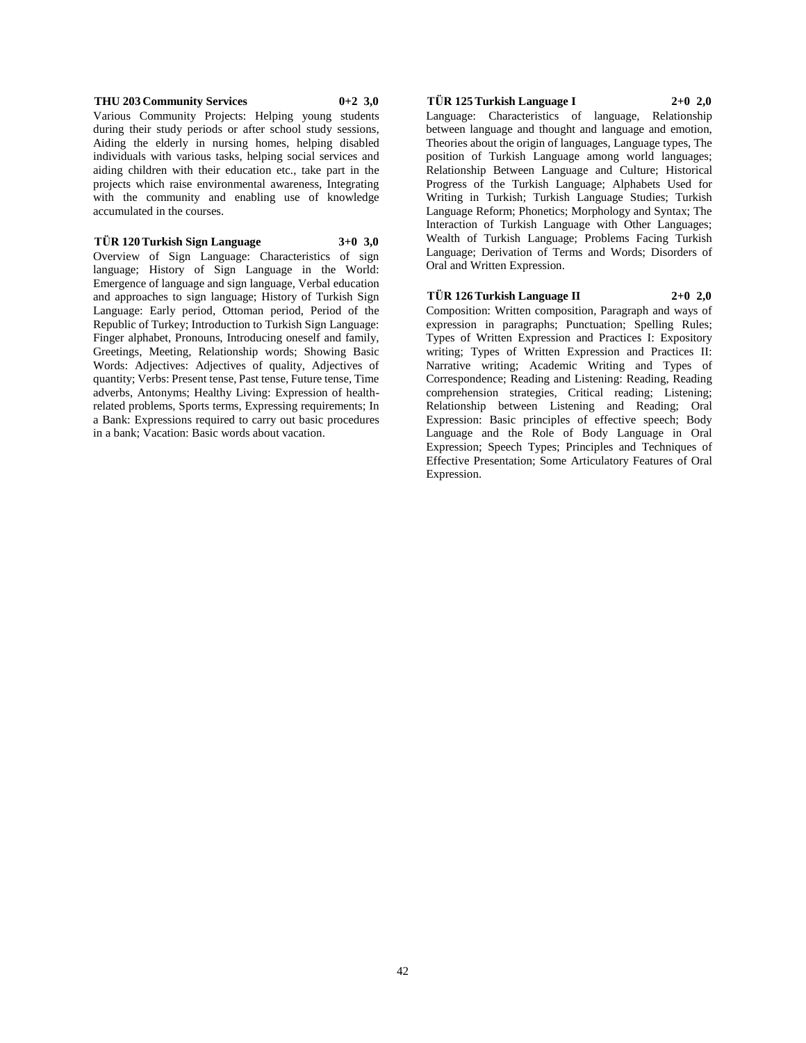**THU 203 Community Services 0+2 3,0**

Various Community Projects: Helping young students during their study periods or after school study sessions, Aiding the elderly in nursing homes, helping disabled individuals with various tasks, helping social services and aiding children with their education etc., take part in the projects which raise environmental awareness, Integrating with the community and enabling use of knowledge accumulated in the courses.

**TÜR 120 Turkish Sign Language 3+0 3,0**

Overview of Sign Language: Characteristics of sign language; History of Sign Language in the World: Emergence of language and sign language, Verbal education and approaches to sign language; History of Turkish Sign Language: Early period, Ottoman period, Period of the Republic of Turkey; Introduction to Turkish Sign Language: Finger alphabet, Pronouns, Introducing oneself and family, Greetings, Meeting, Relationship words; Showing Basic Words: Adjectives: Adjectives of quality, Adjectives of quantity; Verbs: Present tense, Past tense, Future tense, Time adverbs, Antonyms; Healthy Living: Expression of health-related problems, Sports terms, Expressing requirements; In a Bank: Expressions required to carry out basic procedures in a bank; Vacation: Basic words about vacation.

**TÜR 125 Turkish Language I 2+0 2,0**

Language: Characteristics of language, Relationship between language and thought and language and emotion, Theories about the origin of languages, Language types, The position of Turkish Language among world languages; Relationship Between Language and Culture; Historical Progress of the Turkish Language; Alphabets Used for Writing in Turkish; Turkish Language Studies; Turkish Language Reform; Phonetics; Morphology and Syntax; The Interaction of Turkish Language with Other Languages; Wealth of Turkish Language; Problems Facing Turkish Language; Derivation of Terms and Words; Disorders of Oral and Written Expression.

**TÜR 126 Turkish Language II 2+0 2,0**

Composition: Written composition, Paragraph and ways of expression in paragraphs; Punctuation; Spelling Rules; Types of Written Expression and Practices I: Expository writing; Types of Written Expression and Practices II: Narrative writing; Academic Writing and Types of Correspondence; Reading and Listening: Reading, Reading comprehension strategies, Critical reading; Listening; Relationship between Listening and Reading; Oral Expression: Basic principles of effective speech; Body Language and the Role of Body Language in Oral Expression; Speech Types; Principles and Techniques of Effective Presentation; Some Articulatory Features of Oral Expression.